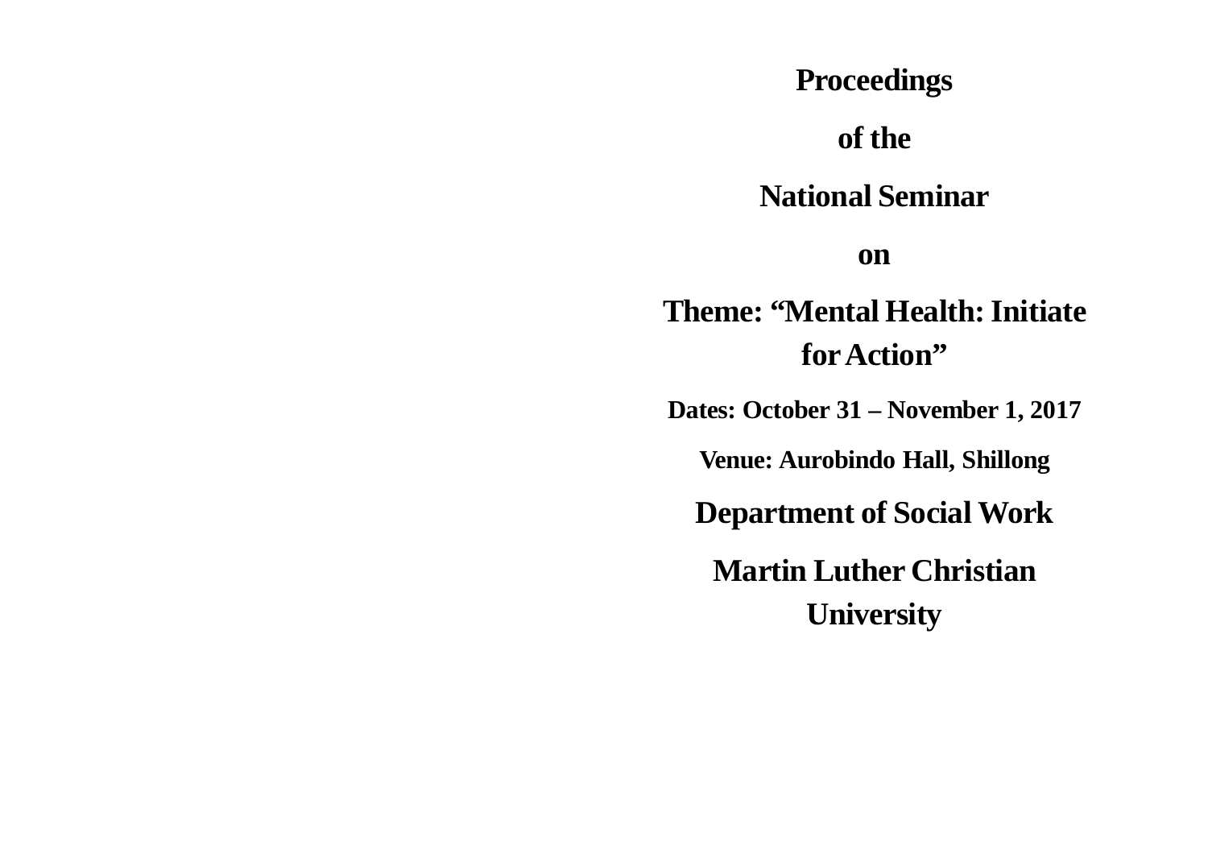# Proceedings

# of the

# National Seminar

# on

# Theme: “Mental Health: Initiate for Action”

**Dates: October 31 – November 1, 2017**

**Venue: Aurobindo Hall, Shillong**

## Department of Social Work

## Martin Luther Christian University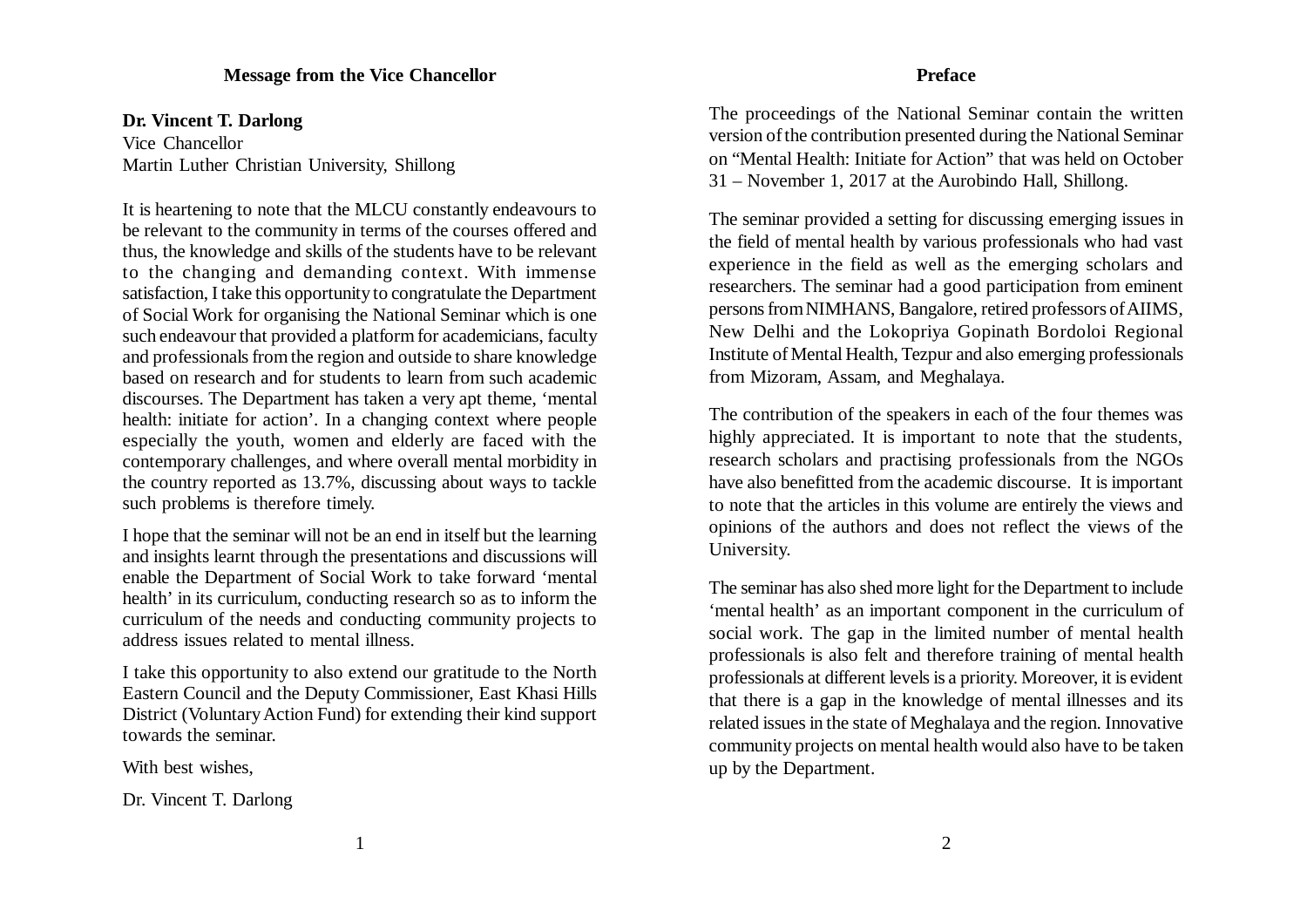## Message from the Vice Chancellor

**Dr. Vincent T. Darlong**
Vice Chancellor
Martin Luther Christian University, Shillong

It is heartening to note that the MLCU constantly endeavours to be relevant to the community in terms of the courses offered and thus, the knowledge and skills of the students have to be relevant to the changing and demanding context. With immense satisfaction, I take this opportunity to congratulate the Department of Social Work for organising the National Seminar which is one such endeavour that provided a platform for academicians, faculty and professionals from the region and outside to share knowledge based on research and for students to learn from such academic discourses. The Department has taken a very apt theme, 'mental health: initiate for action'. In a changing context where people especially the youth, women and elderly are faced with the contemporary challenges, and where overall mental morbidity in the country reported as 13.7%, discussing about ways to tackle such problems is therefore timely.

I hope that the seminar will not be an end in itself but the learning and insights learnt through the presentations and discussions will enable the Department of Social Work to take forward 'mental health' in its curriculum, conducting research so as to inform the curriculum of the needs and conducting community projects to address issues related to mental illness.

I take this opportunity to also extend our gratitude to the North Eastern Council and the Deputy Commissioner, East Khasi Hills District (Voluntary Action Fund) for extending their kind support towards the seminar.

With best wishes,

Dr. Vincent T. Darlong

## Preface

The proceedings of the National Seminar contain the written version of the contribution presented during the National Seminar on "Mental Health: Initiate for Action" that was held on October 31 – November 1, 2017 at the Aurobindo Hall, Shillong.

The seminar provided a setting for discussing emerging issues in the field of mental health by various professionals who had vast experience in the field as well as the emerging scholars and researchers. The seminar had a good participation from eminent persons from NIMHANS, Bangalore, retired professors of AIIMS, New Delhi and the Lokopriya Gopinath Bordoloi Regional Institute of Mental Health, Tezpur and also emerging professionals from Mizoram, Assam, and Meghalaya.

The contribution of the speakers in each of the four themes was highly appreciated. It is important to note that the students, research scholars and practising professionals from the NGOs have also benefitted from the academic discourse. It is important to note that the articles in this volume are entirely the views and opinions of the authors and does not reflect the views of the University.

The seminar has also shed more light for the Department to include 'mental health' as an important component in the curriculum of social work. The gap in the limited number of mental health professionals is also felt and therefore training of mental health professionals at different levels is a priority. Moreover, it is evident that there is a gap in the knowledge of mental illnesses and its related issues in the state of Meghalaya and the region. Innovative community projects on mental health would also have to be taken up by the Department.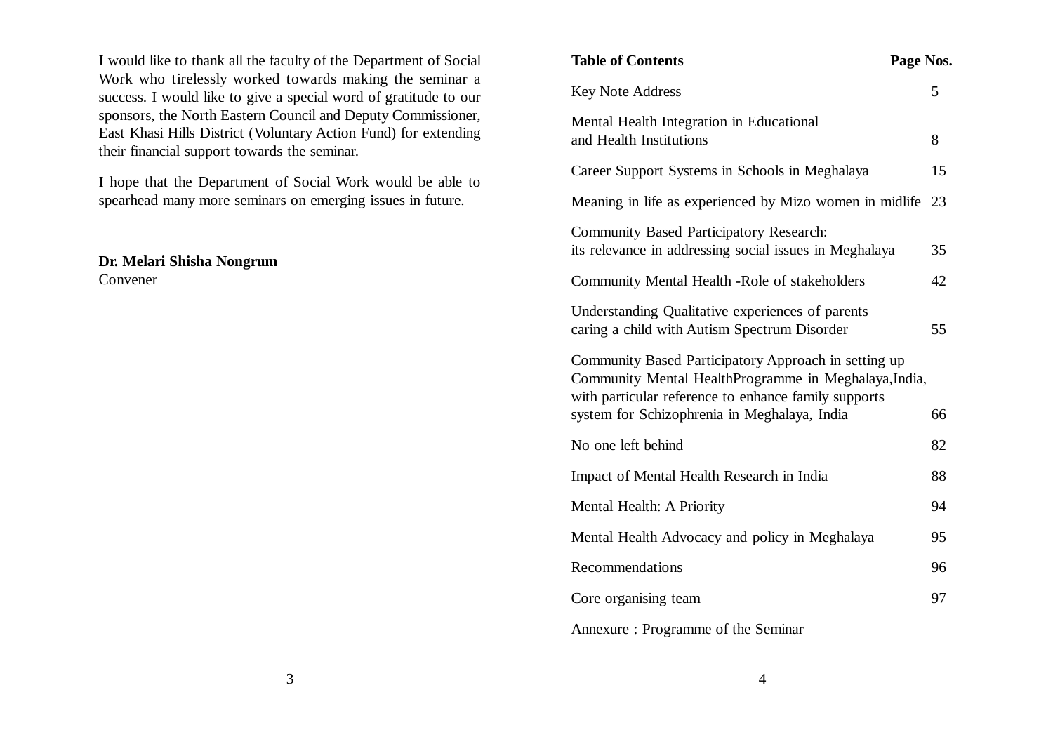I would like to thank all the faculty of the Department of Social Work who tirelessly worked towards making the seminar a success. I would like to give a special word of gratitude to our sponsors, the North Eastern Council and Deputy Commissioner, East Khasi Hills District (Voluntary Action Fund) for extending their financial support towards the seminar.

I hope that the Department of Social Work would be able to spearhead many more seminars on emerging issues in future.

**Dr. Melari Shisha Nongrum**
Convener

| **Table of Contents** | **Page Nos.** |
|---|---|
| Key Note Address | 5 |
| Mental Health Integration in Educational and Health Institutions | 8 |
| Career Support Systems in Schools in Meghalaya | 15 |
| Meaning in life as experienced by Mizo women in midlife | 23 |
| Community Based Participatory Research: its relevance in addressing social issues in Meghalaya | 35 |
| Community Mental Health -Role of stakeholders | 42 |
| Understanding Qualitative experiences of parents caring a child with Autism Spectrum Disorder | 55 |
| Community Based Participatory Approach in setting up Community Mental HealthProgramme in Meghalaya,India, with particular reference to enhance family supports system for Schizophrenia in Meghalaya, India | 66 |
| No one left behind | 82 |
| Impact of Mental Health Research in India | 88 |
| Mental Health: A Priority | 94 |
| Mental Health Advocacy and policy in Meghalaya | 95 |
| Recommendations | 96 |
| Core organising team | 97 |
| Annexure : Programme of the Seminar | |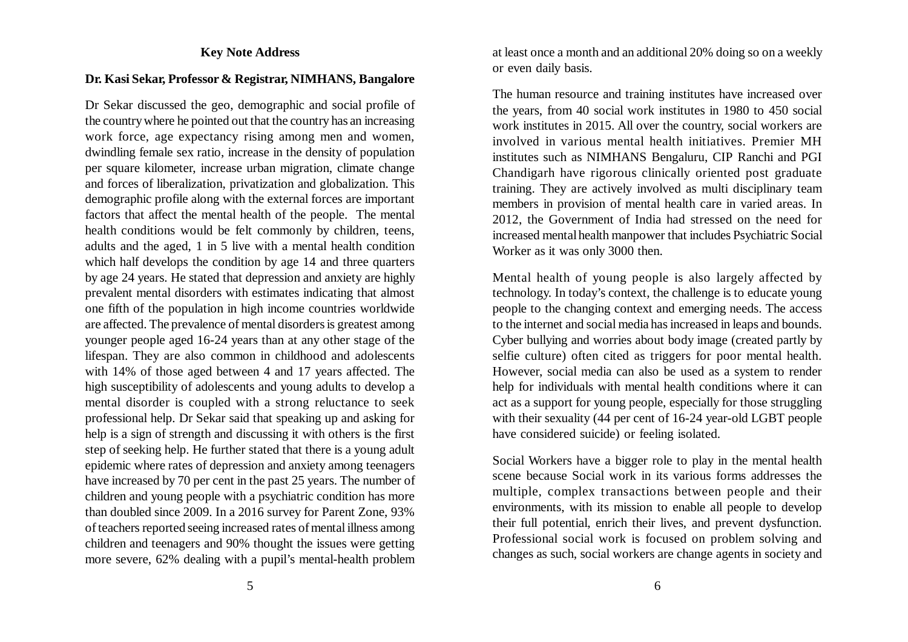### Key Note Address

**Dr. Kasi Sekar, Professor & Registrar, NIMHANS, Bangalore**

Dr Sekar discussed the geo, demographic and social profile of the country where he pointed out that the country has an increasing work force, age expectancy rising among men and women, dwindling female sex ratio, increase in the density of population per square kilometer, increase urban migration, climate change and forces of liberalization, privatization and globalization. This demographic profile along with the external forces are important factors that affect the mental health of the people. The mental health conditions would be felt commonly by children, teens, adults and the aged, 1 in 5 live with a mental health condition which half develops the condition by age 14 and three quarters by age 24 years. He stated that depression and anxiety are highly prevalent mental disorders with estimates indicating that almost one fifth of the population in high income countries worldwide are affected. The prevalence of mental disorders is greatest among younger people aged 16-24 years than at any other stage of the lifespan. They are also common in childhood and adolescents with 14% of those aged between 4 and 17 years affected. The high susceptibility of adolescents and young adults to develop a mental disorder is coupled with a strong reluctance to seek professional help. Dr Sekar said that speaking up and asking for help is a sign of strength and discussing it with others is the first step of seeking help. He further stated that there is a young adult epidemic where rates of depression and anxiety among teenagers have increased by 70 per cent in the past 25 years. The number of children and young people with a psychiatric condition has more than doubled since 2009. In a 2016 survey for Parent Zone, 93% of teachers reported seeing increased rates of mental illness among children and teenagers and 90% thought the issues were getting more severe, 62% dealing with a pupil's mental-health problem at least once a month and an additional 20% doing so on a weekly or even daily basis.

The human resource and training institutes have increased over the years, from 40 social work institutes in 1980 to 450 social work institutes in 2015. All over the country, social workers are involved in various mental health initiatives. Premier MH institutes such as NIMHANS Bengaluru, CIP Ranchi and PGI Chandigarh have rigorous clinically oriented post graduate training. They are actively involved as multi disciplinary team members in provision of mental health care in varied areas. In 2012, the Government of India had stressed on the need for increased mental health manpower that includes Psychiatric Social Worker as it was only 3000 then.

Mental health of young people is also largely affected by technology. In today's context, the challenge is to educate young people to the changing context and emerging needs. The access to the internet and social media has increased in leaps and bounds. Cyber bullying and worries about body image (created partly by selfie culture) often cited as triggers for poor mental health. However, social media can also be used as a system to render help for individuals with mental health conditions where it can act as a support for young people, especially for those struggling with their sexuality (44 per cent of 16-24 year-old LGBT people have considered suicide) or feeling isolated.

Social Workers have a bigger role to play in the mental health scene because Social work in its various forms addresses the multiple, complex transactions between people and their environments, with its mission to enable all people to develop their full potential, enrich their lives, and prevent dysfunction. Professional social work is focused on problem solving and changes as such, social workers are change agents in society and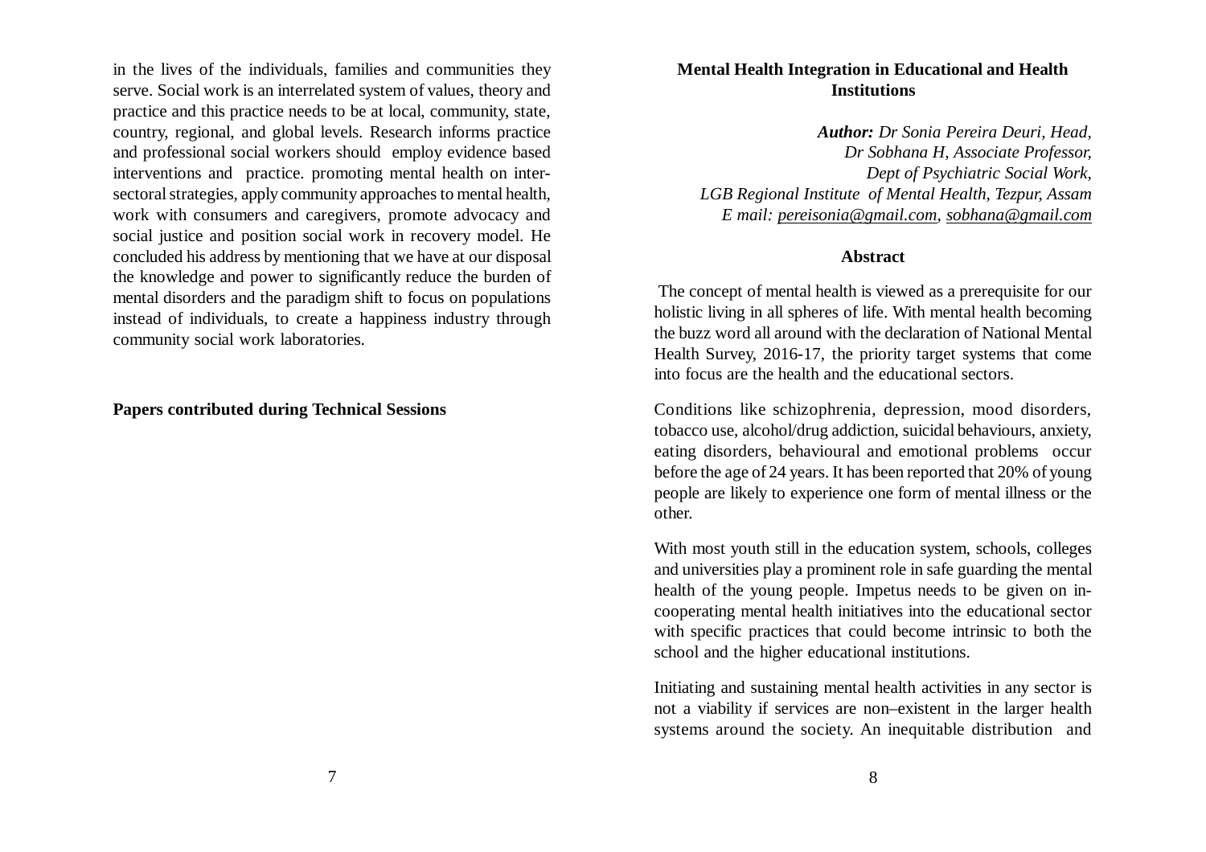in the lives of the individuals, families and communities they serve. Social work is an interrelated system of values, theory and practice and this practice needs to be at local, community, state, country, regional, and global levels. Research informs practice and professional social workers should employ evidence based interventions and practice. promoting mental health on inter-sectoral strategies, apply community approaches to mental health, work with consumers and caregivers, promote advocacy and social justice and position social work in recovery model. He concluded his address by mentioning that we have at our disposal the knowledge and power to significantly reduce the burden of mental disorders and the paradigm shift to focus on populations instead of individuals, to create a happiness industry through community social work laboratories.

## Papers contributed during Technical Sessions

### Mental Health Integration in Educational and Health Institutions

***Author:*** *Dr Sonia Pereira Deuri, Head,*
*Dr Sobhana H, Associate Professor,*
*Dept of Psychiatric Social Work,*
*LGB Regional Institute of Mental Health, Tezpur, Assam*
*E mail: pereisonia@gmail.com, sobhana@gmail.com*

#### Abstract

The concept of mental health is viewed as a prerequisite for our holistic living in all spheres of life. With mental health becoming the buzz word all around with the declaration of National Mental Health Survey, 2016-17, the priority target systems that come into focus are the health and the educational sectors.

Conditions like schizophrenia, depression, mood disorders, tobacco use, alcohol/drug addiction, suicidal behaviours, anxiety, eating disorders, behavioural and emotional problems occur before the age of 24 years. It has been reported that 20% of young people are likely to experience one form of mental illness or the other.

With most youth still in the education system, schools, colleges and universities play a prominent role in safe guarding the mental health of the young people. Impetus needs to be given on in-cooperating mental health initiatives into the educational sector with specific practices that could become intrinsic to both the school and the higher educational institutions.

Initiating and sustaining mental health activities in any sector is not a viability if services are non–existent in the larger health systems around the society. An inequitable distribution and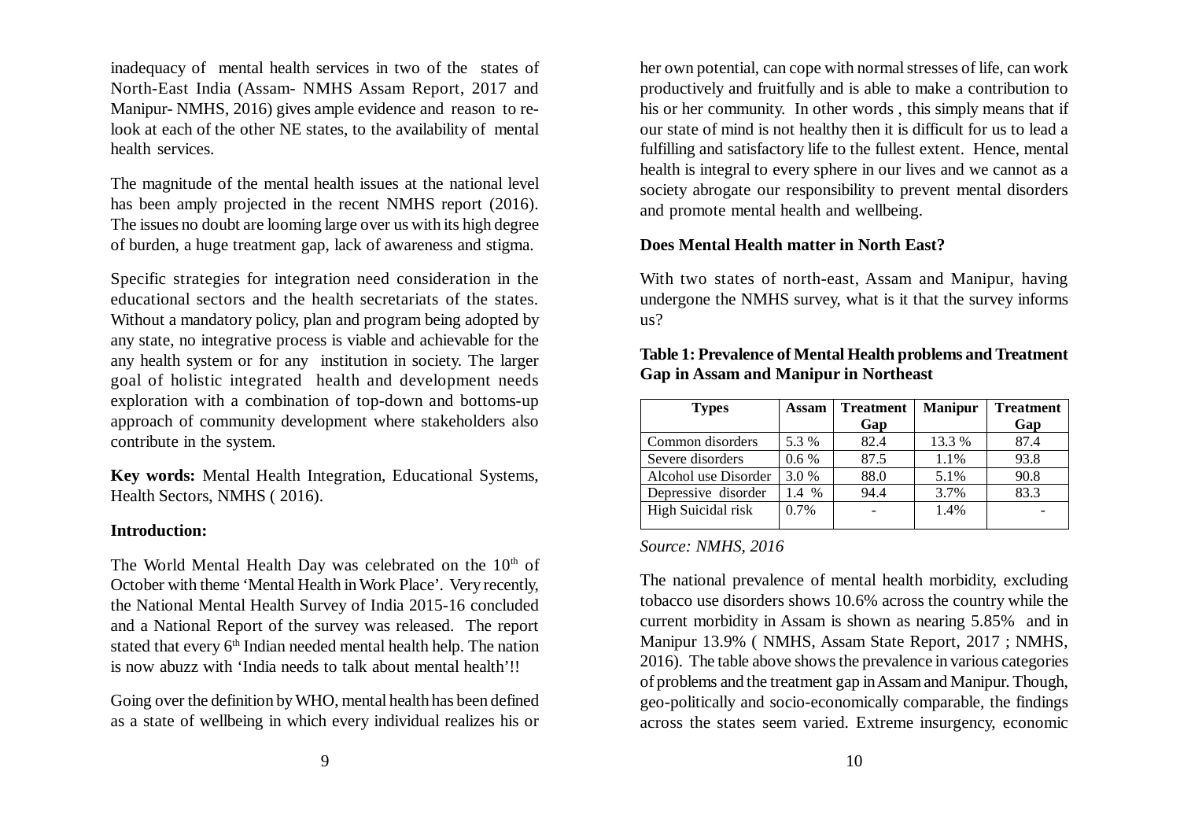inadequacy of mental health services in two of the states of North-East India (Assam- NMHS Assam Report, 2017 and Manipur- NMHS, 2016) gives ample evidence and reason to re-look at each of the other NE states, to the availability of mental health services.

The magnitude of the mental health issues at the national level has been amply projected in the recent NMHS report (2016). The issues no doubt are looming large over us with its high degree of burden, a huge treatment gap, lack of awareness and stigma.

Specific strategies for integration need consideration in the educational sectors and the health secretariats of the states. Without a mandatory policy, plan and program being adopted by any state, no integrative process is viable and achievable for the any health system or for any institution in society. The larger goal of holistic integrated health and development needs exploration with a combination of top-down and bottoms-up approach of community development where stakeholders also contribute in the system.

**Key words:** Mental Health Integration, Educational Systems, Health Sectors, NMHS ( 2016).

**Introduction:**

The World Mental Health Day was celebrated on the 10th of October with theme 'Mental Health in Work Place'. Very recently, the National Mental Health Survey of India 2015-16 concluded and a National Report of the survey was released. The report stated that every 6th Indian needed mental health help. The nation is now abuzz with 'India needs to talk about mental health'!!

Going over the definition by WHO, mental health has been defined as a state of wellbeing in which every individual realizes his or her own potential, can cope with normal stresses of life, can work productively and fruitfully and is able to make a contribution to his or her community. In other words , this simply means that if our state of mind is not healthy then it is difficult for us to lead a fulfilling and satisfactory life to the fullest extent. Hence, mental health is integral to every sphere in our lives and we cannot as a society abrogate our responsibility to prevent mental disorders and promote mental health and wellbeing.

**Does Mental Health matter in North East?**

With two states of north-east, Assam and Manipur, having undergone the NMHS survey, what is it that the survey informs us?

**Table 1: Prevalence of Mental Health problems and Treatment Gap in Assam and Manipur in Northeast**

| Types | Assam | Treatment Gap | Manipur | Treatment Gap |
|---|---|---|---|---|
| Common disorders | 5.3 % | 82.4 | 13.3 % | 87.4 |
| Severe disorders | 0.6 % | 87.5 | 1.1% | 93.8 |
| Alcohol use Disorder | 3.0 % | 88.0 | 5.1% | 90.8 |
| Depressive disorder | 1.4 % | 94.4 | 3.7% | 83.3 |
| High Suicidal risk | 0.7% | - | 1.4% | - |

*Source: NMHS, 2016*

The national prevalence of mental health morbidity, excluding tobacco use disorders shows 10.6% across the country while the current morbidity in Assam is shown as nearing 5.85% and in Manipur 13.9% ( NMHS, Assam State Report, 2017 ; NMHS, 2016). The table above shows the prevalence in various categories of problems and the treatment gap in Assam and Manipur. Though, geo-politically and socio-economically comparable, the findings across the states seem varied. Extreme insurgency, economic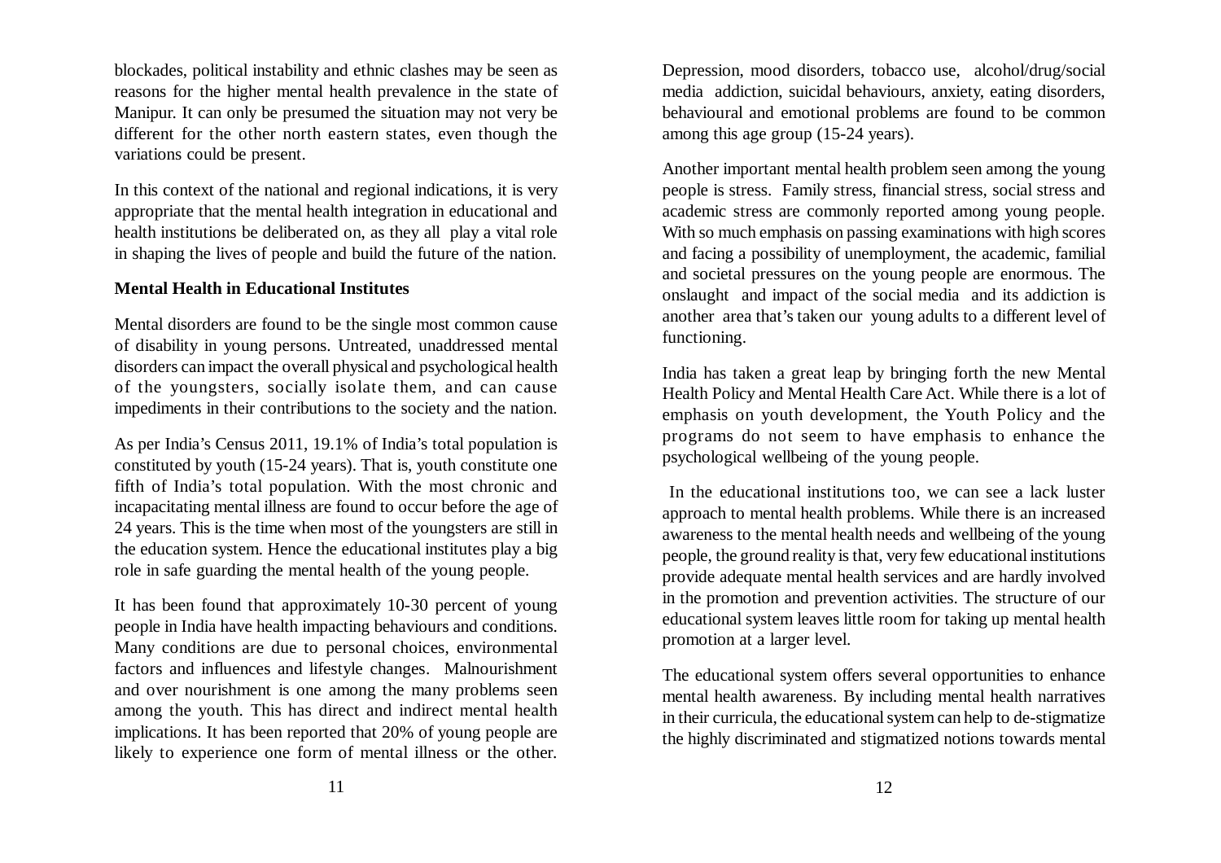blockades, political instability and ethnic clashes may be seen as reasons for the higher mental health prevalence in the state of Manipur. It can only be presumed the situation may not very be different for the other north eastern states, even though the variations could be present.

In this context of the national and regional indications, it is very appropriate that the mental health integration in educational and health institutions be deliberated on, as they all play a vital role in shaping the lives of people and build the future of the nation.

**Mental Health in Educational Institutes**

Mental disorders are found to be the single most common cause of disability in young persons. Untreated, unaddressed mental disorders can impact the overall physical and psychological health of the youngsters, socially isolate them, and can cause impediments in their contributions to the society and the nation.

As per India's Census 2011, 19.1% of India's total population is constituted by youth (15-24 years). That is, youth constitute one fifth of India's total population. With the most chronic and incapacitating mental illness are found to occur before the age of 24 years. This is the time when most of the youngsters are still in the education system. Hence the educational institutes play a big role in safe guarding the mental health of the young people.

It has been found that approximately 10-30 percent of young people in India have health impacting behaviours and conditions. Many conditions are due to personal choices, environmental factors and influences and lifestyle changes. Malnourishment and over nourishment is one among the many problems seen among the youth. This has direct and indirect mental health implications. It has been reported that 20% of young people are likely to experience one form of mental illness or the other. Depression, mood disorders, tobacco use, alcohol/drug/social media addiction, suicidal behaviours, anxiety, eating disorders, behavioural and emotional problems are found to be common among this age group (15-24 years).

Another important mental health problem seen among the young people is stress. Family stress, financial stress, social stress and academic stress are commonly reported among young people. With so much emphasis on passing examinations with high scores and facing a possibility of unemployment, the academic, familial and societal pressures on the young people are enormous. The onslaught and impact of the social media and its addiction is another area that's taken our young adults to a different level of functioning.

India has taken a great leap by bringing forth the new Mental Health Policy and Mental Health Care Act. While there is a lot of emphasis on youth development, the Youth Policy and the programs do not seem to have emphasis to enhance the psychological wellbeing of the young people.

In the educational institutions too, we can see a lack luster approach to mental health problems. While there is an increased awareness to the mental health needs and wellbeing of the young people, the ground reality is that, very few educational institutions provide adequate mental health services and are hardly involved in the promotion and prevention activities. The structure of our educational system leaves little room for taking up mental health promotion at a larger level.

The educational system offers several opportunities to enhance mental health awareness. By including mental health narratives in their curricula, the educational system can help to de-stigmatize the highly discriminated and stigmatized notions towards mental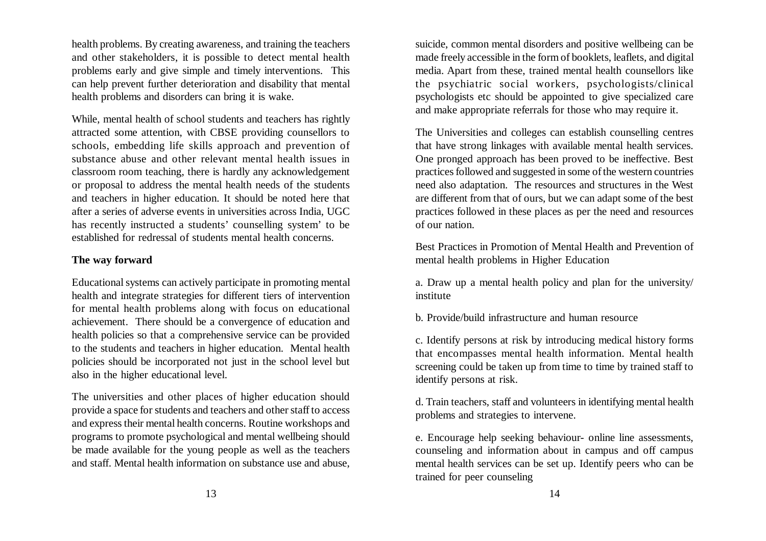health problems. By creating awareness, and training the teachers and other stakeholders, it is possible to detect mental health problems early and give simple and timely interventions. This can help prevent further deterioration and disability that mental health problems and disorders can bring it is wake.

While, mental health of school students and teachers has rightly attracted some attention, with CBSE providing counsellors to schools, embedding life skills approach and prevention of substance abuse and other relevant mental health issues in classroom room teaching, there is hardly any acknowledgement or proposal to address the mental health needs of the students and teachers in higher education. It should be noted here that after a series of adverse events in universities across India, UGC has recently instructed a students' counselling system' to be established for redressal of students mental health concerns.

**The way forward**

Educational systems can actively participate in promoting mental health and integrate strategies for different tiers of intervention for mental health problems along with focus on educational achievement. There should be a convergence of education and health policies so that a comprehensive service can be provided to the students and teachers in higher education. Mental health policies should be incorporated not just in the school level but also in the higher educational level.

The universities and other places of higher education should provide a space for students and teachers and other staff to access and express their mental health concerns. Routine workshops and programs to promote psychological and mental wellbeing should be made available for the young people as well as the teachers and staff. Mental health information on substance use and abuse, suicide, common mental disorders and positive wellbeing can be made freely accessible in the form of booklets, leaflets, and digital media. Apart from these, trained mental health counsellors like the psychiatric social workers, psychologists/clinical psychologists etc should be appointed to give specialized care and make appropriate referrals for those who may require it.

The Universities and colleges can establish counselling centres that have strong linkages with available mental health services. One pronged approach has been proved to be ineffective. Best practices followed and suggested in some of the western countries need also adaptation. The resources and structures in the West are different from that of ours, but we can adapt some of the best practices followed in these places as per the need and resources of our nation.

Best Practices in Promotion of Mental Health and Prevention of mental health problems in Higher Education

a. Draw up a mental health policy and plan for the university/ institute

b. Provide/build infrastructure and human resource

c. Identify persons at risk by introducing medical history forms that encompasses mental health information. Mental health screening could be taken up from time to time by trained staff to identify persons at risk.

d. Train teachers, staff and volunteers in identifying mental health problems and strategies to intervene.

e. Encourage help seeking behaviour- online line assessments, counseling and information about in campus and off campus mental health services can be set up. Identify peers who can be trained for peer counseling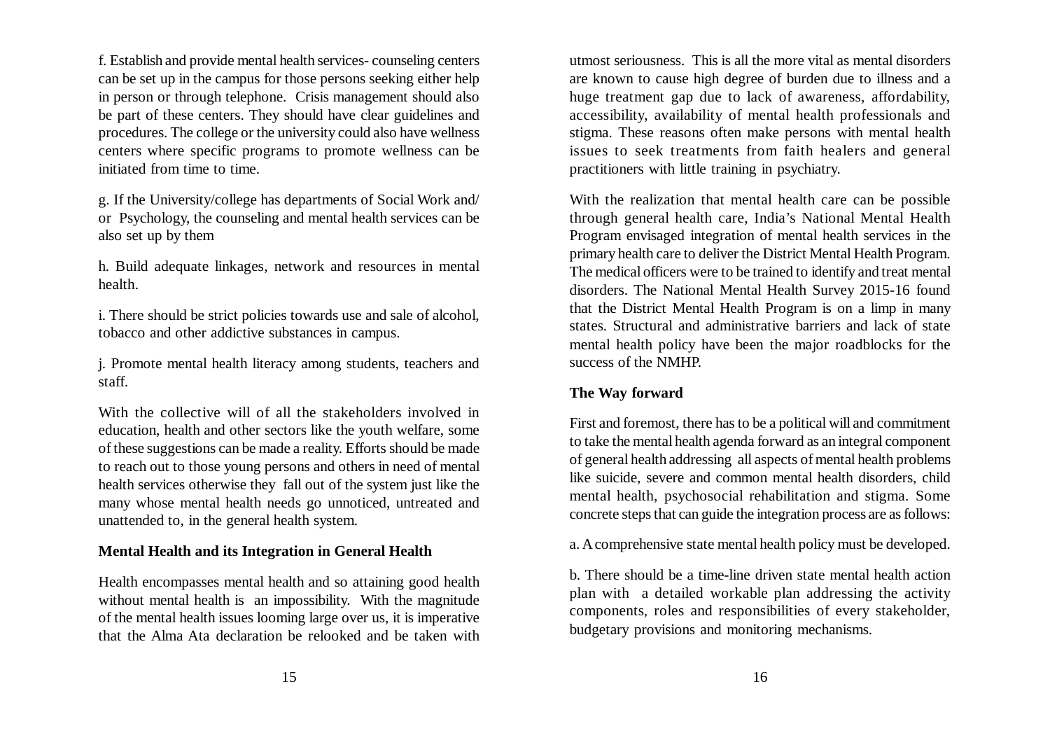f. Establish and provide mental health services- counseling centers can be set up in the campus for those persons seeking either help in person or through telephone. Crisis management should also be part of these centers. They should have clear guidelines and procedures. The college or the university could also have wellness centers where specific programs to promote wellness can be initiated from time to time.

g. If the University/college has departments of Social Work and/ or Psychology, the counseling and mental health services can be also set up by them

h. Build adequate linkages, network and resources in mental health.

i. There should be strict policies towards use and sale of alcohol, tobacco and other addictive substances in campus.

j. Promote mental health literacy among students, teachers and staff.

With the collective will of all the stakeholders involved in education, health and other sectors like the youth welfare, some of these suggestions can be made a reality. Efforts should be made to reach out to those young persons and others in need of mental health services otherwise they fall out of the system just like the many whose mental health needs go unnoticed, untreated and unattended to, in the general health system.

**Mental Health and its Integration in General Health**

Health encompasses mental health and so attaining good health without mental health is an impossibility. With the magnitude of the mental health issues looming large over us, it is imperative that the Alma Ata declaration be relooked and be taken with utmost seriousness. This is all the more vital as mental disorders are known to cause high degree of burden due to illness and a huge treatment gap due to lack of awareness, affordability, accessibility, availability of mental health professionals and stigma. These reasons often make persons with mental health issues to seek treatments from faith healers and general practitioners with little training in psychiatry.

With the realization that mental health care can be possible through general health care, India's National Mental Health Program envisaged integration of mental health services in the primary health care to deliver the District Mental Health Program. The medical officers were to be trained to identify and treat mental disorders. The National Mental Health Survey 2015-16 found that the District Mental Health Program is on a limp in many states. Structural and administrative barriers and lack of state mental health policy have been the major roadblocks for the success of the NMHP.

**The Way forward**

First and foremost, there has to be a political will and commitment to take the mental health agenda forward as an integral component of general health addressing all aspects of mental health problems like suicide, severe and common mental health disorders, child mental health, psychosocial rehabilitation and stigma. Some concrete steps that can guide the integration process are as follows:

a. A comprehensive state mental health policy must be developed.

b. There should be a time-line driven state mental health action plan with a detailed workable plan addressing the activity components, roles and responsibilities of every stakeholder, budgetary provisions and monitoring mechanisms.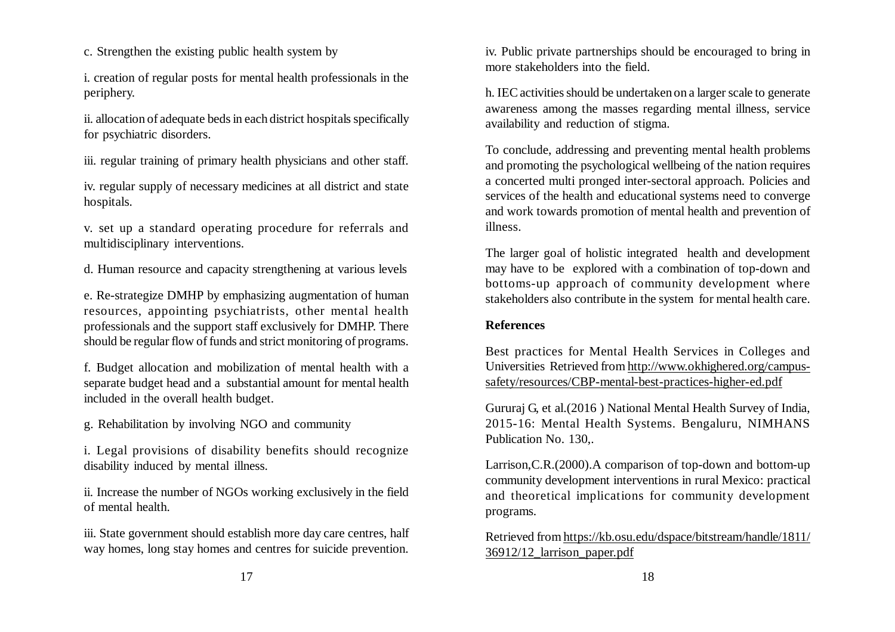c. Strengthen the existing public health system by

i. creation of regular posts for mental health professionals in the periphery.

ii. allocation of adequate beds in each district hospitals specifically for psychiatric disorders.

iii. regular training of primary health physicians and other staff.

iv. regular supply of necessary medicines at all district and state hospitals.

v. set up a standard operating procedure for referrals and multidisciplinary interventions.

d. Human resource and capacity strengthening at various levels

e. Re-strategize DMHP by emphasizing augmentation of human resources, appointing psychiatrists, other mental health professionals and the support staff exclusively for DMHP. There should be regular flow of funds and strict monitoring of programs.

f. Budget allocation and mobilization of mental health with a separate budget head and a substantial amount for mental health included in the overall health budget.

g. Rehabilitation by involving NGO and community

i. Legal provisions of disability benefits should recognize disability induced by mental illness.

ii. Increase the number of NGOs working exclusively in the field of mental health.

iii. State government should establish more day care centres, half way homes, long stay homes and centres for suicide prevention.

iv. Public private partnerships should be encouraged to bring in more stakeholders into the field.

h. IEC activities should be undertaken on a larger scale to generate awareness among the masses regarding mental illness, service availability and reduction of stigma.

To conclude, addressing and preventing mental health problems and promoting the psychological wellbeing of the nation requires a concerted multi pronged inter-sectoral approach. Policies and services of the health and educational systems need to converge and work towards promotion of mental health and prevention of illness.

The larger goal of holistic integrated health and development may have to be explored with a combination of top-down and bottoms-up approach of community development where stakeholders also contribute in the system for mental health care.

**References**

Best practices for Mental Health Services in Colleges and Universities Retrieved from http://www.okhighered.org/campus-safety/resources/CBP-mental-best-practices-higher-ed.pdf

Gururaj G, et al.(2016 ) National Mental Health Survey of India, 2015-16: Mental Health Systems. Bengaluru, NIMHANS Publication No. 130,.

Larrison,C.R.(2000).A comparison of top-down and bottom-up community development interventions in rural Mexico: practical and theoretical implications for community development programs.

Retrieved from https://kb.osu.edu/dspace/bitstream/handle/1811/36912/12_larrison_paper.pdf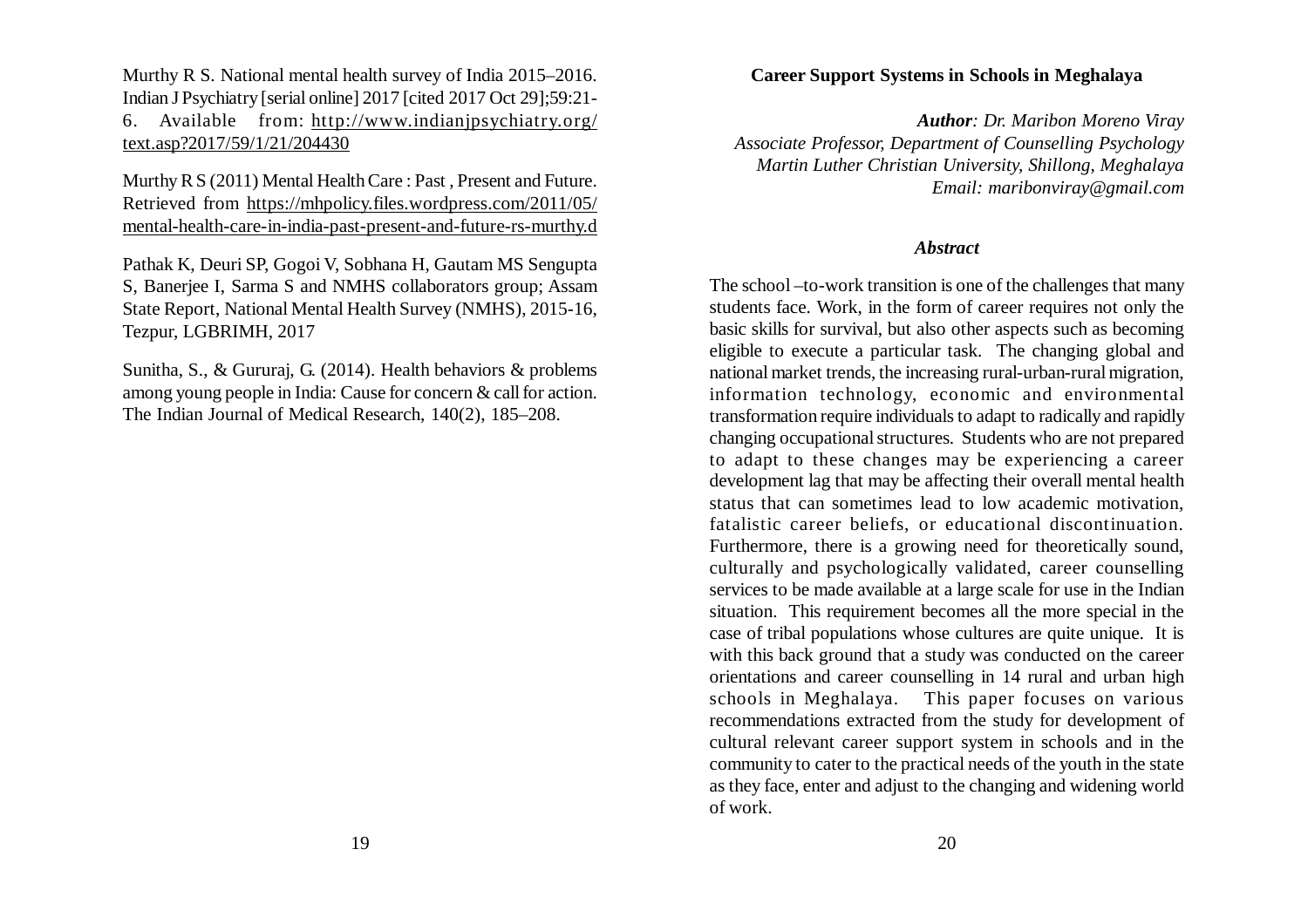Murthy R S. National mental health survey of India 2015–2016. Indian J Psychiatry [serial online] 2017 [cited 2017 Oct 29];59:21-6. Available from: http://www.indianjpsychiatry.org/text.asp?2017/59/1/21/204430

Murthy R S (2011) Mental Health Care : Past , Present and Future. Retrieved from https://mhpolicy.files.wordpress.com/2011/05/mental-health-care-in-india-past-present-and-future-rs-murthy.d

Pathak K, Deuri SP, Gogoi V, Sobhana H, Gautam MS Sengupta S, Banerjee I, Sarma S and NMHS collaborators group; Assam State Report, National Mental Health Survey (NMHS), 2015-16, Tezpur, LGBRIMH, 2017

Sunitha, S., & Gururaj, G. (2014). Health behaviors & problems among young people in India: Cause for concern & call for action. The Indian Journal of Medical Research, 140(2), 185–208.

## Career Support Systems in Schools in Meghalaya

***Author**: Dr. Maribon Moreno Viray*
*Associate Professor, Department of Counselling Psychology*
*Martin Luther Christian University, Shillong, Meghalaya*
*Email: maribonviray@gmail.com*

### *Abstract*

The school –to-work transition is one of the challenges that many students face. Work, in the form of career requires not only the basic skills for survival, but also other aspects such as becoming eligible to execute a particular task. The changing global and national market trends, the increasing rural-urban-rural migration, information technology, economic and environmental transformation require individuals to adapt to radically and rapidly changing occupational structures. Students who are not prepared to adapt to these changes may be experiencing a career development lag that may be affecting their overall mental health status that can sometimes lead to low academic motivation, fatalistic career beliefs, or educational discontinuation. Furthermore, there is a growing need for theoretically sound, culturally and psychologically validated, career counselling services to be made available at a large scale for use in the Indian situation. This requirement becomes all the more special in the case of tribal populations whose cultures are quite unique. It is with this back ground that a study was conducted on the career orientations and career counselling in 14 rural and urban high schools in Meghalaya. This paper focuses on various recommendations extracted from the study for development of cultural relevant career support system in schools and in the community to cater to the practical needs of the youth in the state as they face, enter and adjust to the changing and widening world of work.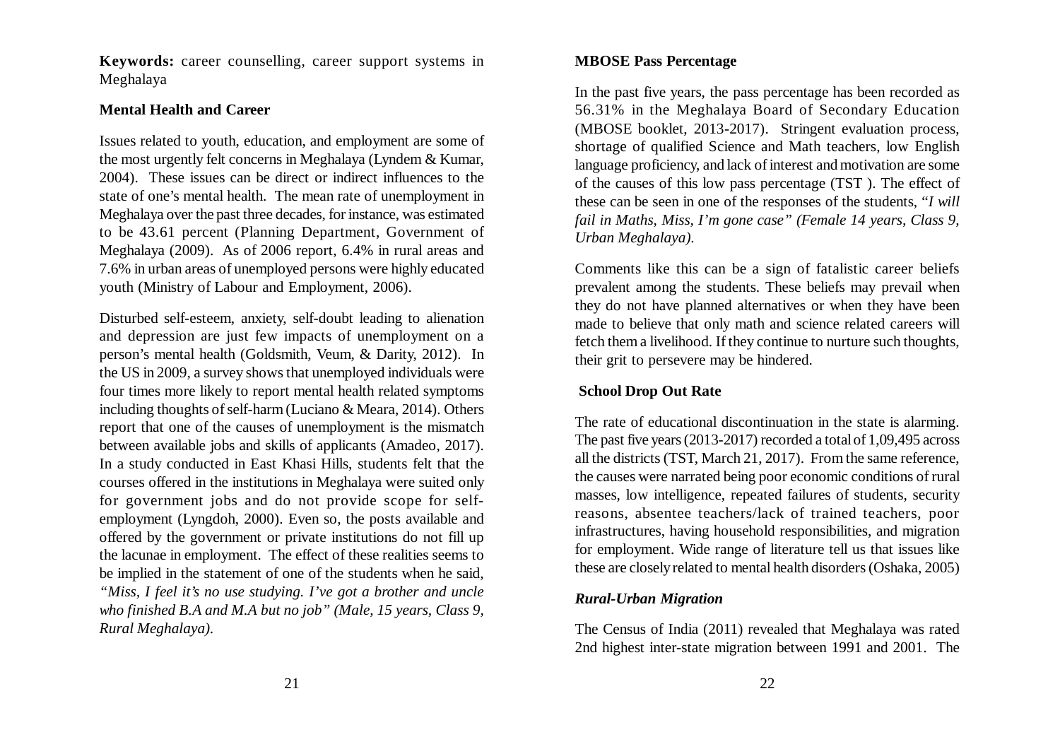**Keywords:** career counselling, career support systems in Meghalaya

**Mental Health and Career**

Issues related to youth, education, and employment are some of the most urgently felt concerns in Meghalaya (Lyndem & Kumar, 2004). These issues can be direct or indirect influences to the state of one's mental health. The mean rate of unemployment in Meghalaya over the past three decades, for instance, was estimated to be 43.61 percent (Planning Department, Government of Meghalaya (2009). As of 2006 report, 6.4% in rural areas and 7.6% in urban areas of unemployed persons were highly educated youth (Ministry of Labour and Employment, 2006).

Disturbed self-esteem, anxiety, self-doubt leading to alienation and depression are just few impacts of unemployment on a person's mental health (Goldsmith, Veum, & Darity, 2012). In the US in 2009, a survey shows that unemployed individuals were four times more likely to report mental health related symptoms including thoughts of self-harm (Luciano & Meara, 2014). Others report that one of the causes of unemployment is the mismatch between available jobs and skills of applicants (Amadeo, 2017). In a study conducted in East Khasi Hills, students felt that the courses offered in the institutions in Meghalaya were suited only for government jobs and do not provide scope for self-employment (Lyngdoh, 2000). Even so, the posts available and offered by the government or private institutions do not fill up the lacunae in employment. The effect of these realities seems to be implied in the statement of one of the students when he said, *"Miss, I feel it's no use studying. I've got a brother and uncle who finished B.A and M.A but no job" (Male, 15 years, Class 9, Rural Meghalaya).*

**MBOSE Pass Percentage**

In the past five years, the pass percentage has been recorded as 56.31% in the Meghalaya Board of Secondary Education (MBOSE booklet, 2013-2017). Stringent evaluation process, shortage of qualified Science and Math teachers, low English language proficiency, and lack of interest and motivation are some of the causes of this low pass percentage (TST ). The effect of these can be seen in one of the responses of the students, "*I will fail in Maths, Miss, I'm gone case" (Female 14 years, Class 9, Urban Meghalaya).*

Comments like this can be a sign of fatalistic career beliefs prevalent among the students. These beliefs may prevail when they do not have planned alternatives or when they have been made to believe that only math and science related careers will fetch them a livelihood. If they continue to nurture such thoughts, their grit to persevere may be hindered.

**School Drop Out Rate**

The rate of educational discontinuation in the state is alarming. The past five years (2013-2017) recorded a total of 1,09,495 across all the districts (TST, March 21, 2017). From the same reference, the causes were narrated being poor economic conditions of rural masses, low intelligence, repeated failures of students, security reasons, absentee teachers/lack of trained teachers, poor infrastructures, having household responsibilities, and migration for employment. Wide range of literature tell us that issues like these are closely related to mental health disorders (Oshaka, 2005)

***Rural-Urban Migration***

The Census of India (2011) revealed that Meghalaya was rated 2nd highest inter-state migration between 1991 and 2001. The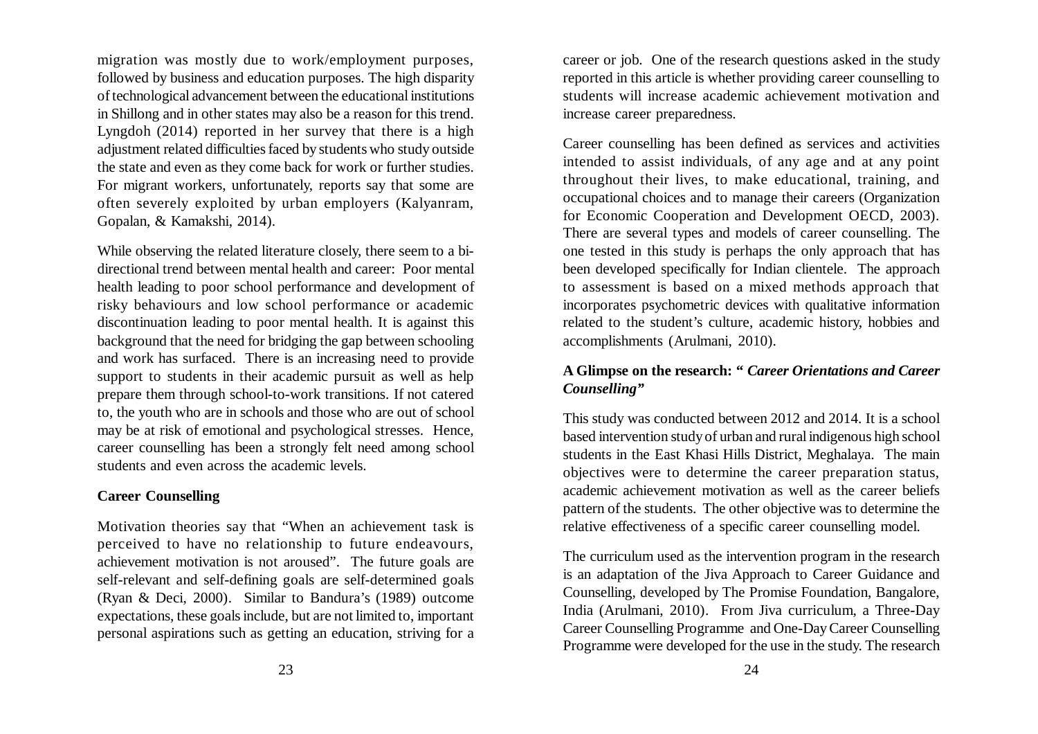migration was mostly due to work/employment purposes, followed by business and education purposes. The high disparity of technological advancement between the educational institutions in Shillong and in other states may also be a reason for this trend. Lyngdoh (2014) reported in her survey that there is a high adjustment related difficulties faced by students who study outside the state and even as they come back for work or further studies. For migrant workers, unfortunately, reports say that some are often severely exploited by urban employers (Kalyanram, Gopalan, & Kamakshi, 2014).

While observing the related literature closely, there seem to a bi-directional trend between mental health and career: Poor mental health leading to poor school performance and development of risky behaviours and low school performance or academic discontinuation leading to poor mental health. It is against this background that the need for bridging the gap between schooling and work has surfaced. There is an increasing need to provide support to students in their academic pursuit as well as help prepare them through school-to-work transitions. If not catered to, the youth who are in schools and those who are out of school may be at risk of emotional and psychological stresses. Hence, career counselling has been a strongly felt need among school students and even across the academic levels.

**Career Counselling**

Motivation theories say that "When an achievement task is perceived to have no relationship to future endeavours, achievement motivation is not aroused". The future goals are self-relevant and self-defining goals are self-determined goals (Ryan & Deci, 2000). Similar to Bandura's (1989) outcome expectations, these goals include, but are not limited to, important personal aspirations such as getting an education, striving for a career or job. One of the research questions asked in the study reported in this article is whether providing career counselling to students will increase academic achievement motivation and increase career preparedness.

Career counselling has been defined as services and activities intended to assist individuals, of any age and at any point throughout their lives, to make educational, training, and occupational choices and to manage their careers (Organization for Economic Cooperation and Development OECD, 2003). There are several types and models of career counselling. The one tested in this study is perhaps the only approach that has been developed specifically for Indian clientele. The approach to assessment is based on a mixed methods approach that incorporates psychometric devices with qualitative information related to the student's culture, academic history, hobbies and accomplishments (Arulmani, 2010).

**A Glimpse on the research: "*Career Orientations and Career Counselling*"**

This study was conducted between 2012 and 2014. It is a school based intervention study of urban and rural indigenous high school students in the East Khasi Hills District, Meghalaya. The main objectives were to determine the career preparation status, academic achievement motivation as well as the career beliefs pattern of the students. The other objective was to determine the relative effectiveness of a specific career counselling model.

The curriculum used as the intervention program in the research is an adaptation of the Jiva Approach to Career Guidance and Counselling, developed by The Promise Foundation, Bangalore, India (Arulmani, 2010). From Jiva curriculum, a Three-Day Career Counselling Programme and One-Day Career Counselling Programme were developed for the use in the study. The research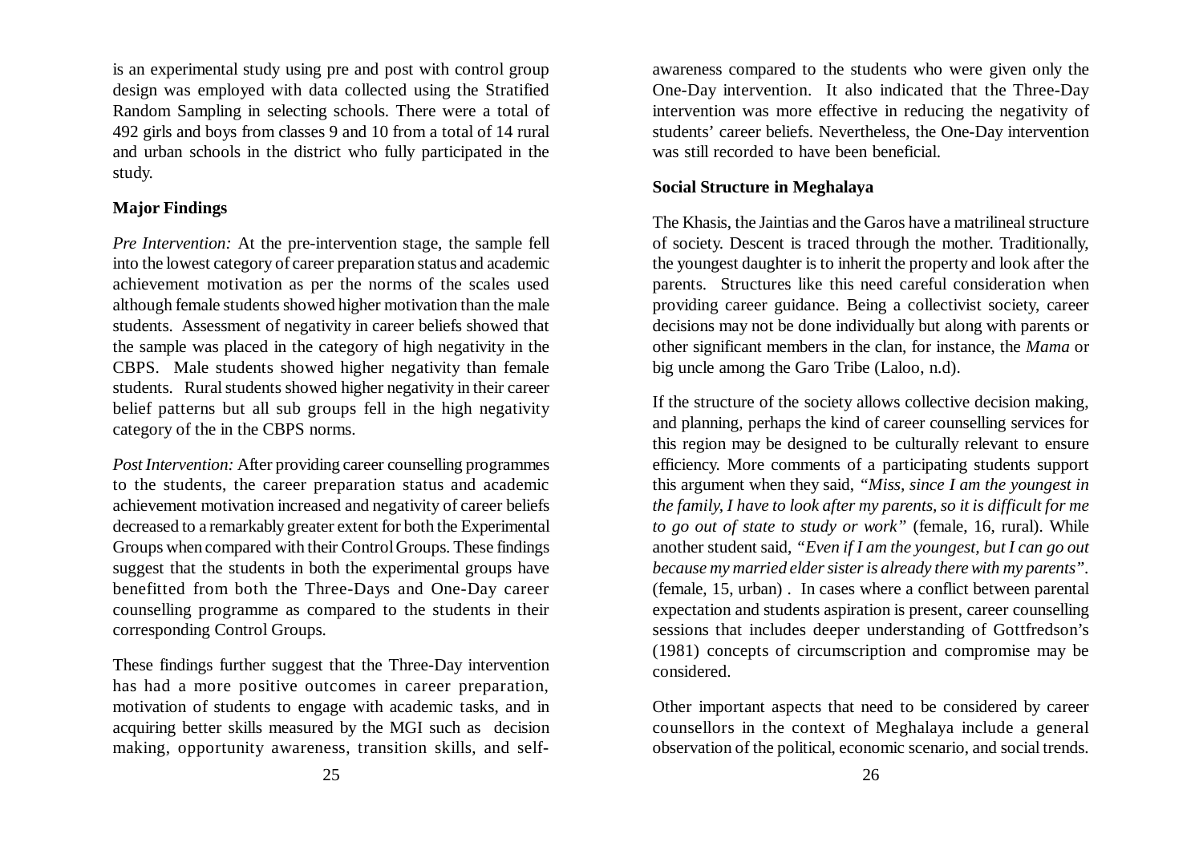is an experimental study using pre and post with control group design was employed with data collected using the Stratified Random Sampling in selecting schools. There were a total of 492 girls and boys from classes 9 and 10 from a total of 14 rural and urban schools in the district who fully participated in the study.

**Major Findings**

*Pre Intervention:* At the pre-intervention stage, the sample fell into the lowest category of career preparation status and academic achievement motivation as per the norms of the scales used although female students showed higher motivation than the male students. Assessment of negativity in career beliefs showed that the sample was placed in the category of high negativity in the CBPS. Male students showed higher negativity than female students. Rural students showed higher negativity in their career belief patterns but all sub groups fell in the high negativity category of the in the CBPS norms.

*Post Intervention:* After providing career counselling programmes to the students, the career preparation status and academic achievement motivation increased and negativity of career beliefs decreased to a remarkably greater extent for both the Experimental Groups when compared with their Control Groups. These findings suggest that the students in both the experimental groups have benefitted from both the Three-Days and One-Day career counselling programme as compared to the students in their corresponding Control Groups.

These findings further suggest that the Three-Day intervention has had a more positive outcomes in career preparation, motivation of students to engage with academic tasks, and in acquiring better skills measured by the MGI such as decision making, opportunity awareness, transition skills, and self-awareness compared to the students who were given only the One-Day intervention. It also indicated that the Three-Day intervention was more effective in reducing the negativity of students' career beliefs. Nevertheless, the One-Day intervention was still recorded to have been beneficial.

**Social Structure in Meghalaya**

The Khasis, the Jaintias and the Garos have a matrilineal structure of society. Descent is traced through the mother. Traditionally, the youngest daughter is to inherit the property and look after the parents. Structures like this need careful consideration when providing career guidance. Being a collectivist society, career decisions may not be done individually but along with parents or other significant members in the clan, for instance, the *Mama* or big uncle among the Garo Tribe (Laloo, n.d).

If the structure of the society allows collective decision making, and planning, perhaps the kind of career counselling services for this region may be designed to be culturally relevant to ensure efficiency. More comments of a participating students support this argument when they said, *"Miss, since I am the youngest in the family, I have to look after my parents, so it is difficult for me to go out of state to study or work"* (female, 16, rural). While another student said, *"Even if I am the youngest, but I can go out because my married elder sister is already there with my parents"*. (female, 15, urban) . In cases where a conflict between parental expectation and students aspiration is present, career counselling sessions that includes deeper understanding of Gottfredson's (1981) concepts of circumscription and compromise may be considered.

Other important aspects that need to be considered by career counsellors in the context of Meghalaya include a general observation of the political, economic scenario, and social trends.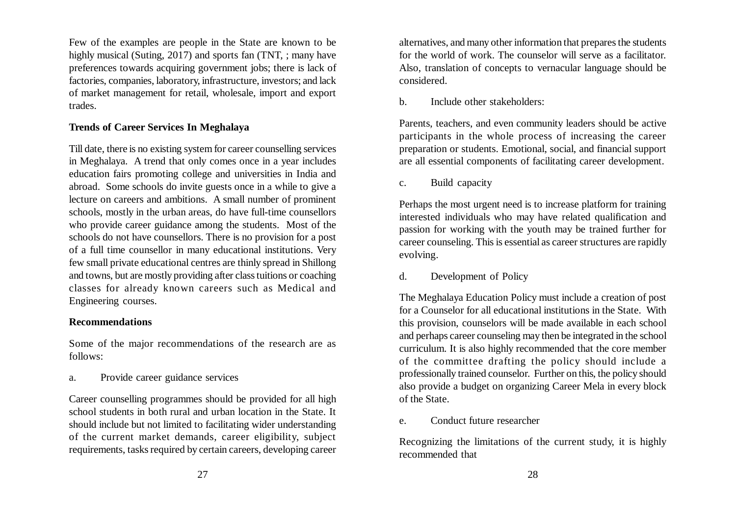Few of the examples are people in the State are known to be highly musical (Suting, 2017) and sports fan (TNT, ; many have preferences towards acquiring government jobs; there is lack of factories, companies, laboratory, infrastructure, investors; and lack of market management for retail, wholesale, import and export trades.

**Trends of Career Services In Meghalaya**

Till date, there is no existing system for career counselling services in Meghalaya. A trend that only comes once in a year includes education fairs promoting college and universities in India and abroad. Some schools do invite guests once in a while to give a lecture on careers and ambitions. A small number of prominent schools, mostly in the urban areas, do have full-time counsellors who provide career guidance among the students. Most of the schools do not have counsellors. There is no provision for a post of a full time counsellor in many educational institutions. Very few small private educational centres are thinly spread in Shillong and towns, but are mostly providing after class tuitions or coaching classes for already known careers such as Medical and Engineering courses.

**Recommendations**

Some of the major recommendations of the research are as follows:

a. Provide career guidance services

Career counselling programmes should be provided for all high school students in both rural and urban location in the State. It should include but not limited to facilitating wider understanding of the current market demands, career eligibility, subject requirements, tasks required by certain careers, developing career alternatives, and many other information that prepares the students for the world of work. The counselor will serve as a facilitator. Also, translation of concepts to vernacular language should be considered.

b. Include other stakeholders:

Parents, teachers, and even community leaders should be active participants in the whole process of increasing the career preparation or students. Emotional, social, and financial support are all essential components of facilitating career development.

c. Build capacity

Perhaps the most urgent need is to increase platform for training interested individuals who may have related qualification and passion for working with the youth may be trained further for career counseling. This is essential as career structures are rapidly evolving.

d. Development of Policy

The Meghalaya Education Policy must include a creation of post for a Counselor for all educational institutions in the State. With this provision, counselors will be made available in each school and perhaps career counseling may then be integrated in the school curriculum. It is also highly recommended that the core member of the committee drafting the policy should include a professionally trained counselor. Further on this, the policy should also provide a budget on organizing Career Mela in every block of the State.

e. Conduct future researcher

Recognizing the limitations of the current study, it is highly recommended that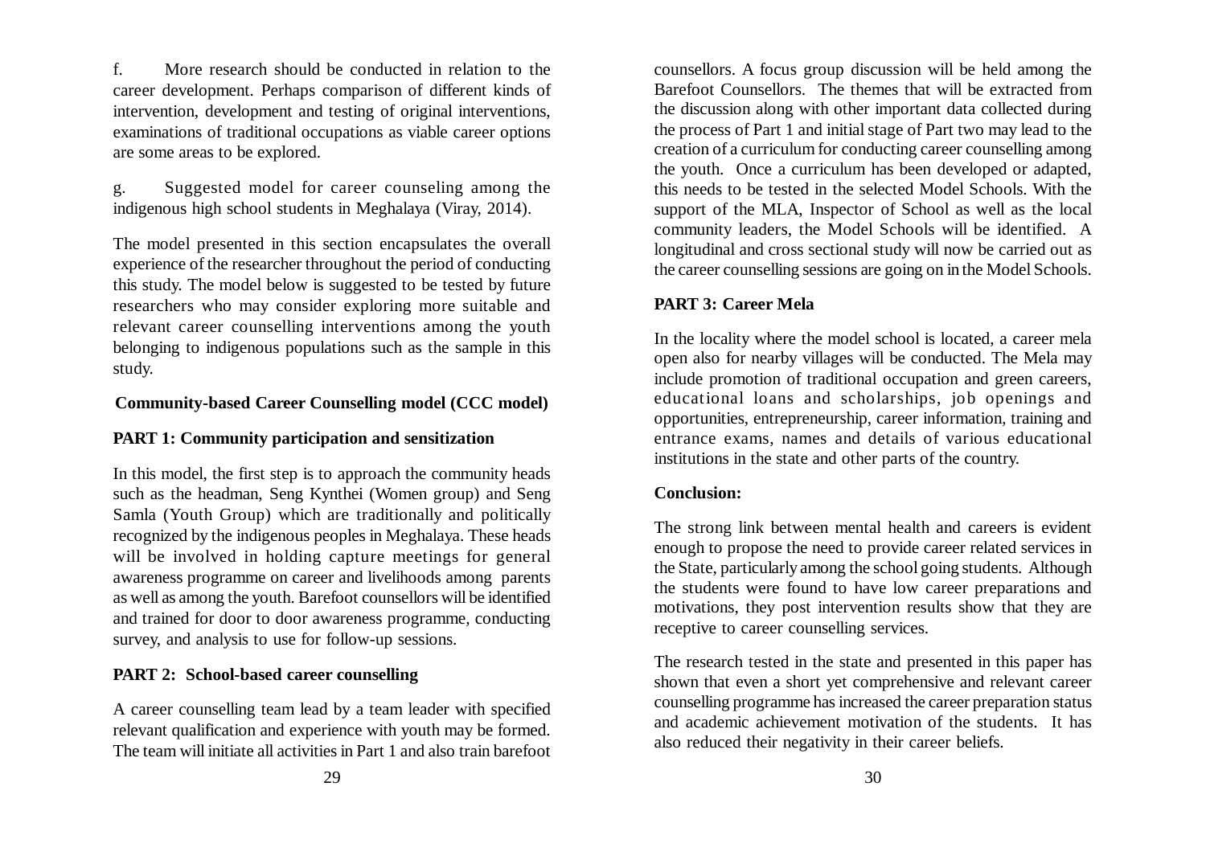f. More research should be conducted in relation to the career development. Perhaps comparison of different kinds of intervention, development and testing of original interventions, examinations of traditional occupations as viable career options are some areas to be explored.

g. Suggested model for career counseling among the indigenous high school students in Meghalaya (Viray, 2014).

The model presented in this section encapsulates the overall experience of the researcher throughout the period of conducting this study. The model below is suggested to be tested by future researchers who may consider exploring more suitable and relevant career counselling interventions among the youth belonging to indigenous populations such as the sample in this study.

**Community-based Career Counselling model (CCC model)**

**PART 1: Community participation and sensitization**

In this model, the first step is to approach the community heads such as the headman, Seng Kynthei (Women group) and Seng Samla (Youth Group) which are traditionally and politically recognized by the indigenous peoples in Meghalaya. These heads will be involved in holding capture meetings for general awareness programme on career and livelihoods among parents as well as among the youth. Barefoot counsellors will be identified and trained for door to door awareness programme, conducting survey, and analysis to use for follow-up sessions.

**PART 2: School-based career counselling**

A career counselling team lead by a team leader with specified relevant qualification and experience with youth may be formed. The team will initiate all activities in Part 1 and also train barefoot counsellors. A focus group discussion will be held among the Barefoot Counsellors. The themes that will be extracted from the discussion along with other important data collected during the process of Part 1 and initial stage of Part two may lead to the creation of a curriculum for conducting career counselling among the youth. Once a curriculum has been developed or adapted, this needs to be tested in the selected Model Schools. With the support of the MLA, Inspector of School as well as the local community leaders, the Model Schools will be identified. A longitudinal and cross sectional study will now be carried out as the career counselling sessions are going on in the Model Schools.

**PART 3: Career Mela**

In the locality where the model school is located, a career mela open also for nearby villages will be conducted. The Mela may include promotion of traditional occupation and green careers, educational loans and scholarships, job openings and opportunities, entrepreneurship, career information, training and entrance exams, names and details of various educational institutions in the state and other parts of the country.

**Conclusion:**

The strong link between mental health and careers is evident enough to propose the need to provide career related services in the State, particularly among the school going students. Although the students were found to have low career preparations and motivations, they post intervention results show that they are receptive to career counselling services.

The research tested in the state and presented in this paper has shown that even a short yet comprehensive and relevant career counselling programme has increased the career preparation status and academic achievement motivation of the students. It has also reduced their negativity in their career beliefs.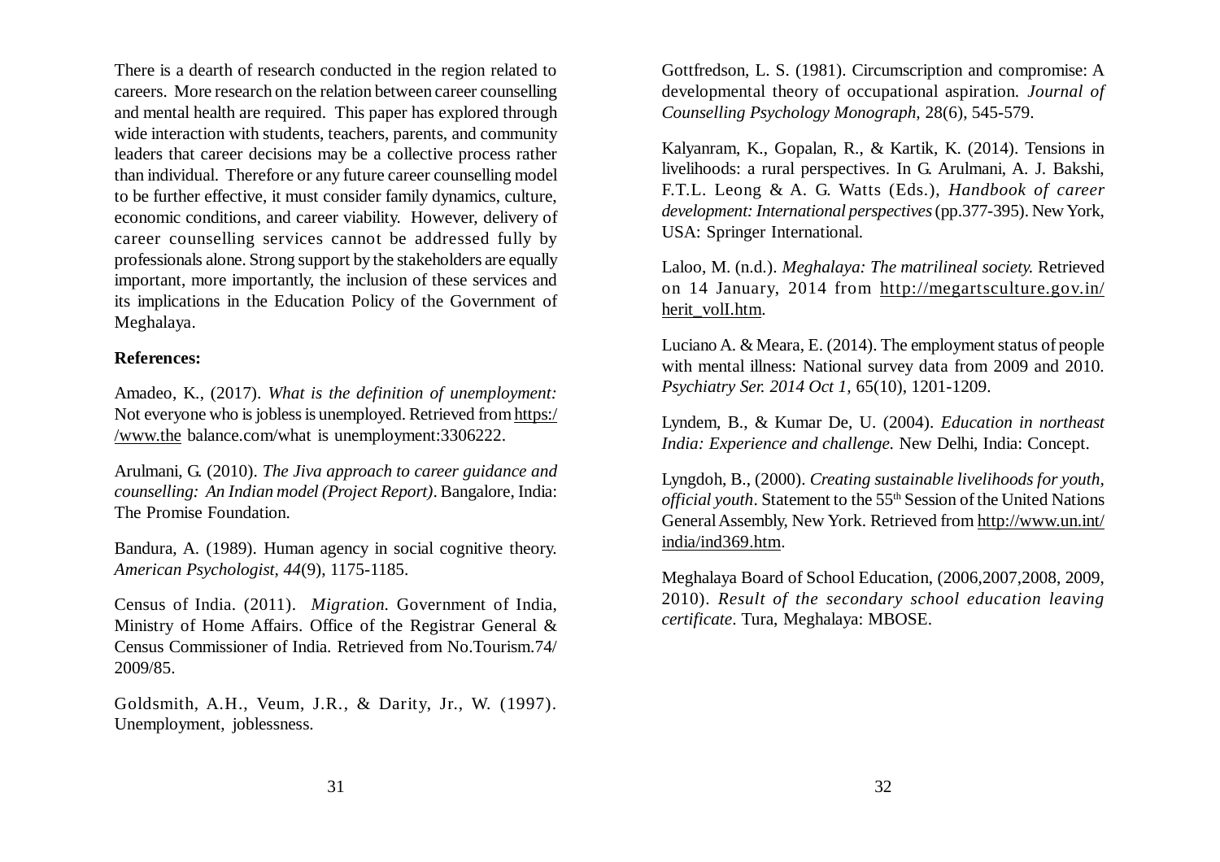There is a dearth of research conducted in the region related to careers. More research on the relation between career counselling and mental health are required. This paper has explored through wide interaction with students, teachers, parents, and community leaders that career decisions may be a collective process rather than individual. Therefore or any future career counselling model to be further effective, it must consider family dynamics, culture, economic conditions, and career viability. However, delivery of career counselling services cannot be addressed fully by professionals alone. Strong support by the stakeholders are equally important, more importantly, the inclusion of these services and its implications in the Education Policy of the Government of Meghalaya.

**References:**

Amadeo, K., (2017). *What is the definition of unemployment:* Not everyone who is jobless is unemployed. Retrieved from https://www.the balance.com/what is unemployment:3306222.

Arulmani, G. (2010). *The Jiva approach to career guidance and counselling: An Indian model (Project Report)*. Bangalore, India: The Promise Foundation.

Bandura, A. (1989). Human agency in social cognitive theory. *American Psychologist, 44*(9), 1175-1185.

Census of India. (2011). *Migration*. Government of India, Ministry of Home Affairs. Office of the Registrar General & Census Commissioner of India. Retrieved from No.Tourism.74/2009/85.

Goldsmith, A.H., Veum, J.R., & Darity, Jr., W. (1997). Unemployment, joblessness.

Gottfredson, L. S. (1981). Circumscription and compromise: A developmental theory of occupational aspiration. *Journal of Counselling Psychology Monograph,* 28(6), 545-579.

Kalyanram, K., Gopalan, R., & Kartik, K. (2014). Tensions in livelihoods: a rural perspectives. In G. Arulmani, A. J. Bakshi, F.T.L. Leong & A. G. Watts (Eds.), *Handbook of career development: International perspectives* (pp.377-395). New York, USA: Springer International.

Laloo, M. (n.d.). *Meghalaya: The matrilineal society.* Retrieved on 14 January, 2014 from http://megartsculture.gov.in/herit_volI.htm.

Luciano A. & Meara, E. (2014). The employment status of people with mental illness: National survey data from 2009 and 2010. *Psychiatry Ser. 2014 Oct 1,* 65(10), 1201-1209.

Lyndem, B., & Kumar De, U. (2004). *Education in northeast India: Experience and challenge.* New Delhi, India: Concept.

Lyngdoh, B., (2000). *Creating sustainable livelihoods for youth, official youth*. Statement to the 55th Session of the United Nations General Assembly, New York. Retrieved from http://www.un.int/india/ind369.htm.

Meghalaya Board of School Education, (2006,2007,2008, 2009, 2010). *Result of the secondary school education leaving certificate*. Tura, Meghalaya: MBOSE.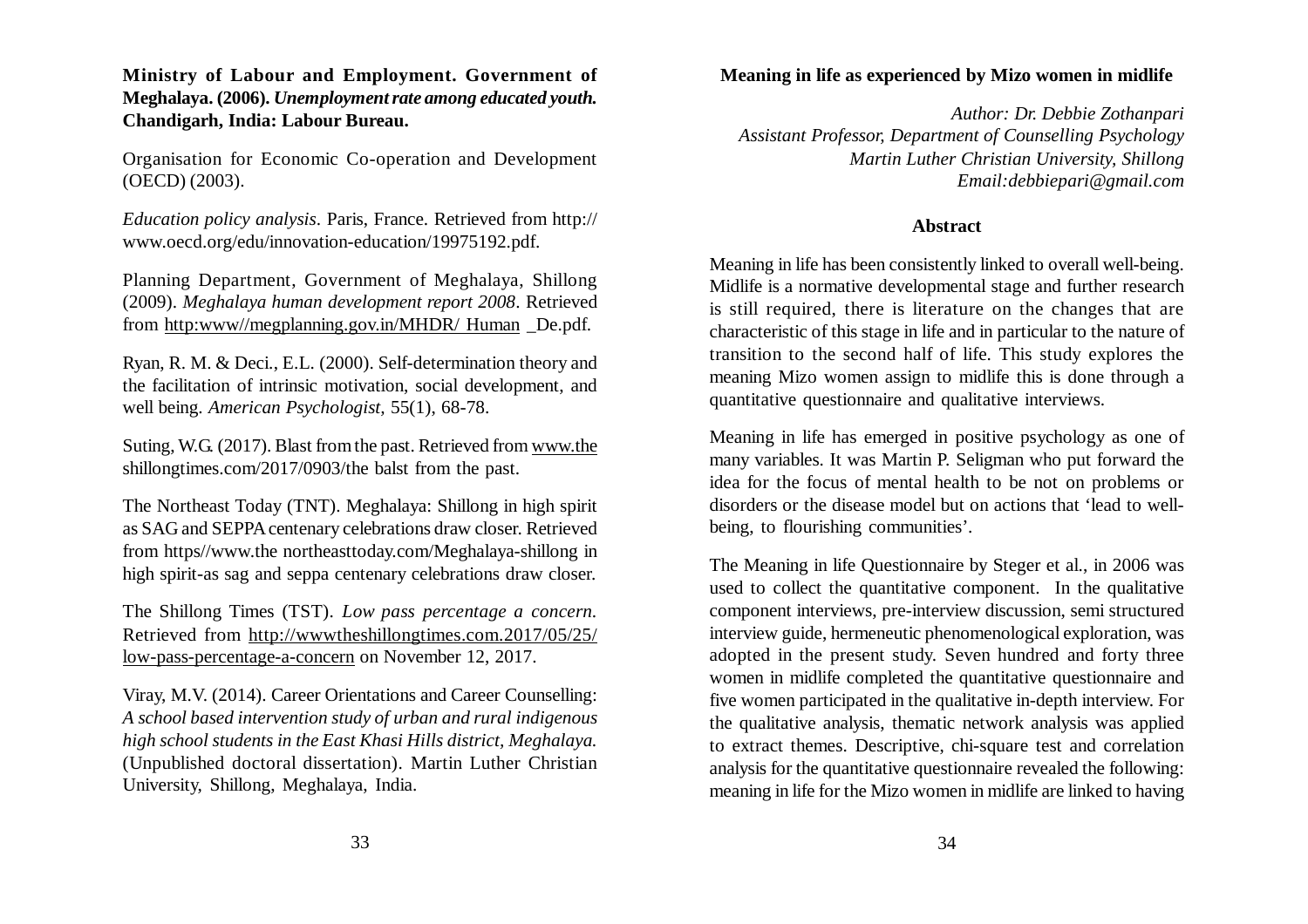**Ministry of Labour and Employment. Government of Meghalaya. (2006).** ***Unemployment rate among educated youth.*** **Chandigarh, India: Labour Bureau.**

Organisation for Economic Co-operation and Development (OECD) (2003).

*Education policy analysis*. Paris, France. Retrieved from http:// www.oecd.org/edu/innovation-education/19975192.pdf.

Planning Department, Government of Meghalaya, Shillong (2009). *Meghalaya human development report 2008*. Retrieved from http:www//megplanning.gov.in/MHDR/ Human _De.pdf.

Ryan, R. M. & Deci., E.L. (2000). Self-determination theory and the facilitation of intrinsic motivation, social development, and well being. *American Psychologist*, 55(1), 68-78.

Suting, W.G. (2017). Blast from the past. Retrieved from www.the shillongtimes.com/2017/0903/the balst from the past.

The Northeast Today (TNT). Meghalaya: Shillong in high spirit as SAG and SEPPA centenary celebrations draw closer. Retrieved from https//www.the northeasttoday.com/Meghalaya-shillong in high spirit-as sag and seppa centenary celebrations draw closer.

The Shillong Times (TST). *Low pass percentage a concern*. Retrieved from http://wwwtheshillongtimes.com.2017/05/25/ low-pass-percentage-a-concern on November 12, 2017.

Viray, M.V. (2014). Career Orientations and Career Counselling: *A school based intervention study of urban and rural indigenous high school students in the East Khasi Hills district, Meghalaya.* (Unpublished doctoral dissertation). Martin Luther Christian University, Shillong, Meghalaya, India.

## Meaning in life as experienced by Mizo women in midlife

*Author: Dr. Debbie Zothanpari*
*Assistant Professor, Department of Counselling Psychology*
*Martin Luther Christian University, Shillong*
*Email:debbiepari@gmail.com*

### Abstract

Meaning in life has been consistently linked to overall well-being. Midlife is a normative developmental stage and further research is still required, there is literature on the changes that are characteristic of this stage in life and in particular to the nature of transition to the second half of life. This study explores the meaning Mizo women assign to midlife this is done through a quantitative questionnaire and qualitative interviews.

Meaning in life has emerged in positive psychology as one of many variables. It was Martin P. Seligman who put forward the idea for the focus of mental health to be not on problems or disorders or the disease model but on actions that 'lead to well-being, to flourishing communities'.

The Meaning in life Questionnaire by Steger et al., in 2006 was used to collect the quantitative component. In the qualitative component interviews, pre-interview discussion, semi structured interview guide, hermeneutic phenomenological exploration, was adopted in the present study. Seven hundred and forty three women in midlife completed the quantitative questionnaire and five women participated in the qualitative in-depth interview. For the qualitative analysis, thematic network analysis was applied to extract themes. Descriptive, chi-square test and correlation analysis for the quantitative questionnaire revealed the following: meaning in life for the Mizo women in midlife are linked to having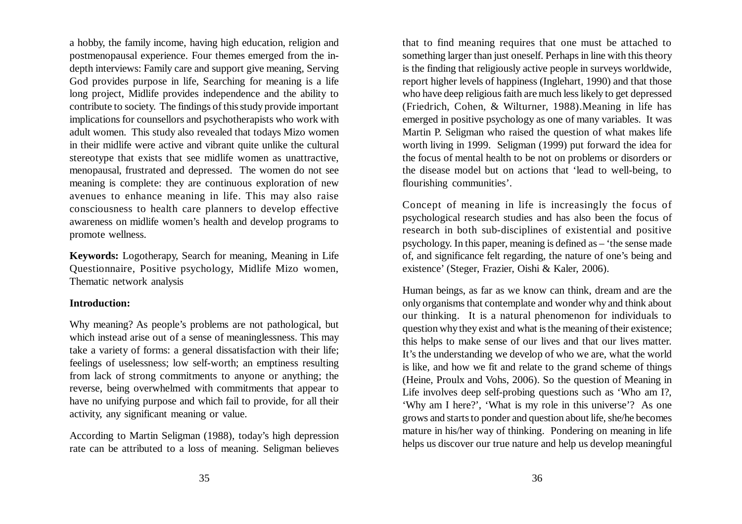a hobby, the family income, having high education, religion and postmenopausal experience. Four themes emerged from the in-depth interviews: Family care and support give meaning, Serving God provides purpose in life, Searching for meaning is a life long project, Midlife provides independence and the ability to contribute to society. The findings of this study provide important implications for counsellors and psychotherapists who work with adult women. This study also revealed that todays Mizo women in their midlife were active and vibrant quite unlike the cultural stereotype that exists that see midlife women as unattractive, menopausal, frustrated and depressed. The women do not see meaning is complete: they are continuous exploration of new avenues to enhance meaning in life. This may also raise consciousness to health care planners to develop effective awareness on midlife women's health and develop programs to promote wellness.

**Keywords:** Logotherapy, Search for meaning, Meaning in Life Questionnaire, Positive psychology, Midlife Mizo women, Thematic network analysis

**Introduction:**

Why meaning? As people's problems are not pathological, but which instead arise out of a sense of meaninglessness. This may take a variety of forms: a general dissatisfaction with their life; feelings of uselessness; low self-worth; an emptiness resulting from lack of strong commitments to anyone or anything; the reverse, being overwhelmed with commitments that appear to have no unifying purpose and which fail to provide, for all their activity, any significant meaning or value.

According to Martin Seligman (1988), today's high depression rate can be attributed to a loss of meaning. Seligman believes that to find meaning requires that one must be attached to something larger than just oneself. Perhaps in line with this theory is the finding that religiously active people in surveys worldwide, report higher levels of happiness (Inglehart, 1990) and that those who have deep religious faith are much less likely to get depressed (Friedrich, Cohen, & Wilturner, 1988).Meaning in life has emerged in positive psychology as one of many variables. It was Martin P. Seligman who raised the question of what makes life worth living in 1999. Seligman (1999) put forward the idea for the focus of mental health to be not on problems or disorders or the disease model but on actions that 'lead to well-being, to flourishing communities'.

Concept of meaning in life is increasingly the focus of psychological research studies and has also been the focus of research in both sub-disciplines of existential and positive psychology. In this paper, meaning is defined as – 'the sense made of, and significance felt regarding, the nature of one's being and existence' (Steger, Frazier, Oishi & Kaler, 2006).

Human beings, as far as we know can think, dream and are the only organisms that contemplate and wonder why and think about our thinking. It is a natural phenomenon for individuals to question why they exist and what is the meaning of their existence; this helps to make sense of our lives and that our lives matter. It's the understanding we develop of who we are, what the world is like, and how we fit and relate to the grand scheme of things (Heine, Proulx and Vohs, 2006). So the question of Meaning in Life involves deep self-probing questions such as 'Who am I?, 'Why am I here?', 'What is my role in this universe'? As one grows and starts to ponder and question about life, she/he becomes mature in his/her way of thinking. Pondering on meaning in life helps us discover our true nature and help us develop meaningful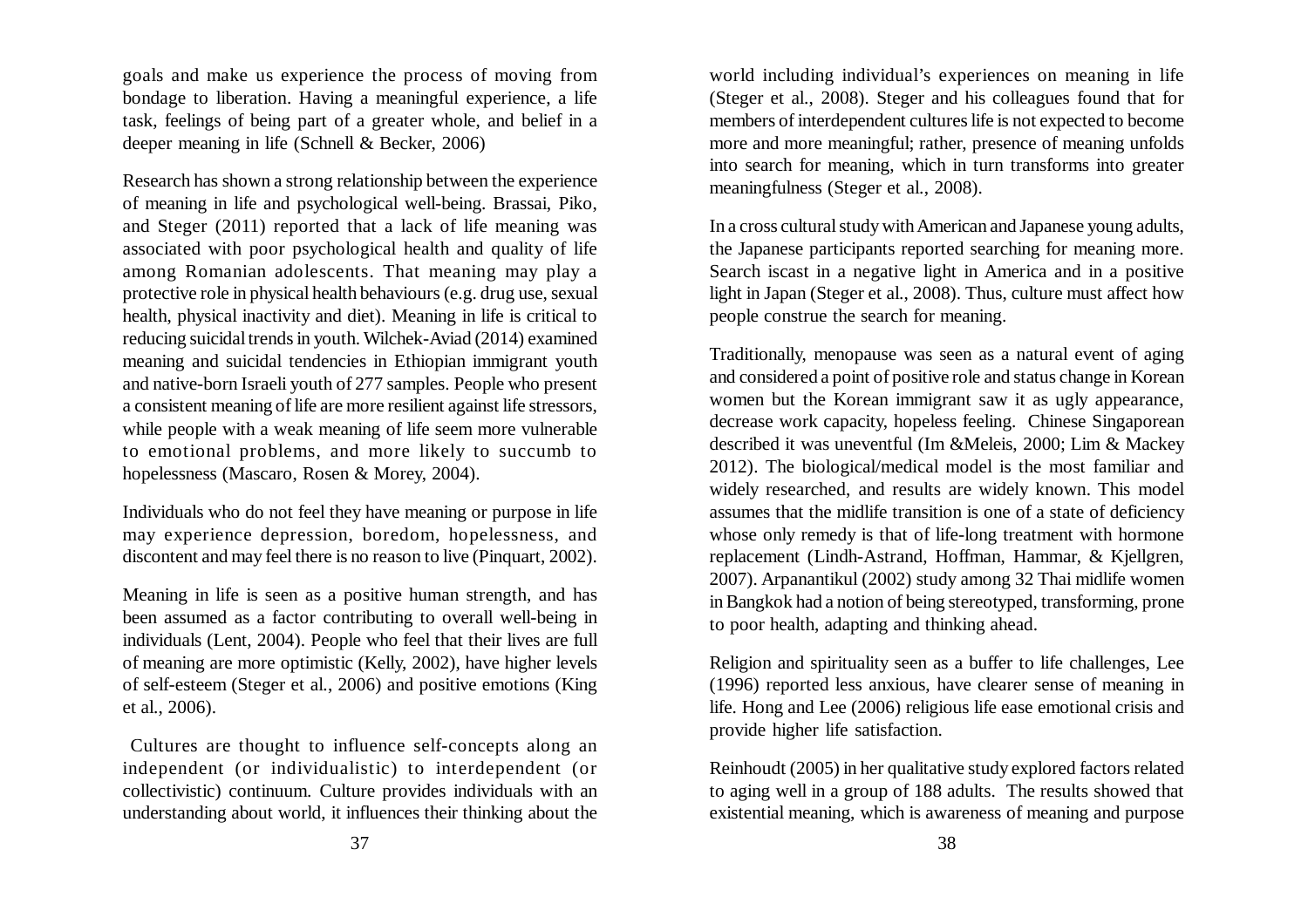goals and make us experience the process of moving from bondage to liberation. Having a meaningful experience, a life task, feelings of being part of a greater whole, and belief in a deeper meaning in life (Schnell & Becker, 2006)

Research has shown a strong relationship between the experience of meaning in life and psychological well-being. Brassai, Piko, and Steger (2011) reported that a lack of life meaning was associated with poor psychological health and quality of life among Romanian adolescents. That meaning may play a protective role in physical health behaviours (e.g. drug use, sexual health, physical inactivity and diet). Meaning in life is critical to reducing suicidal trends in youth. Wilchek-Aviad (2014) examined meaning and suicidal tendencies in Ethiopian immigrant youth and native-born Israeli youth of 277 samples. People who present a consistent meaning of life are more resilient against life stressors, while people with a weak meaning of life seem more vulnerable to emotional problems, and more likely to succumb to hopelessness (Mascaro, Rosen & Morey, 2004).

Individuals who do not feel they have meaning or purpose in life may experience depression, boredom, hopelessness, and discontent and may feel there is no reason to live (Pinquart, 2002).

Meaning in life is seen as a positive human strength, and has been assumed as a factor contributing to overall well-being in individuals (Lent, 2004). People who feel that their lives are full of meaning are more optimistic (Kelly, 2002), have higher levels of self-esteem (Steger et al., 2006) and positive emotions (King et al., 2006).

Cultures are thought to influence self-concepts along an independent (or individualistic) to interdependent (or collectivistic) continuum. Culture provides individuals with an understanding about world, it influences their thinking about the world including individual's experiences on meaning in life (Steger et al., 2008). Steger and his colleagues found that for members of interdependent cultures life is not expected to become more and more meaningful; rather, presence of meaning unfolds into search for meaning, which in turn transforms into greater meaningfulness (Steger et al., 2008).

In a cross cultural study with American and Japanese young adults, the Japanese participants reported searching for meaning more. Search iscast in a negative light in America and in a positive light in Japan (Steger et al., 2008). Thus, culture must affect how people construe the search for meaning.

Traditionally, menopause was seen as a natural event of aging and considered a point of positive role and status change in Korean women but the Korean immigrant saw it as ugly appearance, decrease work capacity, hopeless feeling. Chinese Singaporean described it was uneventful (Im &Meleis, 2000; Lim & Mackey 2012). The biological/medical model is the most familiar and widely researched, and results are widely known. This model assumes that the midlife transition is one of a state of deficiency whose only remedy is that of life-long treatment with hormone replacement (Lindh-Astrand, Hoffman, Hammar, & Kjellgren, 2007). Arpanantikul (2002) study among 32 Thai midlife women in Bangkok had a notion of being stereotyped, transforming, prone to poor health, adapting and thinking ahead.

Religion and spirituality seen as a buffer to life challenges, Lee (1996) reported less anxious, have clearer sense of meaning in life. Hong and Lee (2006) religious life ease emotional crisis and provide higher life satisfaction.

Reinhoudt (2005) in her qualitative study explored factors related to aging well in a group of 188 adults. The results showed that existential meaning, which is awareness of meaning and purpose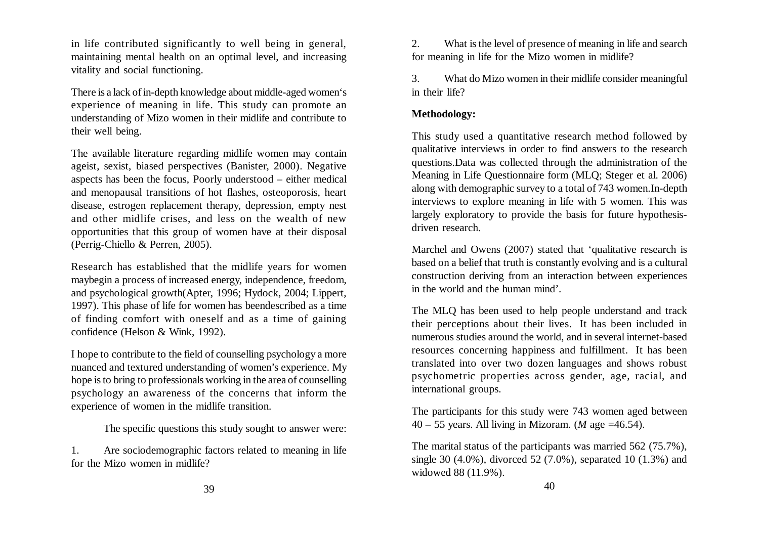in life contributed significantly to well being in general, maintaining mental health on an optimal level, and increasing vitality and social functioning.

There is a lack of in-depth knowledge about middle-aged women's experience of meaning in life. This study can promote an understanding of Mizo women in their midlife and contribute to their well being.

The available literature regarding midlife women may contain ageist, sexist, biased perspectives (Banister, 2000). Negative aspects has been the focus, Poorly understood – either medical and menopausal transitions of hot flashes, osteoporosis, heart disease, estrogen replacement therapy, depression, empty nest and other midlife crises, and less on the wealth of new opportunities that this group of women have at their disposal (Perrig-Chiello & Perren, 2005).

Research has established that the midlife years for women maybegin a process of increased energy, independence, freedom, and psychological growth(Apter, 1996; Hydock, 2004; Lippert, 1997). This phase of life for women has beendescribed as a time of finding comfort with oneself and as a time of gaining confidence (Helson & Wink, 1992).

I hope to contribute to the field of counselling psychology a more nuanced and textured understanding of women's experience. My hope is to bring to professionals working in the area of counselling psychology an awareness of the concerns that inform the experience of women in the midlife transition.

The specific questions this study sought to answer were:

1. Are sociodemographic factors related to meaning in life for the Mizo women in midlife?

2. What is the level of presence of meaning in life and search for meaning in life for the Mizo women in midlife?

3. What do Mizo women in their midlife consider meaningful in their life?

**Methodology:**

This study used a quantitative research method followed by qualitative interviews in order to find answers to the research questions.Data was collected through the administration of the Meaning in Life Questionnaire form (MLQ; Steger et al. 2006) along with demographic survey to a total of 743 women.In-depth interviews to explore meaning in life with 5 women. This was largely exploratory to provide the basis for future hypothesis-driven research.

Marchel and Owens (2007) stated that 'qualitative research is based on a belief that truth is constantly evolving and is a cultural construction deriving from an interaction between experiences in the world and the human mind'.

The MLQ has been used to help people understand and track their perceptions about their lives. It has been included in numerous studies around the world, and in several internet-based resources concerning happiness and fulfillment. It has been translated into over two dozen languages and shows robust psychometric properties across gender, age, racial, and international groups.

The participants for this study were 743 women aged between 40 – 55 years. All living in Mizoram. (*M* age =46.54).

The marital status of the participants was married 562 (75.7%), single 30 (4.0%), divorced 52 (7.0%), separated 10 (1.3%) and widowed 88 (11.9%).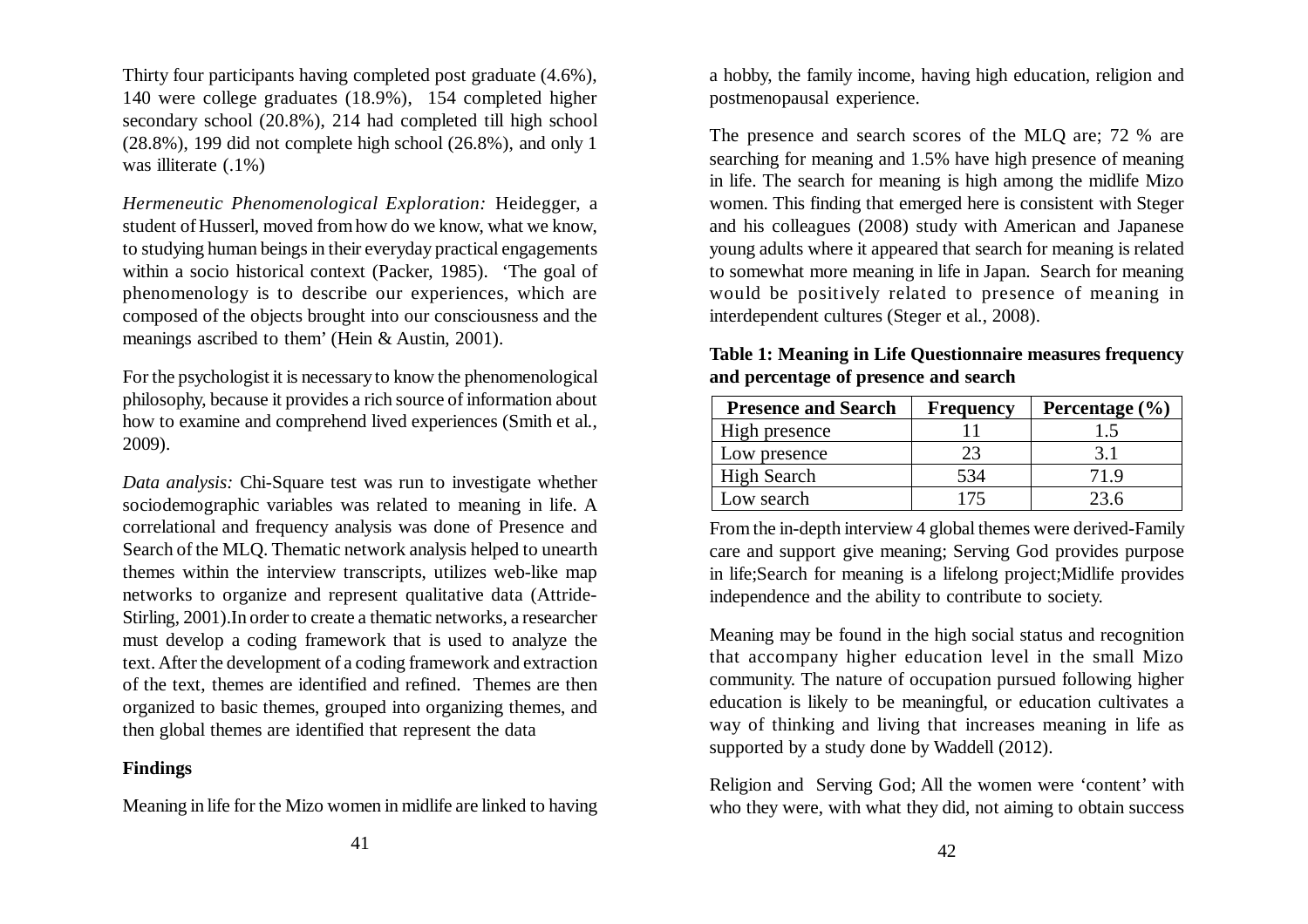Thirty four participants having completed post graduate (4.6%), 140 were college graduates (18.9%), 154 completed higher secondary school (20.8%), 214 had completed till high school (28.8%), 199 did not complete high school (26.8%), and only 1 was illiterate (.1%)

*Hermeneutic Phenomenological Exploration:* Heidegger, a student of Husserl, moved from how do we know, what we know, to studying human beings in their everyday practical engagements within a socio historical context (Packer, 1985). 'The goal of phenomenology is to describe our experiences, which are composed of the objects brought into our consciousness and the meanings ascribed to them' (Hein & Austin, 2001).

For the psychologist it is necessary to know the phenomenological philosophy, because it provides a rich source of information about how to examine and comprehend lived experiences (Smith et al., 2009).

*Data analysis:* Chi-Square test was run to investigate whether sociodemographic variables was related to meaning in life. A correlational and frequency analysis was done of Presence and Search of the MLQ. Thematic network analysis helped to unearth themes within the interview transcripts, utilizes web-like map networks to organize and represent qualitative data (Attride-Stirling, 2001).In order to create a thematic networks, a researcher must develop a coding framework that is used to analyze the text. After the development of a coding framework and extraction of the text, themes are identified and refined. Themes are then organized to basic themes, grouped into organizing themes, and then global themes are identified that represent the data

**Findings**

Meaning in life for the Mizo women in midlife are linked to having a hobby, the family income, having high education, religion and postmenopausal experience.

The presence and search scores of the MLQ are; 72 % are searching for meaning and 1.5% have high presence of meaning in life. The search for meaning is high among the midlife Mizo women. This finding that emerged here is consistent with Steger and his colleagues (2008) study with American and Japanese young adults where it appeared that search for meaning is related to somewhat more meaning in life in Japan. Search for meaning would be positively related to presence of meaning in interdependent cultures (Steger et al., 2008).

**Table 1: Meaning in Life Questionnaire measures frequency and percentage of presence and search**

| Presence and Search | Frequency | Percentage (%) |
|---|---|---|
| High presence | 11 | 1.5 |
| Low presence | 23 | 3.1 |
| High Search | 534 | 71.9 |
| Low search | 175 | 23.6 |

From the in-depth interview 4 global themes were derived-Family care and support give meaning; Serving God provides purpose in life;Search for meaning is a lifelong project;Midlife provides independence and the ability to contribute to society.

Meaning may be found in the high social status and recognition that accompany higher education level in the small Mizo community. The nature of occupation pursued following higher education is likely to be meaningful, or education cultivates a way of thinking and living that increases meaning in life as supported by a study done by Waddell (2012).

Religion and Serving God; All the women were 'content' with who they were, with what they did, not aiming to obtain success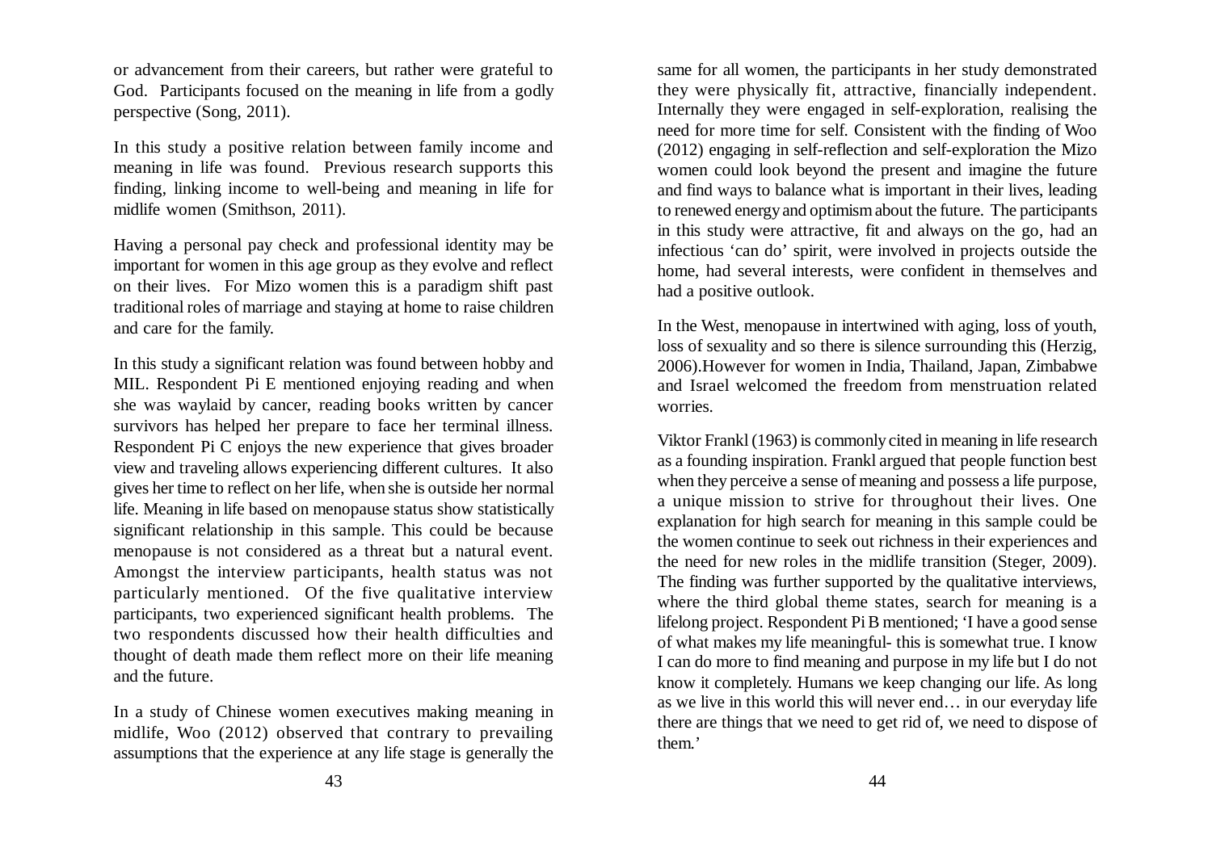or advancement from their careers, but rather were grateful to God. Participants focused on the meaning in life from a godly perspective (Song, 2011).

In this study a positive relation between family income and meaning in life was found. Previous research supports this finding, linking income to well-being and meaning in life for midlife women (Smithson, 2011).

Having a personal pay check and professional identity may be important for women in this age group as they evolve and reflect on their lives. For Mizo women this is a paradigm shift past traditional roles of marriage and staying at home to raise children and care for the family.

In this study a significant relation was found between hobby and MIL. Respondent Pi E mentioned enjoying reading and when she was waylaid by cancer, reading books written by cancer survivors has helped her prepare to face her terminal illness. Respondent Pi C enjoys the new experience that gives broader view and traveling allows experiencing different cultures. It also gives her time to reflect on her life, when she is outside her normal life. Meaning in life based on menopause status show statistically significant relationship in this sample. This could be because menopause is not considered as a threat but a natural event. Amongst the interview participants, health status was not particularly mentioned. Of the five qualitative interview participants, two experienced significant health problems. The two respondents discussed how their health difficulties and thought of death made them reflect more on their life meaning and the future.

In a study of Chinese women executives making meaning in midlife, Woo (2012) observed that contrary to prevailing assumptions that the experience at any life stage is generally the same for all women, the participants in her study demonstrated they were physically fit, attractive, financially independent. Internally they were engaged in self-exploration, realising the need for more time for self. Consistent with the finding of Woo (2012) engaging in self-reflection and self-exploration the Mizo women could look beyond the present and imagine the future and find ways to balance what is important in their lives, leading to renewed energy and optimism about the future. The participants in this study were attractive, fit and always on the go, had an infectious 'can do' spirit, were involved in projects outside the home, had several interests, were confident in themselves and had a positive outlook.

In the West, menopause in intertwined with aging, loss of youth, loss of sexuality and so there is silence surrounding this (Herzig, 2006).However for women in India, Thailand, Japan, Zimbabwe and Israel welcomed the freedom from menstruation related worries.

Viktor Frankl (1963) is commonly cited in meaning in life research as a founding inspiration. Frankl argued that people function best when they perceive a sense of meaning and possess a life purpose, a unique mission to strive for throughout their lives. One explanation for high search for meaning in this sample could be the women continue to seek out richness in their experiences and the need for new roles in the midlife transition (Steger, 2009). The finding was further supported by the qualitative interviews, where the third global theme states, search for meaning is a lifelong project. Respondent Pi B mentioned; 'I have a good sense of what makes my life meaningful- this is somewhat true. I know I can do more to find meaning and purpose in my life but I do not know it completely. Humans we keep changing our life. As long as we live in this world this will never end… in our everyday life there are things that we need to get rid of, we need to dispose of them.'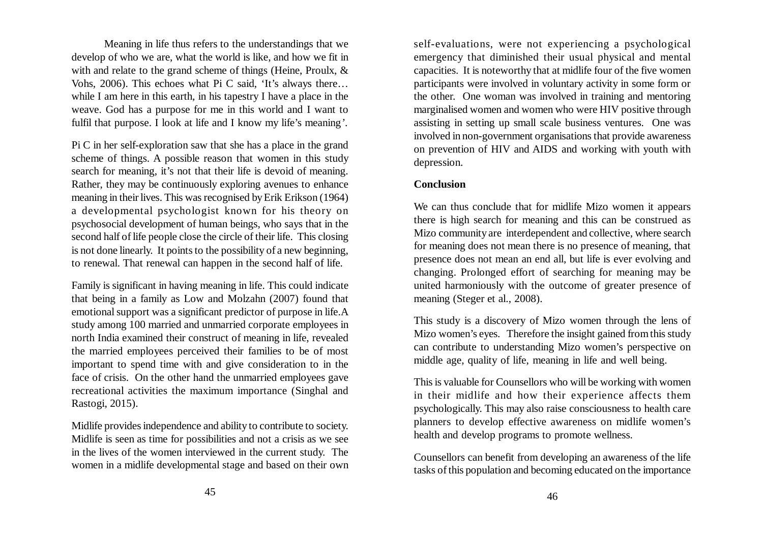Meaning in life thus refers to the understandings that we develop of who we are, what the world is like, and how we fit in with and relate to the grand scheme of things (Heine, Proulx, & Vohs, 2006). This echoes what Pi C said, 'It's always there… while I am here in this earth, in his tapestry I have a place in the weave. God has a purpose for me in this world and I want to fulfil that purpose. I look at life and I know my life's meaning'.

Pi C in her self-exploration saw that she has a place in the grand scheme of things. A possible reason that women in this study search for meaning, it's not that their life is devoid of meaning. Rather, they may be continuously exploring avenues to enhance meaning in their lives. This was recognised by Erik Erikson (1964) a developmental psychologist known for his theory on psychosocial development of human beings, who says that in the second half of life people close the circle of their life. This closing is not done linearly. It points to the possibility of a new beginning, to renewal. That renewal can happen in the second half of life.

Family is significant in having meaning in life. This could indicate that being in a family as Low and Molzahn (2007) found that emotional support was a significant predictor of purpose in life.A study among 100 married and unmarried corporate employees in north India examined their construct of meaning in life, revealed the married employees perceived their families to be of most important to spend time with and give consideration to in the face of crisis. On the other hand the unmarried employees gave recreational activities the maximum importance (Singhal and Rastogi, 2015).

Midlife provides independence and ability to contribute to society. Midlife is seen as time for possibilities and not a crisis as we see in the lives of the women interviewed in the current study. The women in a midlife developmental stage and based on their own self-evaluations, were not experiencing a psychological emergency that diminished their usual physical and mental capacities. It is noteworthy that at midlife four of the five women participants were involved in voluntary activity in some form or the other. One woman was involved in training and mentoring marginalised women and women who were HIV positive through assisting in setting up small scale business ventures. One was involved in non-government organisations that provide awareness on prevention of HIV and AIDS and working with youth with depression.

**Conclusion**

We can thus conclude that for midlife Mizo women it appears there is high search for meaning and this can be construed as Mizo community are interdependent and collective, where search for meaning does not mean there is no presence of meaning, that presence does not mean an end all, but life is ever evolving and changing. Prolonged effort of searching for meaning may be united harmoniously with the outcome of greater presence of meaning (Steger et al., 2008).

This study is a discovery of Mizo women through the lens of Mizo women's eyes. Therefore the insight gained from this study can contribute to understanding Mizo women's perspective on middle age, quality of life, meaning in life and well being.

This is valuable for Counsellors who will be working with women in their midlife and how their experience affects them psychologically. This may also raise consciousness to health care planners to develop effective awareness on midlife women's health and develop programs to promote wellness.

Counsellors can benefit from developing an awareness of the life tasks of this population and becoming educated on the importance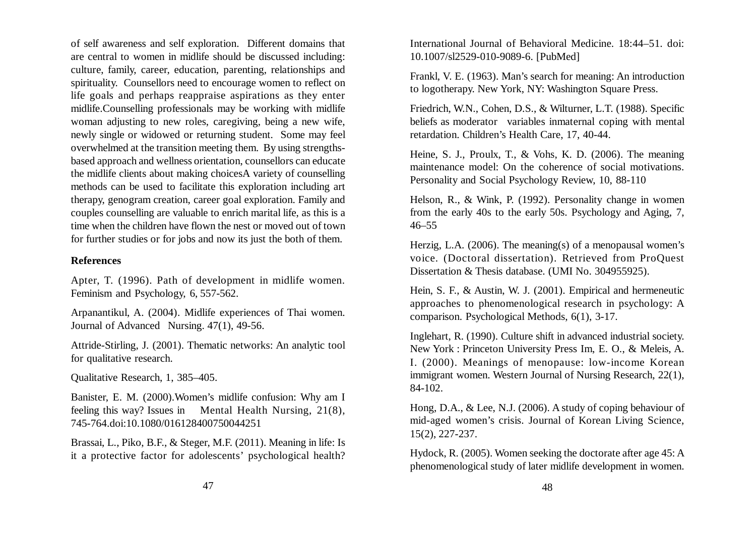of self awareness and self exploration. Different domains that are central to women in midlife should be discussed including: culture, family, career, education, parenting, relationships and spirituality. Counsellors need to encourage women to reflect on life goals and perhaps reappraise aspirations as they enter midlife.Counselling professionals may be working with midlife woman adjusting to new roles, caregiving, being a new wife, newly single or widowed or returning student. Some may feel overwhelmed at the transition meeting them. By using strengths-based approach and wellness orientation, counsellors can educate the midlife clients about making choicesA variety of counselling methods can be used to facilitate this exploration including art therapy, genogram creation, career goal exploration. Family and couples counselling are valuable to enrich marital life, as this is a time when the children have flown the nest or moved out of town for further studies or for jobs and now its just the both of them.

**References**

Apter, T. (1996). Path of development in midlife women. Feminism and Psychology, 6, 557-562.

Arpanantikul, A. (2004). Midlife experiences of Thai women. Journal of Advanced Nursing. 47(1), 49-56.

Attride-Stirling, J. (2001). Thematic networks: An analytic tool for qualitative research.

Qualitative Research, 1, 385–405.

Banister, E. M. (2000).Women's midlife confusion: Why am I feeling this way? Issues in Mental Health Nursing, 21(8), 745-764.doi:10.1080/016128400750044251

Brassai, L., Piko, B.F., & Steger, M.F. (2011). Meaning in life: Is it a protective factor for adolescents' psychological health? International Journal of Behavioral Medicine. 18:44–51. doi: 10.1007/sl2529-010-9089-6. [PubMed]

Frankl, V. E. (1963). Man's search for meaning: An introduction to logotherapy. New York, NY: Washington Square Press.

Friedrich, W.N., Cohen, D.S., & Wilturner, L.T. (1988). Specific beliefs as moderator variables inmaternal coping with mental retardation. Children's Health Care, 17, 40-44.

Heine, S. J., Proulx, T., & Vohs, K. D. (2006). The meaning maintenance model: On the coherence of social motivations. Personality and Social Psychology Review, 10, 88-110

Helson, R., & Wink, P. (1992). Personality change in women from the early 40s to the early 50s. Psychology and Aging, 7, 46–55

Herzig, L.A. (2006). The meaning(s) of a menopausal women's voice. (Doctoral dissertation). Retrieved from ProQuest Dissertation & Thesis database. (UMI No. 304955925).

Hein, S. F., & Austin, W. J. (2001). Empirical and hermeneutic approaches to phenomenological research in psychology: A comparison. Psychological Methods, 6(1), 3-17.

Inglehart, R. (1990). Culture shift in advanced industrial society. New York : Princeton University Press Im, E. O., & Meleis, A. I. (2000). Meanings of menopause: low-income Korean immigrant women. Western Journal of Nursing Research, 22(1), 84-102.

Hong, D.A., & Lee, N.J. (2006). A study of coping behaviour of mid-aged women's crisis. Journal of Korean Living Science, 15(2), 227-237.

Hydock, R. (2005). Women seeking the doctorate after age 45: A phenomenological study of later midlife development in women.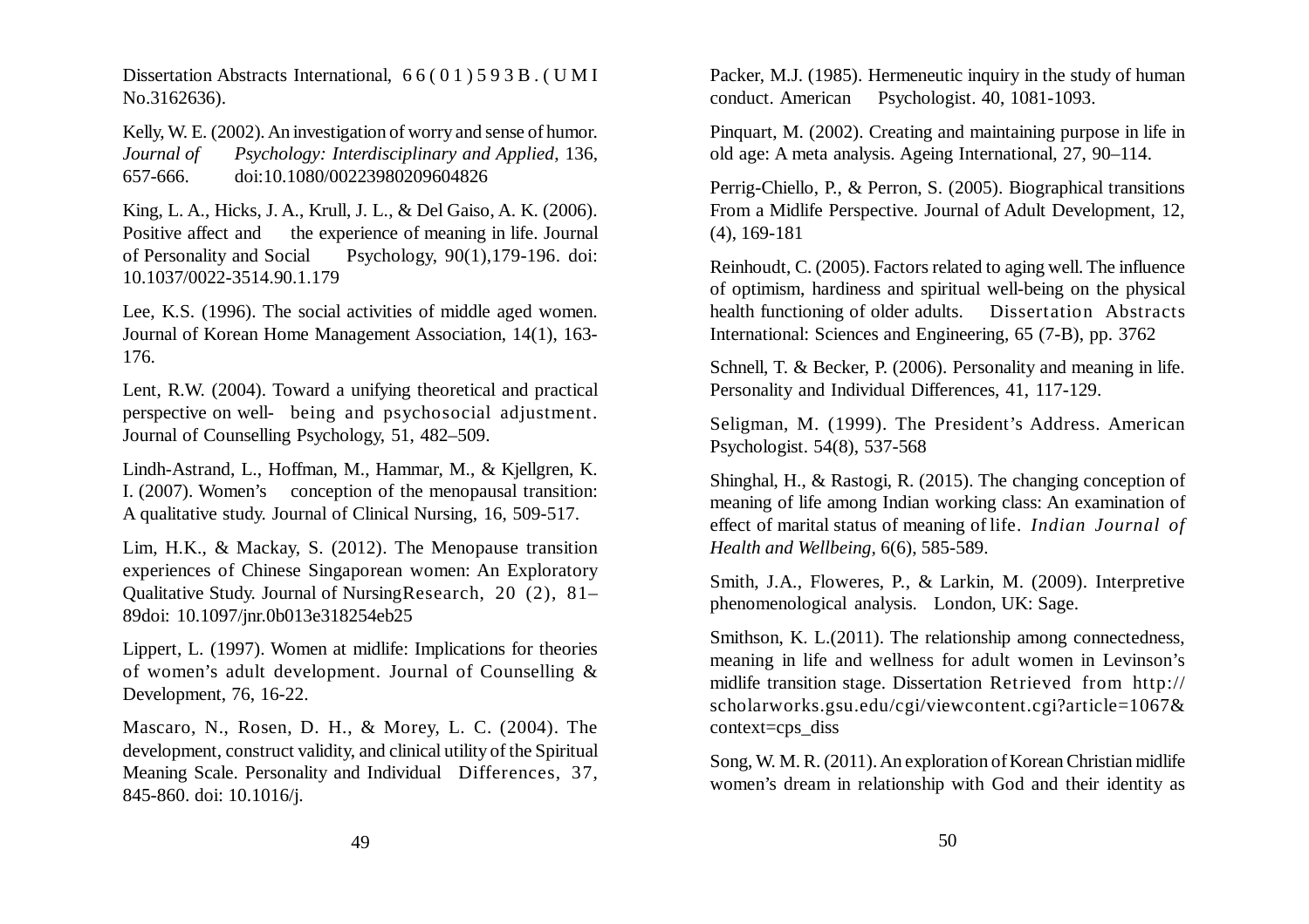Dissertation Abstracts International, 66(01)593B. (UMI No.3162636).

Kelly, W. E. (2002). An investigation of worry and sense of humor. *Journal of Psychology: Interdisciplinary and Applied*, 136, 657-666. doi:10.1080/00223980209604826

King, L. A., Hicks, J. A., Krull, J. L., & Del Gaiso, A. K. (2006). Positive affect and the experience of meaning in life. Journal of Personality and Social Psychology, 90(1),179-196. doi: 10.1037/0022-3514.90.1.179

Lee, K.S. (1996). The social activities of middle aged women. Journal of Korean Home Management Association, 14(1), 163-176.

Lent, R.W. (2004). Toward a unifying theoretical and practical perspective on well- being and psychosocial adjustment. Journal of Counselling Psychology, 51, 482–509.

Lindh-Astrand, L., Hoffman, M., Hammar, M., & Kjellgren, K. I. (2007). Women's conception of the menopausal transition: A qualitative study. Journal of Clinical Nursing, 16, 509-517.

Lim, H.K., & Mackay, S. (2012). The Menopause transition experiences of Chinese Singaporean women: An Exploratory Qualitative Study. Journal of NursingResearch, 20 (2), 81–89doi: 10.1097/jnr.0b013e318254eb25

Lippert, L. (1997). Women at midlife: Implications for theories of women's adult development. Journal of Counselling & Development, 76, 16-22.

Mascaro, N., Rosen, D. H., & Morey, L. C. (2004). The development, construct validity, and clinical utility of the Spiritual Meaning Scale. Personality and Individual Differences, 37, 845-860. doi: 10.1016/j.

Packer, M.J. (1985). Hermeneutic inquiry in the study of human conduct. American Psychologist. 40, 1081-1093.

Pinquart, M. (2002). Creating and maintaining purpose in life in old age: A meta analysis. Ageing International, 27, 90–114.

Perrig-Chiello, P., & Perron, S. (2005). Biographical transitions From a Midlife Perspective. Journal of Adult Development, 12, (4), 169-181

Reinhoudt, C. (2005). Factors related to aging well. The influence of optimism, hardiness and spiritual well-being on the physical health functioning of older adults. Dissertation Abstracts International: Sciences and Engineering, 65 (7-B), pp. 3762

Schnell, T. & Becker, P. (2006). Personality and meaning in life. Personality and Individual Differences, 41, 117-129.

Seligman, M. (1999). The President's Address. American Psychologist. 54(8), 537-568

Shinghal, H., & Rastogi, R. (2015). The changing conception of meaning of life among Indian working class: An examination of effect of marital status of meaning of life. *Indian Journal of Health and Wellbeing*, 6(6), 585-589.

Smith, J.A., Floweres, P., & Larkin, M. (2009). Interpretive phenomenological analysis. London, UK: Sage.

Smithson, K. L.(2011). The relationship among connectedness, meaning in life and wellness for adult women in Levinson's midlife transition stage. Dissertation Retrieved from http://scholarworks.gsu.edu/cgi/viewcontent.cgi?article=1067&context=cps_diss

Song, W. M. R. (2011). An exploration of Korean Christian midlife women's dream in relationship with God and their identity as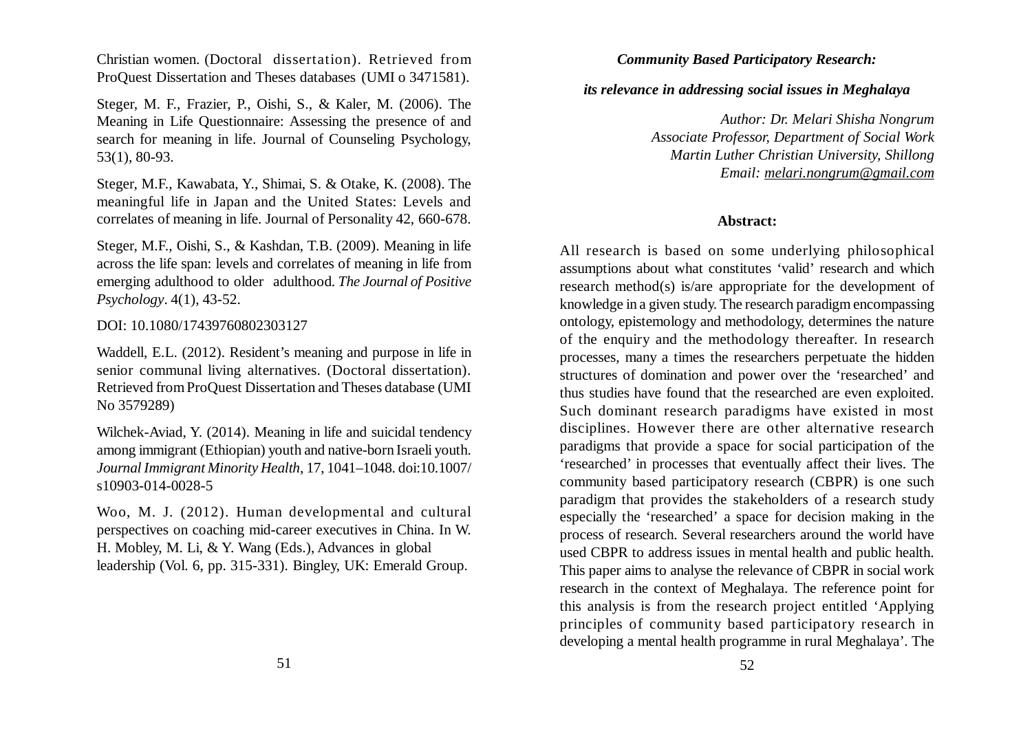Christian women. (Doctoral dissertation). Retrieved from ProQuest Dissertation and Theses databases (UMI o 3471581).

Steger, M. F., Frazier, P., Oishi, S., & Kaler, M. (2006). The Meaning in Life Questionnaire: Assessing the presence of and search for meaning in life. Journal of Counseling Psychology, 53(1), 80-93.

Steger, M.F., Kawabata, Y., Shimai, S. & Otake, K. (2008). The meaningful life in Japan and the United States: Levels and correlates of meaning in life. Journal of Personality 42, 660-678.

Steger, M.F., Oishi, S., & Kashdan, T.B. (2009). Meaning in life across the life span: levels and correlates of meaning in life from emerging adulthood to older adulthood. *The Journal of Positive Psychology*. 4(1), 43-52.

DOI: 10.1080/17439760802303127

Waddell, E.L. (2012). Resident's meaning and purpose in life in senior communal living alternatives. (Doctoral dissertation). Retrieved from ProQuest Dissertation and Theses database (UMI No 3579289)

Wilchek-Aviad, Y. (2014). Meaning in life and suicidal tendency among immigrant (Ethiopian) youth and native-born Israeli youth. *Journal Immigrant Minority Health*, 17, 1041–1048. doi:10.1007/s10903-014-0028-5

Woo, M. J. (2012). Human developmental and cultural perspectives on coaching mid-career executives in China. In W. H. Mobley, M. Li, & Y. Wang (Eds.), Advances in global leadership (Vol. 6, pp. 315-331). Bingley, UK: Emerald Group.

# *Community Based Participatory Research: its relevance in addressing social issues in Meghalaya*

*Author: Dr. Melari Shisha Nongrum*
*Associate Professor, Department of Social Work*
*Martin Luther Christian University, Shillong*
*Email: melari.nongrum@gmail.com*

**Abstract:**

All research is based on some underlying philosophical assumptions about what constitutes 'valid' research and which research method(s) is/are appropriate for the development of knowledge in a given study. The research paradigm encompassing ontology, epistemology and methodology, determines the nature of the enquiry and the methodology thereafter. In research processes, many a times the researchers perpetuate the hidden structures of domination and power over the 'researched' and thus studies have found that the researched are even exploited. Such dominant research paradigms have existed in most disciplines. However there are other alternative research paradigms that provide a space for social participation of the 'researched' in processes that eventually affect their lives. The community based participatory research (CBPR) is one such paradigm that provides the stakeholders of a research study especially the 'researched' a space for decision making in the process of research. Several researchers around the world have used CBPR to address issues in mental health and public health. This paper aims to analyse the relevance of CBPR in social work research in the context of Meghalaya. The reference point for this analysis is from the research project entitled 'Applying principles of community based participatory research in developing a mental health programme in rural Meghalaya'. The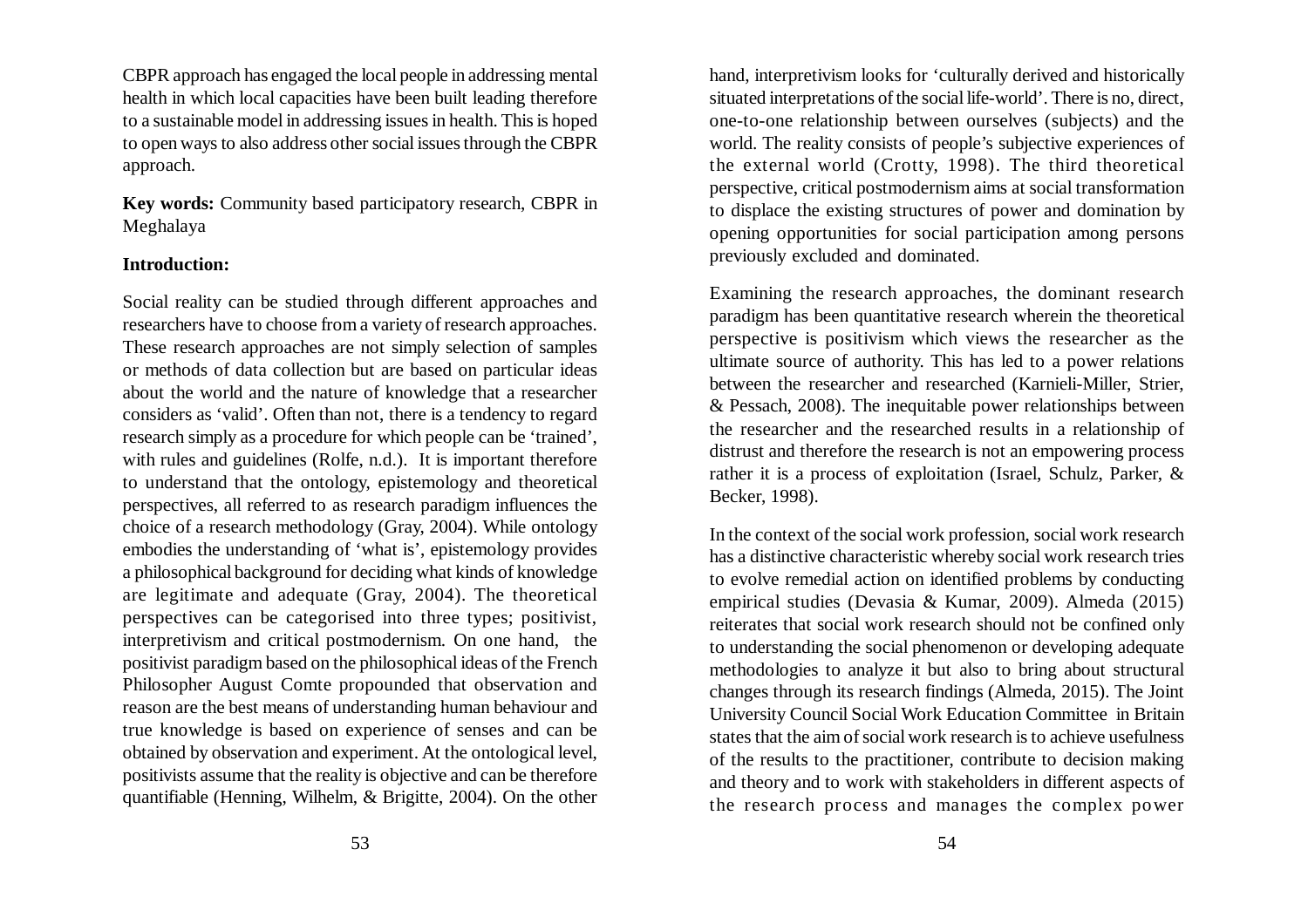CBPR approach has engaged the local people in addressing mental health in which local capacities have been built leading therefore to a sustainable model in addressing issues in health. This is hoped to open ways to also address other social issues through the CBPR approach.

**Key words:** Community based participatory research, CBPR in Meghalaya

**Introduction:**

Social reality can be studied through different approaches and researchers have to choose from a variety of research approaches. These research approaches are not simply selection of samples or methods of data collection but are based on particular ideas about the world and the nature of knowledge that a researcher considers as 'valid'. Often than not, there is a tendency to regard research simply as a procedure for which people can be 'trained', with rules and guidelines (Rolfe, n.d.). It is important therefore to understand that the ontology, epistemology and theoretical perspectives, all referred to as research paradigm influences the choice of a research methodology (Gray, 2004). While ontology embodies the understanding of 'what is', epistemology provides a philosophical background for deciding what kinds of knowledge are legitimate and adequate (Gray, 2004). The theoretical perspectives can be categorised into three types; positivist, interpretivism and critical postmodernism. On one hand, the positivist paradigm based on the philosophical ideas of the French Philosopher August Comte propounded that observation and reason are the best means of understanding human behaviour and true knowledge is based on experience of senses and can be obtained by observation and experiment. At the ontological level, positivists assume that the reality is objective and can be therefore quantifiable (Henning, Wilhelm, & Brigitte, 2004). On the other hand, interpretivism looks for 'culturally derived and historically situated interpretations of the social life-world'. There is no, direct, one-to-one relationship between ourselves (subjects) and the world. The reality consists of people's subjective experiences of the external world (Crotty, 1998). The third theoretical perspective, critical postmodernism aims at social transformation to displace the existing structures of power and domination by opening opportunities for social participation among persons previously excluded and dominated.

Examining the research approaches, the dominant research paradigm has been quantitative research wherein the theoretical perspective is positivism which views the researcher as the ultimate source of authority. This has led to a power relations between the researcher and researched (Karnieli-Miller, Strier, & Pessach, 2008). The inequitable power relationships between the researcher and the researched results in a relationship of distrust and therefore the research is not an empowering process rather it is a process of exploitation (Israel, Schulz, Parker, & Becker, 1998).

In the context of the social work profession, social work research has a distinctive characteristic whereby social work research tries to evolve remedial action on identified problems by conducting empirical studies (Devasia & Kumar, 2009). Almeda (2015) reiterates that social work research should not be confined only to understanding the social phenomenon or developing adequate methodologies to analyze it but also to bring about structural changes through its research findings (Almeda, 2015). The Joint University Council Social Work Education Committee in Britain states that the aim of social work research is to achieve usefulness of the results to the practitioner, contribute to decision making and theory and to work with stakeholders in different aspects of the research process and manages the complex power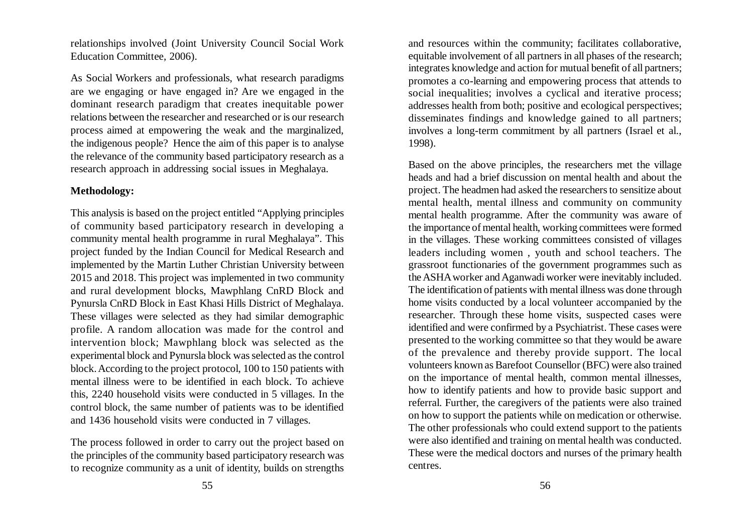relationships involved (Joint University Council Social Work Education Committee, 2006).

As Social Workers and professionals, what research paradigms are we engaging or have engaged in? Are we engaged in the dominant research paradigm that creates inequitable power relations between the researcher and researched or is our research process aimed at empowering the weak and the marginalized, the indigenous people? Hence the aim of this paper is to analyse the relevance of the community based participatory research as a research approach in addressing social issues in Meghalaya.

**Methodology:**

This analysis is based on the project entitled "Applying principles of community based participatory research in developing a community mental health programme in rural Meghalaya". This project funded by the Indian Council for Medical Research and implemented by the Martin Luther Christian University between 2015 and 2018. This project was implemented in two community and rural development blocks, Mawphlang CnRD Block and Pynursla CnRD Block in East Khasi Hills District of Meghalaya. These villages were selected as they had similar demographic profile. A random allocation was made for the control and intervention block; Mawphlang block was selected as the experimental block and Pynursla block was selected as the control block. According to the project protocol, 100 to 150 patients with mental illness were to be identified in each block. To achieve this, 2240 household visits were conducted in 5 villages. In the control block, the same number of patients was to be identified and 1436 household visits were conducted in 7 villages.

The process followed in order to carry out the project based on the principles of the community based participatory research was to recognize community as a unit of identity, builds on strengths and resources within the community; facilitates collaborative, equitable involvement of all partners in all phases of the research; integrates knowledge and action for mutual benefit of all partners; promotes a co-learning and empowering process that attends to social inequalities; involves a cyclical and iterative process; addresses health from both; positive and ecological perspectives; disseminates findings and knowledge gained to all partners; involves a long-term commitment by all partners (Israel et al., 1998).

Based on the above principles, the researchers met the village heads and had a brief discussion on mental health and about the project. The headmen had asked the researchers to sensitize about mental health, mental illness and community on community mental health programme. After the community was aware of the importance of mental health, working committees were formed in the villages. These working committees consisted of villages leaders including women , youth and school teachers. The grassroot functionaries of the government programmes such as the ASHA worker and Aganwadi worker were inevitably included. The identification of patients with mental illness was done through home visits conducted by a local volunteer accompanied by the researcher. Through these home visits, suspected cases were identified and were confirmed by a Psychiatrist. These cases were presented to the working committee so that they would be aware of the prevalence and thereby provide support. The local volunteers known as Barefoot Counsellor (BFC) were also trained on the importance of mental health, common mental illnesses, how to identify patients and how to provide basic support and referral. Further, the caregivers of the patients were also trained on how to support the patients while on medication or otherwise. The other professionals who could extend support to the patients were also identified and training on mental health was conducted. These were the medical doctors and nurses of the primary health centres.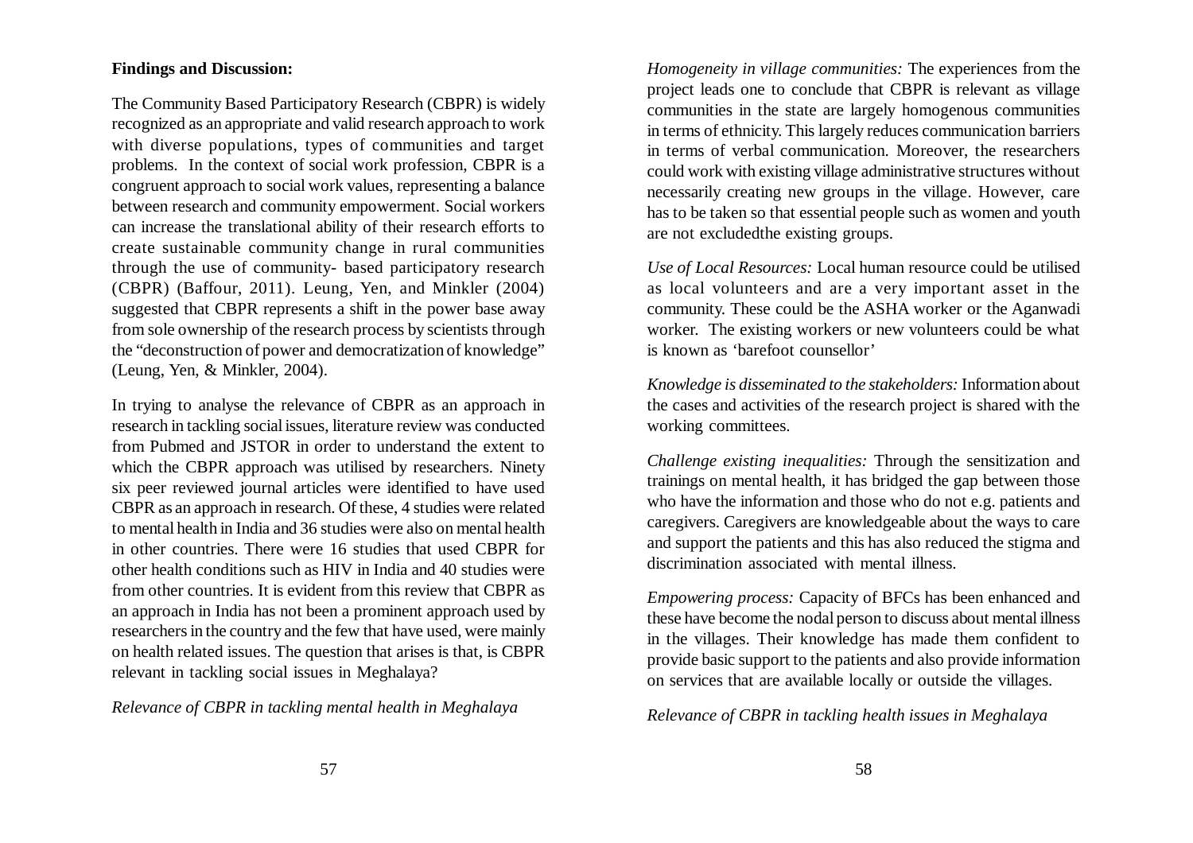**Findings and Discussion:**

The Community Based Participatory Research (CBPR) is widely recognized as an appropriate and valid research approach to work with diverse populations, types of communities and target problems. In the context of social work profession, CBPR is a congruent approach to social work values, representing a balance between research and community empowerment. Social workers can increase the translational ability of their research efforts to create sustainable community change in rural communities through the use of community- based participatory research (CBPR) (Baffour, 2011). Leung, Yen, and Minkler (2004) suggested that CBPR represents a shift in the power base away from sole ownership of the research process by scientists through the "deconstruction of power and democratization of knowledge" (Leung, Yen, & Minkler, 2004).

In trying to analyse the relevance of CBPR as an approach in research in tackling social issues, literature review was conducted from Pubmed and JSTOR in order to understand the extent to which the CBPR approach was utilised by researchers. Ninety six peer reviewed journal articles were identified to have used CBPR as an approach in research. Of these, 4 studies were related to mental health in India and 36 studies were also on mental health in other countries. There were 16 studies that used CBPR for other health conditions such as HIV in India and 40 studies were from other countries. It is evident from this review that CBPR as an approach in India has not been a prominent approach used by researchers in the country and the few that have used, were mainly on health related issues. The question that arises is that, is CBPR relevant in tackling social issues in Meghalaya?

*Relevance of CBPR in tackling mental health in Meghalaya*

*Homogeneity in village communities:* The experiences from the project leads one to conclude that CBPR is relevant as village communities in the state are largely homogenous communities in terms of ethnicity. This largely reduces communication barriers in terms of verbal communication. Moreover, the researchers could work with existing village administrative structures without necessarily creating new groups in the village. However, care has to be taken so that essential people such as women and youth are not excludedthe existing groups.

*Use of Local Resources:* Local human resource could be utilised as local volunteers and are a very important asset in the community. These could be the ASHA worker or the Aganwadi worker. The existing workers or new volunteers could be what is known as 'barefoot counsellor'

*Knowledge is disseminated to the stakeholders:* Information about the cases and activities of the research project is shared with the working committees.

*Challenge existing inequalities:* Through the sensitization and trainings on mental health, it has bridged the gap between those who have the information and those who do not e.g. patients and caregivers. Caregivers are knowledgeable about the ways to care and support the patients and this has also reduced the stigma and discrimination associated with mental illness.

*Empowering process:* Capacity of BFCs has been enhanced and these have become the nodal person to discuss about mental illness in the villages. Their knowledge has made them confident to provide basic support to the patients and also provide information on services that are available locally or outside the villages.

*Relevance of CBPR in tackling health issues in Meghalaya*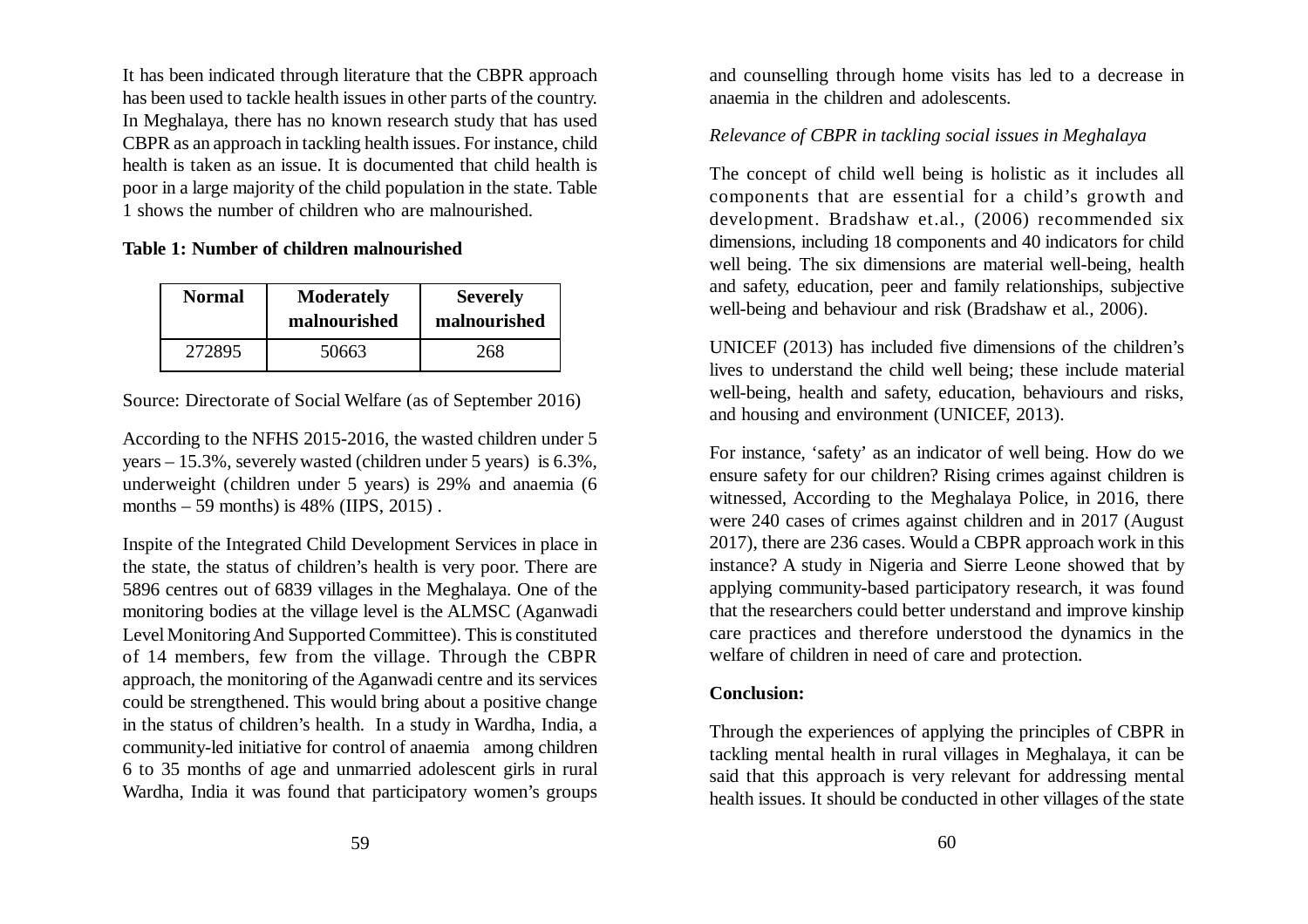It has been indicated through literature that the CBPR approach has been used to tackle health issues in other parts of the country. In Meghalaya, there has no known research study that has used CBPR as an approach in tackling health issues. For instance, child health is taken as an issue. It is documented that child health is poor in a large majority of the child population in the state. Table 1 shows the number of children who are malnourished.

**Table 1: Number of children malnourished**

| Normal | Moderately malnourished | Severely malnourished |
|---|---|---|
| 272895 | 50663 | 268 |

Source: Directorate of Social Welfare (as of September 2016)

According to the NFHS 2015-2016, the wasted children under 5 years – 15.3%, severely wasted (children under 5 years) is 6.3%, underweight (children under 5 years) is 29% and anaemia (6 months – 59 months) is 48% (IIPS, 2015) .

Inspite of the Integrated Child Development Services in place in the state, the status of children's health is very poor. There are 5896 centres out of 6839 villages in the Meghalaya. One of the monitoring bodies at the village level is the ALMSC (Aganwadi Level Monitoring And Supported Committee). This is constituted of 14 members, few from the village. Through the CBPR approach, the monitoring of the Aganwadi centre and its services could be strengthened. This would bring about a positive change in the status of children's health. In a study in Wardha, India, a community-led initiative for control of anaemia among children 6 to 35 months of age and unmarried adolescent girls in rural Wardha, India it was found that participatory women's groups and counselling through home visits has led to a decrease in anaemia in the children and adolescents.

*Relevance of CBPR in tackling social issues in Meghalaya*

The concept of child well being is holistic as it includes all components that are essential for a child's growth and development. Bradshaw et.al., (2006) recommended six dimensions, including 18 components and 40 indicators for child well being. The six dimensions are material well-being, health and safety, education, peer and family relationships, subjective well-being and behaviour and risk (Bradshaw et al., 2006).

UNICEF (2013) has included five dimensions of the children's lives to understand the child well being; these include material well-being, health and safety, education, behaviours and risks, and housing and environment (UNICEF, 2013).

For instance, 'safety' as an indicator of well being. How do we ensure safety for our children? Rising crimes against children is witnessed, According to the Meghalaya Police, in 2016, there were 240 cases of crimes against children and in 2017 (August 2017), there are 236 cases. Would a CBPR approach work in this instance? A study in Nigeria and Sierre Leone showed that by applying community-based participatory research, it was found that the researchers could better understand and improve kinship care practices and therefore understood the dynamics in the welfare of children in need of care and protection.

**Conclusion:**

Through the experiences of applying the principles of CBPR in tackling mental health in rural villages in Meghalaya, it can be said that this approach is very relevant for addressing mental health issues. It should be conducted in other villages of the state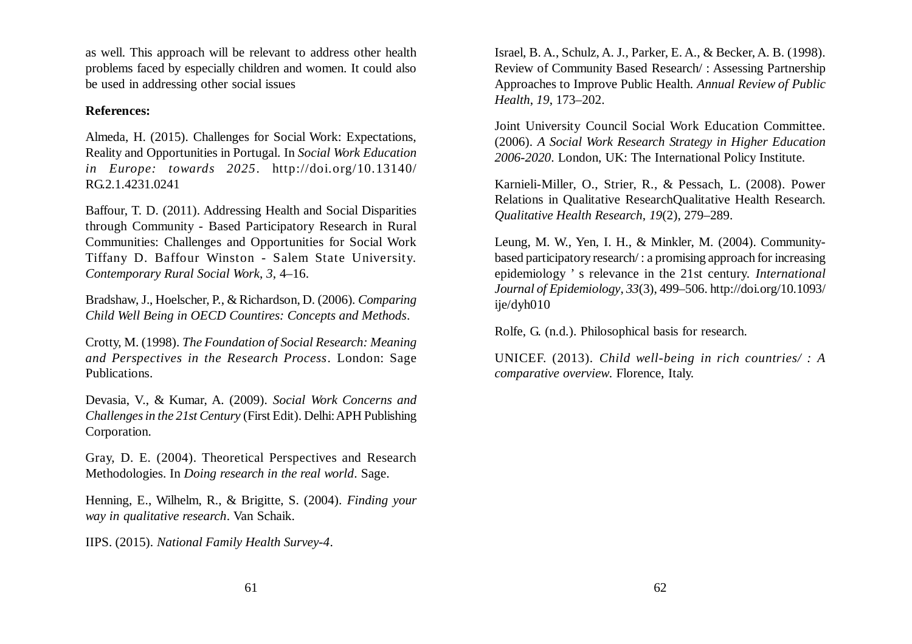as well. This approach will be relevant to address other health problems faced by especially children and women. It could also be used in addressing other social issues

**References:**

Almeda, H. (2015). Challenges for Social Work: Expectations, Reality and Opportunities in Portugal. In *Social Work Education in Europe: towards 2025*. http://doi.org/10.13140/RG.2.1.4231.0241

Baffour, T. D. (2011). Addressing Health and Social Disparities through Community - Based Participatory Research in Rural Communities: Challenges and Opportunities for Social Work Tiffany D. Baffour Winston - Salem State University. *Contemporary Rural Social Work*, *3*, 4–16.

Bradshaw, J., Hoelscher, P., & Richardson, D. (2006). *Comparing Child Well Being in OECD Countires: Concepts and Methods*.

Crotty, M. (1998). *The Foundation of Social Research: Meaning and Perspectives in the Research Process*. London: Sage Publications.

Devasia, V., & Kumar, A. (2009). *Social Work Concerns and Challenges in the 21st Century* (First Edit). Delhi: APH Publishing Corporation.

Gray, D. E. (2004). Theoretical Perspectives and Research Methodologies. In *Doing research in the real world*. Sage.

Henning, E., Wilhelm, R., & Brigitte, S. (2004). *Finding your way in qualitative research*. Van Schaik.

IIPS. (2015). *National Family Health Survey-4*.

Israel, B. A., Schulz, A. J., Parker, E. A., & Becker, A. B. (1998). Review of Community Based Research/ : Assessing Partnership Approaches to Improve Public Health. *Annual Review of Public Health*, *19*, 173–202.

Joint University Council Social Work Education Committee. (2006). *A Social Work Research Strategy in Higher Education 2006-2020*. London, UK: The International Policy Institute.

Karnieli-Miller, O., Strier, R., & Pessach, L. (2008). Power Relations in Qualitative ResearchQualitative Health Research. *Qualitative Health Research*, *19*(2), 279–289.

Leung, M. W., Yen, I. H., & Minkler, M. (2004). Community-based participatory research/ : a promising approach for increasing epidemiology ' s relevance in the 21st century. *International Journal of Epidemiology*, *33*(3), 499–506. http://doi.org/10.1093/ije/dyh010

Rolfe, G. (n.d.). Philosophical basis for research.

UNICEF. (2013). *Child well-being in rich countries/ : A comparative overview*. Florence, Italy.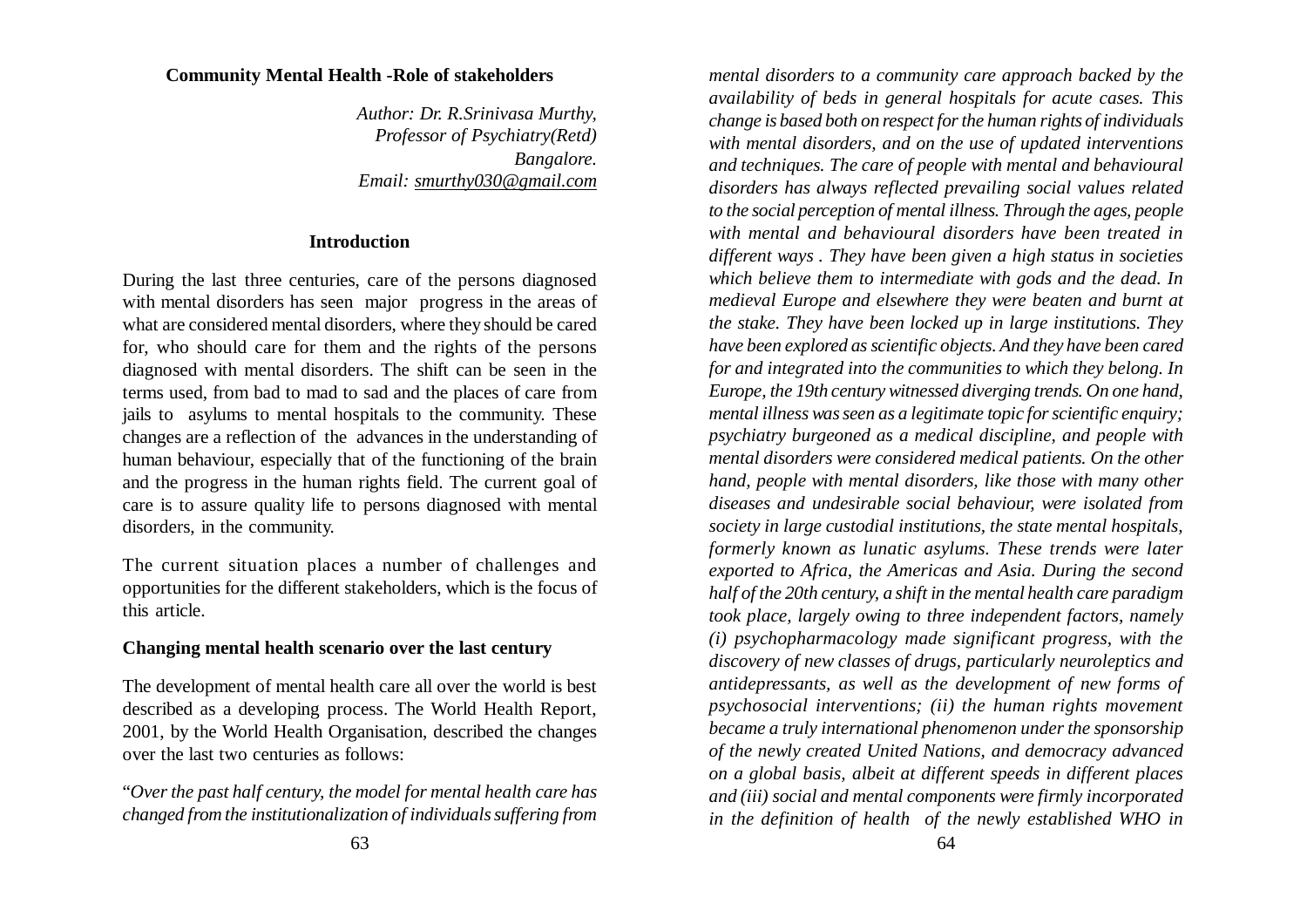## Community Mental Health -Role of stakeholders

*Author: Dr. R.Srinivasa Murthy,*
*Professor of Psychiatry(Retd)*
*Bangalore.*
*Email: smurthy030@gmail.com*

### Introduction

During the last three centuries, care of the persons diagnosed with mental disorders has seen major progress in the areas of what are considered mental disorders, where they should be cared for, who should care for them and the rights of the persons diagnosed with mental disorders. The shift can be seen in the terms used, from bad to mad to sad and the places of care from jails to asylums to mental hospitals to the community. These changes are a reflection of the advances in the understanding of human behaviour, especially that of the functioning of the brain and the progress in the human rights field. The current goal of care is to assure quality life to persons diagnosed with mental disorders, in the community.

The current situation places a number of challenges and opportunities for the different stakeholders, which is the focus of this article.

### Changing mental health scenario over the last century

The development of mental health care all over the world is best described as a developing process. The World Health Report, 2001, by the World Health Organisation, described the changes over the last two centuries as follows:

"*Over the past half century, the model for mental health care has changed from the institutionalization of individuals suffering from mental disorders to a community care approach backed by the availability of beds in general hospitals for acute cases. This change is based both on respect for the human rights of individuals with mental disorders, and on the use of updated interventions and techniques. The care of people with mental and behavioural disorders has always reflected prevailing social values related to the social perception of mental illness. Through the ages, people with mental and behavioural disorders have been treated in different ways . They have been given a high status in societies which believe them to intermediate with gods and the dead. In medieval Europe and elsewhere they were beaten and burnt at the stake. They have been locked up in large institutions. They have been explored as scientific objects. And they have been cared for and integrated into the communities to which they belong. In Europe, the 19th century witnessed diverging trends. On one hand, mental illness was seen as a legitimate topic for scientific enquiry; psychiatry burgeoned as a medical discipline, and people with mental disorders were considered medical patients. On the other hand, people with mental disorders, like those with many other diseases and undesirable social behaviour, were isolated from society in large custodial institutions, the state mental hospitals, formerly known as lunatic asylums. These trends were later exported to Africa, the Americas and Asia. During the second half of the 20th century, a shift in the mental health care paradigm took place, largely owing to three independent factors, namely (i) psychopharmacology made significant progress, with the discovery of new classes of drugs, particularly neuroleptics and antidepressants, as well as the development of new forms of psychosocial interventions; (ii) the human rights movement became a truly international phenomenon under the sponsorship of the newly created United Nations, and democracy advanced on a global basis, albeit at different speeds in different places and (iii) social and mental components were firmly incorporated in the definition of health of the newly established WHO in*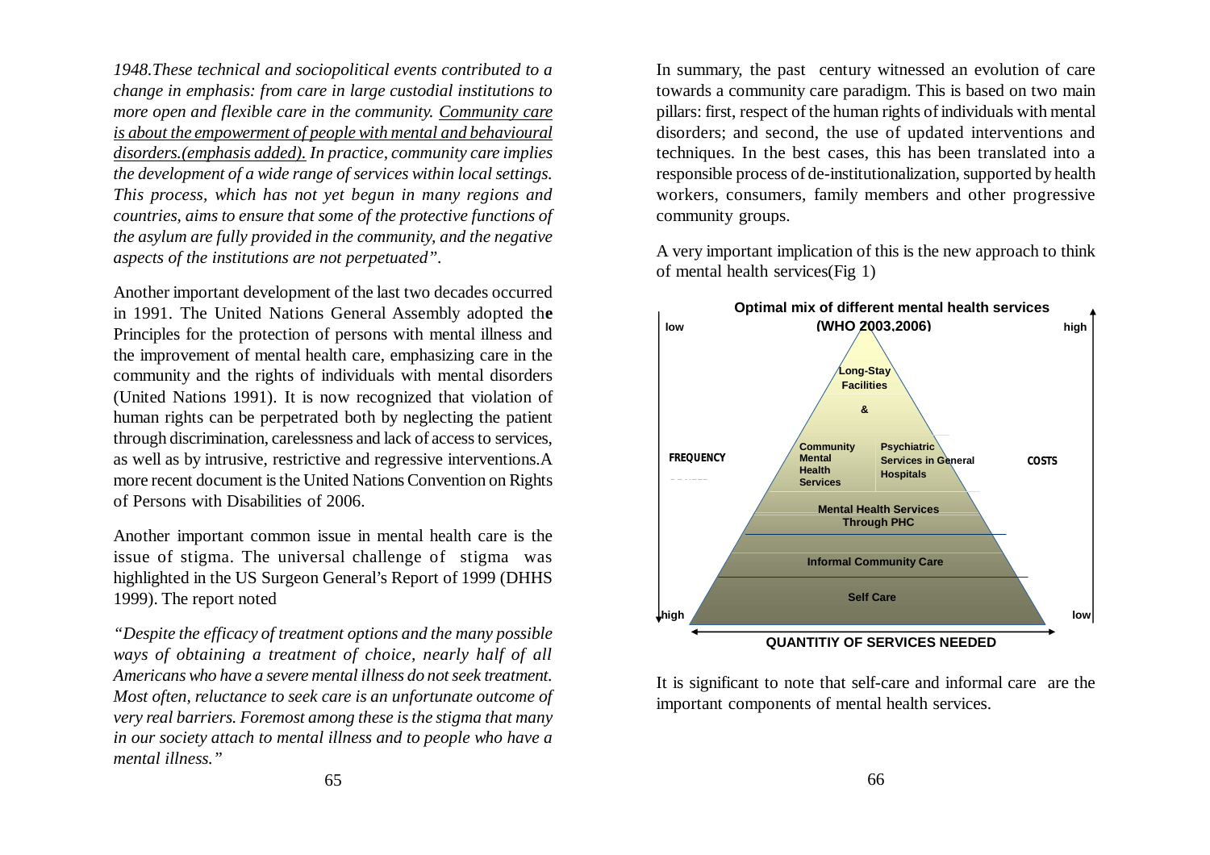*1948.These technical and sociopolitical events contributed to a change in emphasis: from care in large custodial institutions to more open and flexible care in the community. <u>Community care is about the empowerment of people with mental and behavioural disorders.(emphasis added).</u> In practice, community care implies the development of a wide range of services within local settings. This process, which has not yet begun in many regions and countries, aims to ensure that some of the protective functions of the asylum are fully provided in the community, and the negative aspects of the institutions are not perpetuated".*

Another important development of the last two decades occurred in 1991. The United Nations General Assembly adopted the Principles for the protection of persons with mental illness and the improvement of mental health care, emphasizing care in the community and the rights of individuals with mental disorders (United Nations 1991). It is now recognized that violation of human rights can be perpetrated both by neglecting the patient through discrimination, carelessness and lack of access to services, as well as by intrusive, restrictive and regressive interventions.A more recent document is the United Nations Convention on Rights of Persons with Disabilities of 2006.

Another important common issue in mental health care is the issue of stigma. The universal challenge of stigma was highlighted in the US Surgeon General's Report of 1999 (DHHS 1999). The report noted

*"Despite the efficacy of treatment options and the many possible ways of obtaining a treatment of choice, nearly half of all Americans who have a severe mental illness do not seek treatment. Most often, reluctance to seek care is an unfortunate outcome of very real barriers. Foremost among these is the stigma that many in our society attach to mental illness and to people who have a mental illness."*

In summary, the past century witnessed an evolution of care towards a community care paradigm. This is based on two main pillars: first, respect of the human rights of individuals with mental disorders; and second, the use of updated interventions and techniques. In the best cases, this has been translated into a responsible process of de-institutionalization, supported by health workers, consumers, family members and other progressive community groups.

A very important implication of this is the new approach to think of mental health services(Fig 1)

**Optimal mix of different mental health services (WHO 2003,2006)**

(Pyramid, from top to bottom; FREQUENCY: low at top to high at bottom; COSTS: high at top to low at bottom)

- Long-Stay Facilities & Psychiatric Services in General Hospitals
- Community Mental Health Services
- Mental Health Services Through PHC
- Informal Community Care
- Self Care

QUANTITIY OF SERVICES NEEDED

It is significant to note that self-care and informal care are the important components of mental health services.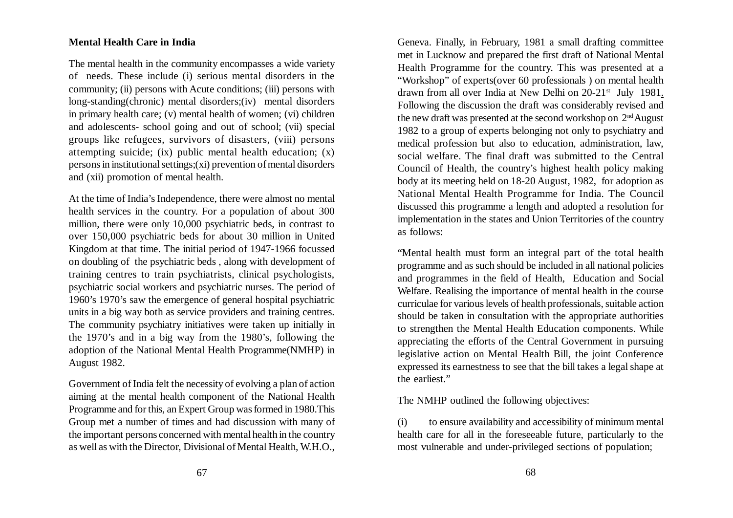**Mental Health Care in India**

The mental health in the community encompasses a wide variety of needs. These include (i) serious mental disorders in the community; (ii) persons with Acute conditions; (iii) persons with long-standing(chronic) mental disorders;(iv) mental disorders in primary health care; (v) mental health of women; (vi) children and adolescents- school going and out of school; (vii) special groups like refugees, survivors of disasters, (viii) persons attempting suicide; (ix) public mental health education; (x) persons in institutional settings;(xi) prevention of mental disorders and (xii) promotion of mental health.

At the time of India's Independence, there were almost no mental health services in the country. For a population of about 300 million, there were only 10,000 psychiatric beds, in contrast to over 150,000 psychiatric beds for about 30 million in United Kingdom at that time. The initial period of 1947-1966 focussed on doubling of the psychiatric beds , along with development of training centres to train psychiatrists, clinical psychologists, psychiatric social workers and psychiatric nurses. The period of 1960's 1970's saw the emergence of general hospital psychiatric units in a big way both as service providers and training centres. The community psychiatry initiatives were taken up initially in the 1970's and in a big way from the 1980's, following the adoption of the National Mental Health Programme(NMHP) in August 1982.

Government of India felt the necessity of evolving a plan of action aiming at the mental health component of the National Health Programme and for this, an Expert Group was formed in 1980.This Group met a number of times and had discussion with many of the important persons concerned with mental health in the country as well as with the Director, Divisional of Mental Health, W.H.O., Geneva. Finally, in February, 1981 a small drafting committee met in Lucknow and prepared the first draft of National Mental Health Programme for the country. This was presented at a "Workshop" of experts(over 60 professionals ) on mental health drawn from all over India at New Delhi on 20-21st July 1981. Following the discussion the draft was considerably revised and the new draft was presented at the second workshop on 2nd August 1982 to a group of experts belonging not only to psychiatry and medical profession but also to education, administration, law, social welfare. The final draft was submitted to the Central Council of Health, the country's highest health policy making body at its meeting held on 18-20 August, 1982, for adoption as National Mental Health Programme for India. The Council discussed this programme a length and adopted a resolution for implementation in the states and Union Territories of the country as follows:

"Mental health must form an integral part of the total health programme and as such should be included in all national policies and programmes in the field of Health, Education and Social Welfare. Realising the importance of mental health in the course curriculae for various levels of health professionals, suitable action should be taken in consultation with the appropriate authorities to strengthen the Mental Health Education components. While appreciating the efforts of the Central Government in pursuing legislative action on Mental Health Bill, the joint Conference expressed its earnestness to see that the bill takes a legal shape at the earliest."

The NMHP outlined the following objectives:

(i) to ensure availability and accessibility of minimum mental health care for all in the foreseeable future, particularly to the most vulnerable and under-privileged sections of population;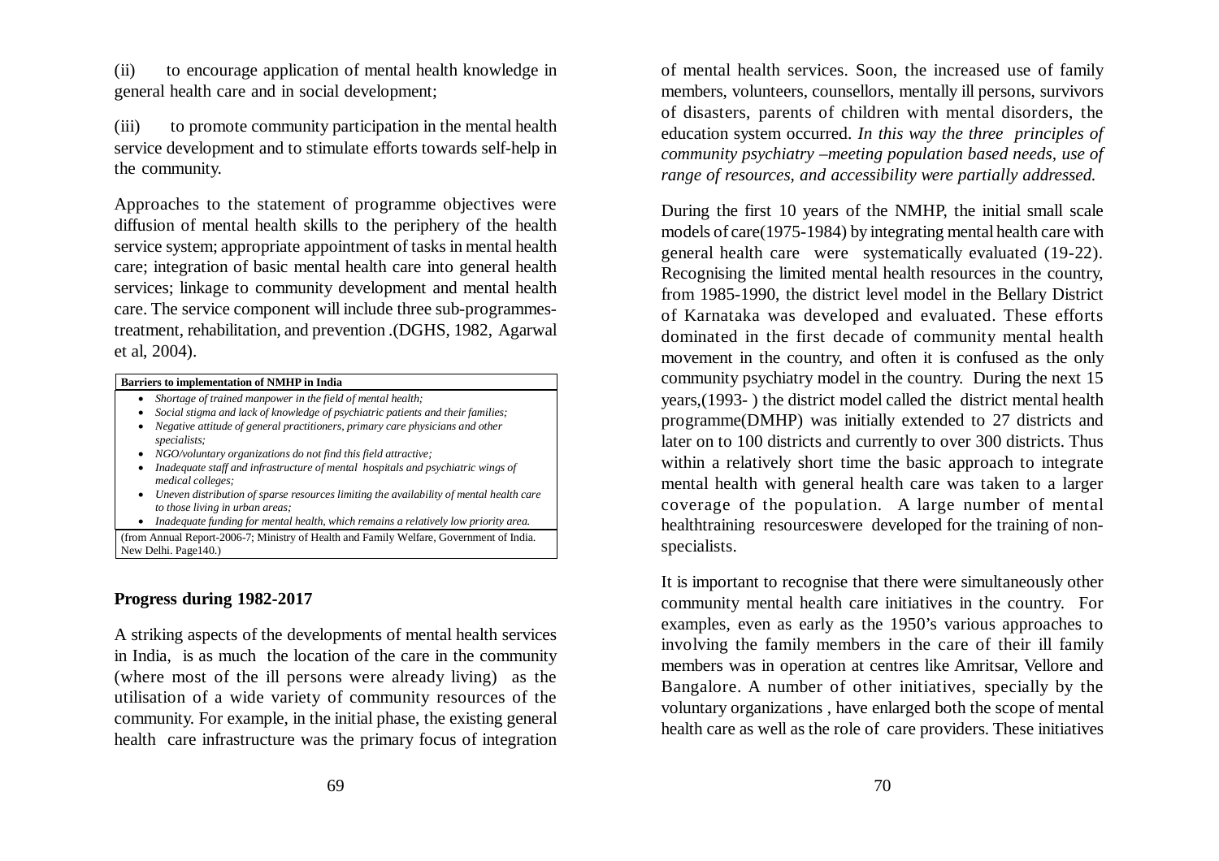(ii) to encourage application of mental health knowledge in general health care and in social development;

(iii) to promote community participation in the mental health service development and to stimulate efforts towards self-help in the community.

Approaches to the statement of programme objectives were diffusion of mental health skills to the periphery of the health service system; appropriate appointment of tasks in mental health care; integration of basic mental health care into general health services; linkage to community development and mental health care. The service component will include three sub-programmes-treatment, rehabilitation, and prevention .(DGHS, 1982, Agarwal et al, 2004).

| **Barriers to implementation of NMHP in India** |
| --- |
| • *Shortage of trained manpower in the field of mental health;*<br>• *Social stigma and lack of knowledge of psychiatric patients and their families;*<br>• *Negative attitude of general practitioners, primary care physicians and other specialists;*<br>• *NGO/voluntary organizations do not find this field attractive;*<br>• *Inadequate staff and infrastructure of mental hospitals and psychiatric wings of medical colleges;*<br>• *Uneven distribution of sparse resources limiting the availability of mental health care to those living in urban areas;*<br>• *Inadequate funding for mental health, which remains a relatively low priority area.* |
| (from Annual Report-2006-7; Ministry of Health and Family Welfare, Government of India. New Delhi. Page140.) |

**Progress during 1982-2017**

A striking aspects of the developments of mental health services in India, is as much the location of the care in the community (where most of the ill persons were already living) as the utilisation of a wide variety of community resources of the community. For example, in the initial phase, the existing general health care infrastructure was the primary focus of integration of mental health services. Soon, the increased use of family members, volunteers, counsellors, mentally ill persons, survivors of disasters, parents of children with mental disorders, the education system occurred. *In this way the three principles of community psychiatry –meeting population based needs, use of range of resources, and accessibility were partially addressed.*

During the first 10 years of the NMHP, the initial small scale models of care(1975-1984) by integrating mental health care with general health care were systematically evaluated (19-22). Recognising the limited mental health resources in the country, from 1985-1990, the district level model in the Bellary District of Karnataka was developed and evaluated. These efforts dominated in the first decade of community mental health movement in the country, and often it is confused as the only community psychiatry model in the country. During the next 15 years,(1993- ) the district model called the district mental health programme(DMHP) was initially extended to 27 districts and later on to 100 districts and currently to over 300 districts. Thus within a relatively short time the basic approach to integrate mental health with general health care was taken to a larger coverage of the population. A large number of mental healthtraining resourceswere developed for the training of non-specialists.

It is important to recognise that there were simultaneously other community mental health care initiatives in the country. For examples, even as early as the 1950's various approaches to involving the family members in the care of their ill family members was in operation at centres like Amritsar, Vellore and Bangalore. A number of other initiatives, specially by the voluntary organizations , have enlarged both the scope of mental health care as well as the role of care providers. These initiatives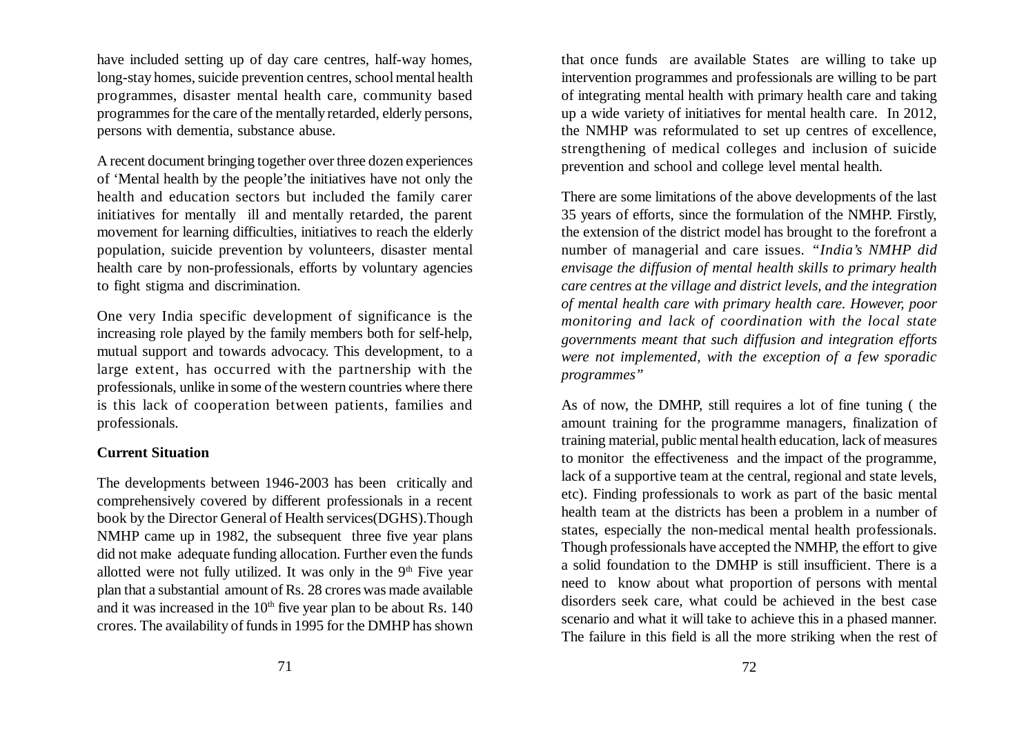have included setting up of day care centres, half-way homes, long-stay homes, suicide prevention centres, school mental health programmes, disaster mental health care, community based programmes for the care of the mentally retarded, elderly persons, persons with dementia, substance abuse.

A recent document bringing together over three dozen experiences of 'Mental health by the people' the initiatives have not only the health and education sectors but included the family carer initiatives for mentally ill and mentally retarded, the parent movement for learning difficulties, initiatives to reach the elderly population, suicide prevention by volunteers, disaster mental health care by non-professionals, efforts by voluntary agencies to fight stigma and discrimination.

One very India specific development of significance is the increasing role played by the family members both for self-help, mutual support and towards advocacy. This development, to a large extent, has occurred with the partnership with the professionals, unlike in some of the western countries where there is this lack of cooperation between patients, families and professionals.

**Current Situation**

The developments between 1946-2003 has been critically and comprehensively covered by different professionals in a recent book by the Director General of Health services(DGHS).Though NMHP came up in 1982, the subsequent three five year plans did not make adequate funding allocation. Further even the funds allotted were not fully utilized. It was only in the 9th Five year plan that a substantial amount of Rs. 28 crores was made available and it was increased in the 10th five year plan to be about Rs. 140 crores. The availability of funds in 1995 for the DMHP has shown that once funds are available States are willing to take up intervention programmes and professionals are willing to be part of integrating mental health with primary health care and taking up a wide variety of initiatives for mental health care. In 2012, the NMHP was reformulated to set up centres of excellence, strengthening of medical colleges and inclusion of suicide prevention and school and college level mental health.

There are some limitations of the above developments of the last 35 years of efforts, since the formulation of the NMHP. Firstly, the extension of the district model has brought to the forefront a number of managerial and care issues. *"India's NMHP did envisage the diffusion of mental health skills to primary health care centres at the village and district levels, and the integration of mental health care with primary health care. However, poor monitoring and lack of coordination with the local state governments meant that such diffusion and integration efforts were not implemented, with the exception of a few sporadic programmes"*

As of now, the DMHP, still requires a lot of fine tuning ( the amount training for the programme managers, finalization of training material, public mental health education, lack of measures to monitor the effectiveness and the impact of the programme, lack of a supportive team at the central, regional and state levels, etc). Finding professionals to work as part of the basic mental health team at the districts has been a problem in a number of states, especially the non-medical mental health professionals. Though professionals have accepted the NMHP, the effort to give a solid foundation to the DMHP is still insufficient. There is a need to know about what proportion of persons with mental disorders seek care, what could be achieved in the best case scenario and what it will take to achieve this in a phased manner. The failure in this field is all the more striking when the rest of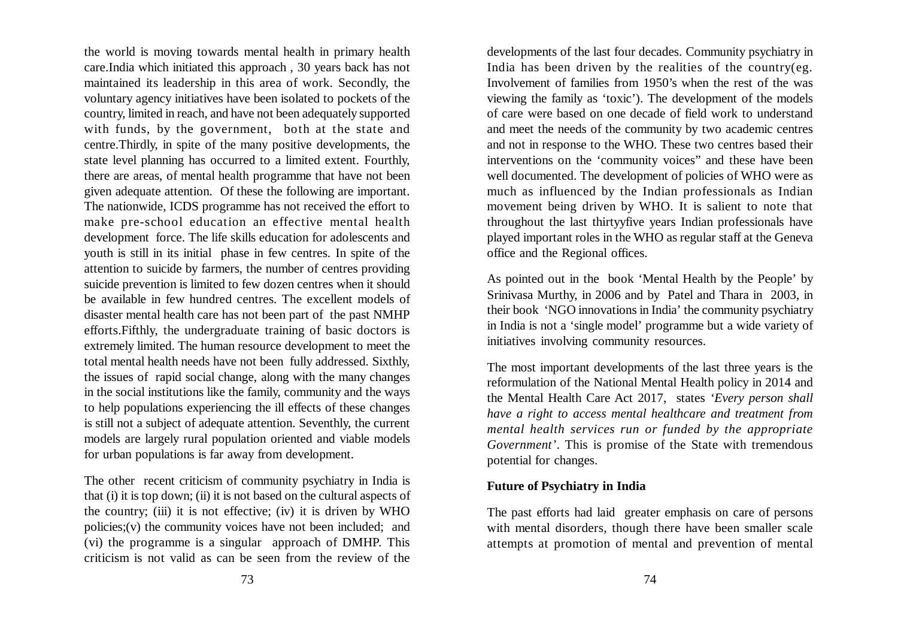the world is moving towards mental health in primary health care.India which initiated this approach , 30 years back has not maintained its leadership in this area of work. Secondly, the voluntary agency initiatives have been isolated to pockets of the country, limited in reach, and have not been adequately supported with funds, by the government, both at the state and centre.Thirdly, in spite of the many positive developments, the state level planning has occurred to a limited extent. Fourthly, there are areas, of mental health programme that have not been given adequate attention. Of these the following are important. The nationwide, ICDS programme has not received the effort to make pre-school education an effective mental health development force. The life skills education for adolescents and youth is still in its initial phase in few centres. In spite of the attention to suicide by farmers, the number of centres providing suicide prevention is limited to few dozen centres when it should be available in few hundred centres. The excellent models of disaster mental health care has not been part of the past NMHP efforts.Fifthly, the undergraduate training of basic doctors is extremely limited. The human resource development to meet the total mental health needs have not been fully addressed. Sixthly, the issues of rapid social change, along with the many changes in the social institutions like the family, community and the ways to help populations experiencing the ill effects of these changes is still not a subject of adequate attention. Seventhly, the current models are largely rural population oriented and viable models for urban populations is far away from development.

The other recent criticism of community psychiatry in India is that (i) it is top down; (ii) it is not based on the cultural aspects of the country; (iii) it is not effective; (iv) it is driven by WHO policies;(v) the community voices have not been included; and (vi) the programme is a singular approach of DMHP. This criticism is not valid as can be seen from the review of the developments of the last four decades. Community psychiatry in India has been driven by the realities of the country(eg. Involvement of families from 1950's when the rest of the was viewing the family as 'toxic'). The development of the models of care were based on one decade of field work to understand and meet the needs of the community by two academic centres and not in response to the WHO. These two centres based their interventions on the 'community voices" and these have been well documented. The development of policies of WHO were as much as influenced by the Indian professionals as Indian movement being driven by WHO. It is salient to note that throughout the last thirtyfive years Indian professionals have played important roles in the WHO as regular staff at the Geneva office and the Regional offices.

As pointed out in the book 'Mental Health by the People' by Srinivasa Murthy, in 2006 and by Patel and Thara in 2003, in their book 'NGO innovations in India' the community psychiatry in India is not a 'single model' programme but a wide variety of initiatives involving community resources.

The most important developments of the last three years is the reformulation of the National Mental Health policy in 2014 and the Mental Health Care Act 2017, states *'Every person shall have a right to access mental healthcare and treatment from mental health services run or funded by the appropriate Government'*. This is promise of the State with tremendous potential for changes.

**Future of Psychiatry in India**

The past efforts had laid greater emphasis on care of persons with mental disorders, though there have been smaller scale attempts at promotion of mental and prevention of mental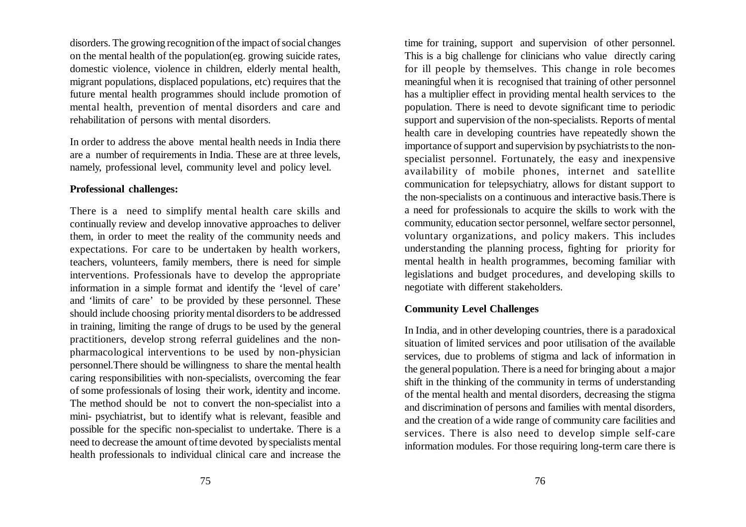disorders. The growing recognition of the impact of social changes on the mental health of the population(eg. growing suicide rates, domestic violence, violence in children, elderly mental health, migrant populations, displaced populations, etc) requires that the future mental health programmes should include promotion of mental health, prevention of mental disorders and care and rehabilitation of persons with mental disorders.

In order to address the above mental health needs in India there are a number of requirements in India. These are at three levels, namely, professional level, community level and policy level.

**Professional challenges:**

There is a need to simplify mental health care skills and continually review and develop innovative approaches to deliver them, in order to meet the reality of the community needs and expectations. For care to be undertaken by health workers, teachers, volunteers, family members, there is need for simple interventions. Professionals have to develop the appropriate information in a simple format and identify the 'level of care' and 'limits of care' to be provided by these personnel. These should include choosing priority mental disorders to be addressed in training, limiting the range of drugs to be used by the general practitioners, develop strong referral guidelines and the non-pharmacological interventions to be used by non-physician personnel.There should be willingness to share the mental health caring responsibilities with non-specialists, overcoming the fear of some professionals of losing their work, identity and income. The method should be not to convert the non-specialist into a mini- psychiatrist, but to identify what is relevant, feasible and possible for the specific non-specialist to undertake. There is a need to decrease the amount of time devoted by specialists mental health professionals to individual clinical care and increase the time for training, support and supervision of other personnel. This is a big challenge for clinicians who value directly caring for ill people by themselves. This change in role becomes meaningful when it is recognised that training of other personnel has a multiplier effect in providing mental health services to the population. There is need to devote significant time to periodic support and supervision of the non-specialists. Reports of mental health care in developing countries have repeatedly shown the importance of support and supervision by psychiatrists to the non-specialist personnel. Fortunately, the easy and inexpensive availability of mobile phones, internet and satellite communication for telepsychiatry, allows for distant support to the non-specialists on a continuous and interactive basis.There is a need for professionals to acquire the skills to work with the community, education sector personnel, welfare sector personnel, voluntary organizations, and policy makers. This includes understanding the planning process, fighting for priority for mental health in health programmes, becoming familiar with legislations and budget procedures, and developing skills to negotiate with different stakeholders.

**Community Level Challenges**

In India, and in other developing countries, there is a paradoxical situation of limited services and poor utilisation of the available services, due to problems of stigma and lack of information in the general population. There is a need for bringing about a major shift in the thinking of the community in terms of understanding of the mental health and mental disorders, decreasing the stigma and discrimination of persons and families with mental disorders, and the creation of a wide range of community care facilities and services. There is also need to develop simple self-care information modules. For those requiring long-term care there is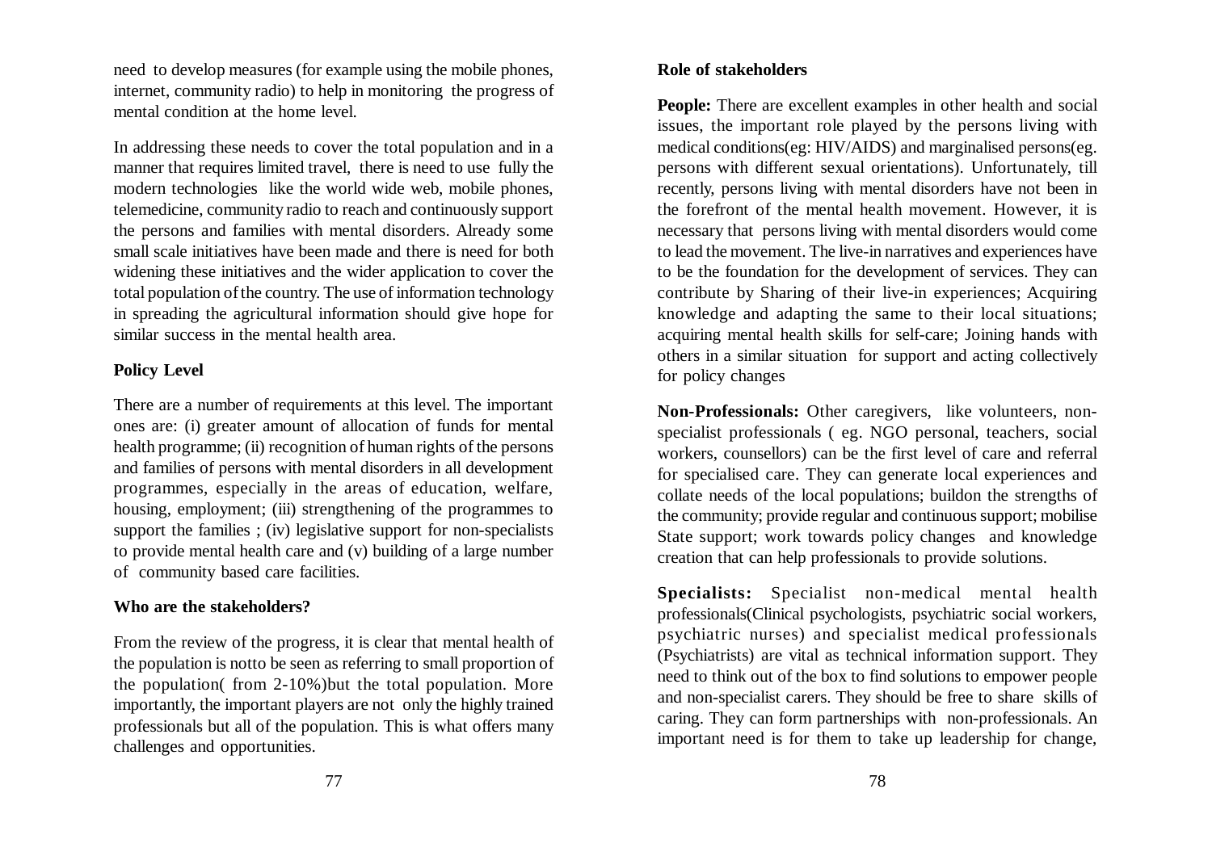need to develop measures (for example using the mobile phones, internet, community radio) to help in monitoring the progress of mental condition at the home level.

In addressing these needs to cover the total population and in a manner that requires limited travel, there is need to use fully the modern technologies like the world wide web, mobile phones, telemedicine, community radio to reach and continuously support the persons and families with mental disorders. Already some small scale initiatives have been made and there is need for both widening these initiatives and the wider application to cover the total population of the country. The use of information technology in spreading the agricultural information should give hope for similar success in the mental health area.

**Policy Level**

There are a number of requirements at this level. The important ones are: (i) greater amount of allocation of funds for mental health programme; (ii) recognition of human rights of the persons and families of persons with mental disorders in all development programmes, especially in the areas of education, welfare, housing, employment; (iii) strengthening of the programmes to support the families ; (iv) legislative support for non-specialists to provide mental health care and (v) building of a large number of community based care facilities.

**Who are the stakeholders?**

From the review of the progress, it is clear that mental health of the population is notto be seen as referring to small proportion of the population( from 2-10%)but the total population. More importantly, the important players are not only the highly trained professionals but all of the population. This is what offers many challenges and opportunities.

**Role of stakeholders**

**People:** There are excellent examples in other health and social issues, the important role played by the persons living with medical conditions(eg: HIV/AIDS) and marginalised persons(eg. persons with different sexual orientations). Unfortunately, till recently, persons living with mental disorders have not been in the forefront of the mental health movement. However, it is necessary that persons living with mental disorders would come to lead the movement. The live-in narratives and experiences have to be the foundation for the development of services. They can contribute by Sharing of their live-in experiences; Acquiring knowledge and adapting the same to their local situations; acquiring mental health skills for self-care; Joining hands with others in a similar situation for support and acting collectively for policy changes

**Non-Professionals:** Other caregivers, like volunteers, non-specialist professionals ( eg. NGO personal, teachers, social workers, counsellors) can be the first level of care and referral for specialised care. They can generate local experiences and collate needs of the local populations; buildon the strengths of the community; provide regular and continuous support; mobilise State support; work towards policy changes and knowledge creation that can help professionals to provide solutions.

**Specialists:** Specialist non-medical mental health professionals(Clinical psychologists, psychiatric social workers, psychiatric nurses) and specialist medical professionals (Psychiatrists) are vital as technical information support. They need to think out of the box to find solutions to empower people and non-specialist carers. They should be free to share skills of caring. They can form partnerships with non-professionals. An important need is for them to take up leadership for change,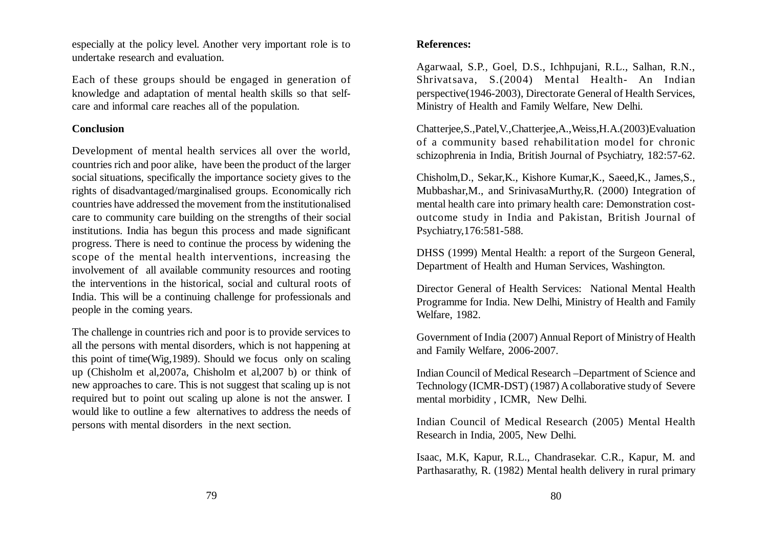especially at the policy level. Another very important role is to undertake research and evaluation.

Each of these groups should be engaged in generation of knowledge and adaptation of mental health skills so that self-care and informal care reaches all of the population.

**Conclusion**

Development of mental health services all over the world, countries rich and poor alike, have been the product of the larger social situations, specifically the importance society gives to the rights of disadvantaged/marginalised groups. Economically rich countries have addressed the movement from the institutionalised care to community care building on the strengths of their social institutions. India has begun this process and made significant progress. There is need to continue the process by widening the scope of the mental health interventions, increasing the involvement of all available community resources and rooting the interventions in the historical, social and cultural roots of India. This will be a continuing challenge for professionals and people in the coming years.

The challenge in countries rich and poor is to provide services to all the persons with mental disorders, which is not happening at this point of time(Wig,1989). Should we focus only on scaling up (Chisholm et al,2007a, Chisholm et al,2007 b) or think of new approaches to care. This is not suggest that scaling up is not required but to point out scaling up alone is not the answer. I would like to outline a few alternatives to address the needs of persons with mental disorders in the next section.

**References:**

Agarwaal, S.P., Goel, D.S., Ichhpujani, R.L., Salhan, R.N., Shrivatsava, S.(2004) Mental Health- An Indian perspective(1946-2003), Directorate General of Health Services, Ministry of Health and Family Welfare, New Delhi.

Chatterjee,S.,Patel,V.,Chatterjee,A.,Weiss,H.A.(2003)Evaluation of a community based rehabilitation model for chronic schizophrenia in India, British Journal of Psychiatry, 182:57-62.

Chisholm,D., Sekar,K., Kishore Kumar,K., Saeed,K., James,S., Mubbashar,M., and SrinivasaMurthy,R. (2000) Integration of mental health care into primary health care: Demonstration cost-outcome study in India and Pakistan, British Journal of Psychiatry,176:581-588.

DHSS (1999) Mental Health: a report of the Surgeon General, Department of Health and Human Services, Washington.

Director General of Health Services: National Mental Health Programme for India. New Delhi, Ministry of Health and Family Welfare, 1982.

Government of India (2007) Annual Report of Ministry of Health and Family Welfare, 2006-2007.

Indian Council of Medical Research –Department of Science and Technology (ICMR-DST) (1987) A collaborative study of Severe mental morbidity , ICMR, New Delhi.

Indian Council of Medical Research (2005) Mental Health Research in India, 2005, New Delhi.

Isaac, M.K, Kapur, R.L., Chandrasekar. C.R., Kapur, M. and Parthasarathy, R. (1982) Mental health delivery in rural primary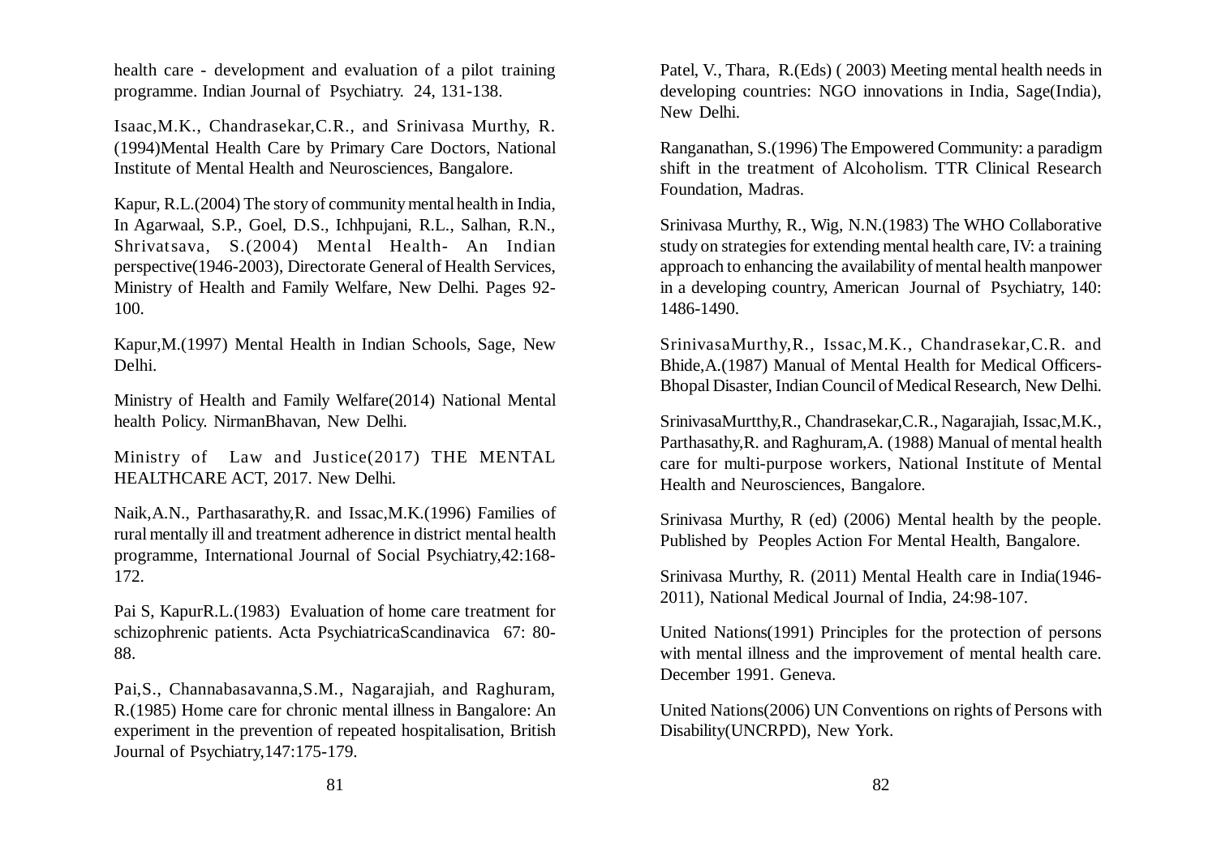health care - development and evaluation of a pilot training programme. Indian Journal of Psychiatry. 24, 131-138.

Isaac,M.K., Chandrasekar,C.R., and Srinivasa Murthy, R. (1994)Mental Health Care by Primary Care Doctors, National Institute of Mental Health and Neurosciences, Bangalore.

Kapur, R.L.(2004) The story of community mental health in India, In Agarwaal, S.P., Goel, D.S., Ichhpujani, R.L., Salhan, R.N., Shrivatsava, S.(2004) Mental Health- An Indian perspective(1946-2003), Directorate General of Health Services, Ministry of Health and Family Welfare, New Delhi. Pages 92-100.

Kapur,M.(1997) Mental Health in Indian Schools, Sage, New Delhi.

Ministry of Health and Family Welfare(2014) National Mental health Policy. NirmanBhavan, New Delhi.

Ministry of Law and Justice(2017) THE MENTAL HEALTHCARE ACT, 2017. New Delhi.

Naik,A.N., Parthasarathy,R. and Issac,M.K.(1996) Families of rural mentally ill and treatment adherence in district mental health programme, International Journal of Social Psychiatry,42:168-172.

Pai S, KapurR.L.(1983) Evaluation of home care treatment for schizophrenic patients. Acta PsychiatricaScandinavica 67: 80-88.

Pai,S., Channabasavanna,S.M., Nagarajiah, and Raghuram, R.(1985) Home care for chronic mental illness in Bangalore: An experiment in the prevention of repeated hospitalisation, British Journal of Psychiatry,147:175-179.

Patel, V., Thara, R.(Eds) ( 2003) Meeting mental health needs in developing countries: NGO innovations in India, Sage(India), New Delhi.

Ranganathan, S.(1996) The Empowered Community: a paradigm shift in the treatment of Alcoholism. TTR Clinical Research Foundation, Madras.

Srinivasa Murthy, R., Wig, N.N.(1983) The WHO Collaborative study on strategies for extending mental health care, IV: a training approach to enhancing the availability of mental health manpower in a developing country, American Journal of Psychiatry, 140: 1486-1490.

SrinivasaMurthy,R., Issac,M.K., Chandrasekar,C.R. and Bhide,A.(1987) Manual of Mental Health for Medical Officers-Bhopal Disaster, Indian Council of Medical Research, New Delhi.

SrinivasaMurtthy,R., Chandrasekar,C.R., Nagarajiah, Issac,M.K., Parthasathy,R. and Raghuram,A. (1988) Manual of mental health care for multi-purpose workers, National Institute of Mental Health and Neurosciences, Bangalore.

Srinivasa Murthy, R (ed) (2006) Mental health by the people. Published by Peoples Action For Mental Health, Bangalore.

Srinivasa Murthy, R. (2011) Mental Health care in India(1946-2011), National Medical Journal of India, 24:98-107.

United Nations(1991) Principles for the protection of persons with mental illness and the improvement of mental health care. December 1991. Geneva.

United Nations(2006) UN Conventions on rights of Persons with Disability(UNCRPD), New York.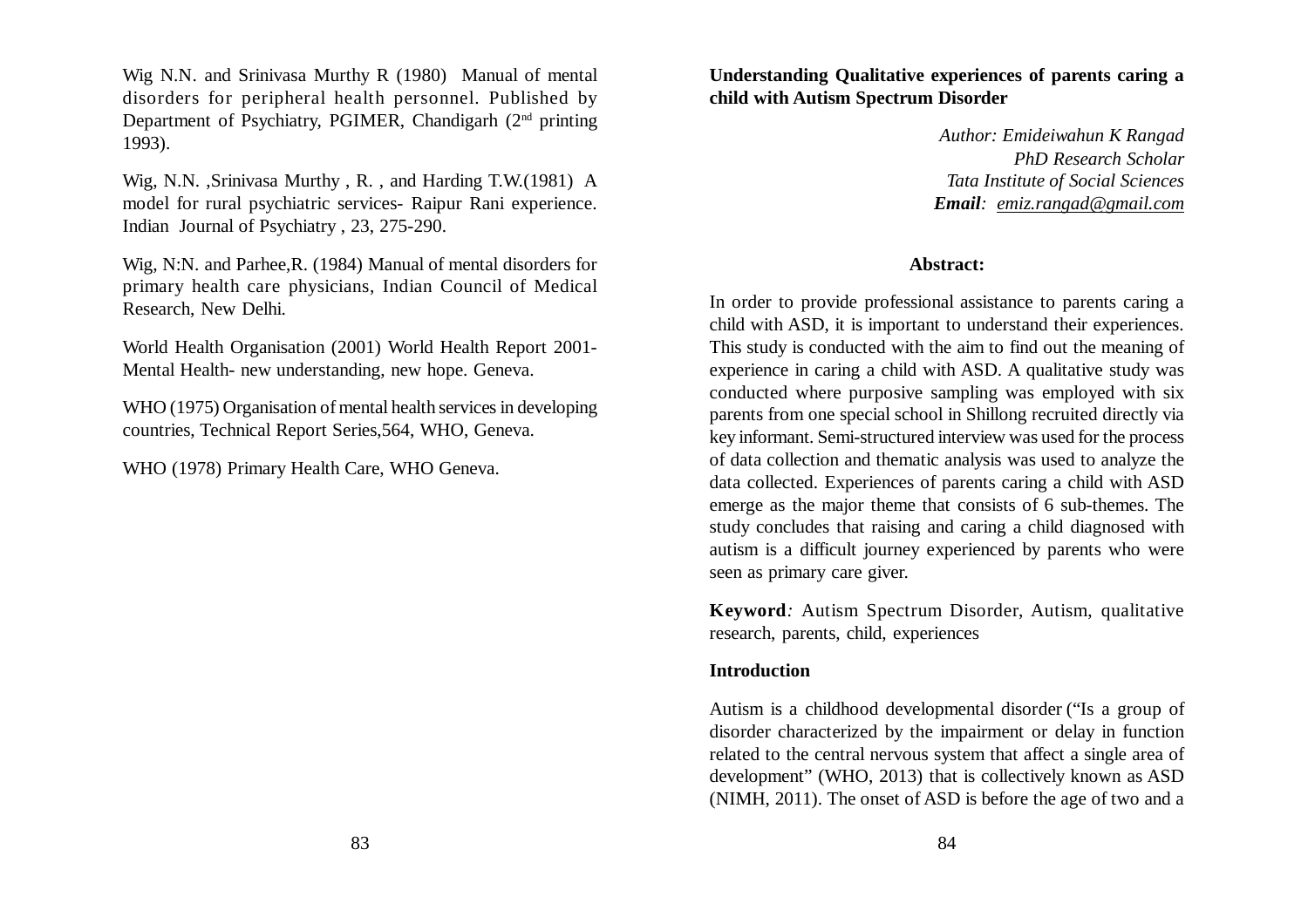Wig N.N. and Srinivasa Murthy R (1980) Manual of mental disorders for peripheral health personnel. Published by Department of Psychiatry, PGIMER, Chandigarh (2nd printing 1993).

Wig, N.N. ,Srinivasa Murthy , R. , and Harding T.W.(1981) A model for rural psychiatric services- Raipur Rani experience. Indian Journal of Psychiatry , 23, 275-290.

Wig, N:N. and Parhee,R. (1984) Manual of mental disorders for primary health care physicians, Indian Council of Medical Research, New Delhi.

World Health Organisation (2001) World Health Report 2001- Mental Health- new understanding, new hope. Geneva.

WHO (1975) Organisation of mental health services in developing countries, Technical Report Series,564, WHO, Geneva.

WHO (1978) Primary Health Care, WHO Geneva.

## Understanding Qualitative experiences of parents caring a child with Autism Spectrum Disorder

*Author: Emideiwahun K Rangad*
*PhD Research Scholar*
*Tata Institute of Social Sciences*
***Email**: emiz.rangad@gmail.com*

### Abstract:

In order to provide professional assistance to parents caring a child with ASD, it is important to understand their experiences. This study is conducted with the aim to find out the meaning of experience in caring a child with ASD. A qualitative study was conducted where purposive sampling was employed with six parents from one special school in Shillong recruited directly via key informant. Semi-structured interview was used for the process of data collection and thematic analysis was used to analyze the data collected. Experiences of parents caring a child with ASD emerge as the major theme that consists of 6 sub-themes. The study concludes that raising and caring a child diagnosed with autism is a difficult journey experienced by parents who were seen as primary care giver.

**Keyword***:* Autism Spectrum Disorder, Autism, qualitative research, parents, child, experiences

### Introduction

Autism is a childhood developmental disorder ("Is a group of disorder characterized by the impairment or delay in function related to the central nervous system that affect a single area of development" (WHO, 2013) that is collectively known as ASD (NIMH, 2011). The onset of ASD is before the age of two and a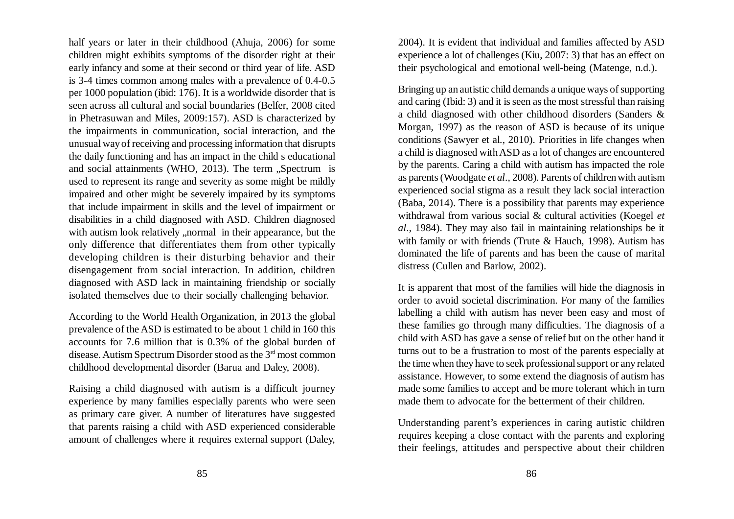half years or later in their childhood (Ahuja, 2006) for some children might exhibits symptoms of the disorder right at their early infancy and some at their second or third year of life. ASD is 3-4 times common among males with a prevalence of 0.4-0.5 per 1000 population (ibid: 176). It is a worldwide disorder that is seen across all cultural and social boundaries (Belfer, 2008 cited in Phetrasuwan and Miles, 2009:157). ASD is characterized by the impairments in communication, social interaction, and the unusual way of receiving and processing information that disrupts the daily functioning and has an impact in the child s educational and social attainments (WHO, 2013). The term „Spectrum  is used to represent its range and severity as some might be mildly impaired and other might be severely impaired by its symptoms that include impairment in skills and the level of impairment or disabilities in a child diagnosed with ASD. Children diagnosed with autism look relatively „normal  in their appearance, but the only difference that differentiates them from other typically developing children is their disturbing behavior and their disengagement from social interaction. In addition, children diagnosed with ASD lack in maintaining friendship or socially isolated themselves due to their socially challenging behavior.

According to the World Health Organization, in 2013 the global prevalence of the ASD is estimated to be about 1 child in 160 this accounts for 7.6 million that is 0.3% of the global burden of disease. Autism Spectrum Disorder stood as the 3rd most common childhood developmental disorder (Barua and Daley, 2008).

Raising a child diagnosed with autism is a difficult journey experience by many families especially parents who were seen as primary care giver. A number of literatures have suggested that parents raising a child with ASD experienced considerable amount of challenges where it requires external support (Daley, 2004). It is evident that individual and families affected by ASD experience a lot of challenges (Kiu, 2007: 3) that has an effect on their psychological and emotional well-being (Matenge, n.d.).

Bringing up an autistic child demands a unique ways of supporting and caring (Ibid: 3) and it is seen as the most stressful than raising a child diagnosed with other childhood disorders (Sanders & Morgan, 1997) as the reason of ASD is because of its unique conditions (Sawyer et al., 2010). Priorities in life changes when a child is diagnosed with ASD as a lot of changes are encountered by the parents. Caring a child with autism has impacted the role as parents (Woodgate *et al*., 2008). Parents of children with autism experienced social stigma as a result they lack social interaction (Baba, 2014). There is a possibility that parents may experience withdrawal from various social & cultural activities (Koegel *et al*., 1984). They may also fail in maintaining relationships be it with family or with friends (Trute & Hauch, 1998). Autism has dominated the life of parents and has been the cause of marital distress (Cullen and Barlow, 2002).

It is apparent that most of the families will hide the diagnosis in order to avoid societal discrimination. For many of the families labelling a child with autism has never been easy and most of these families go through many difficulties. The diagnosis of a child with ASD has gave a sense of relief but on the other hand it turns out to be a frustration to most of the parents especially at the time when they have to seek professional support or any related assistance. However, to some extend the diagnosis of autism has made some families to accept and be more tolerant which in turn made them to advocate for the betterment of their children.

Understanding parent's experiences in caring autistic children requires keeping a close contact with the parents and exploring their feelings, attitudes and perspective about their children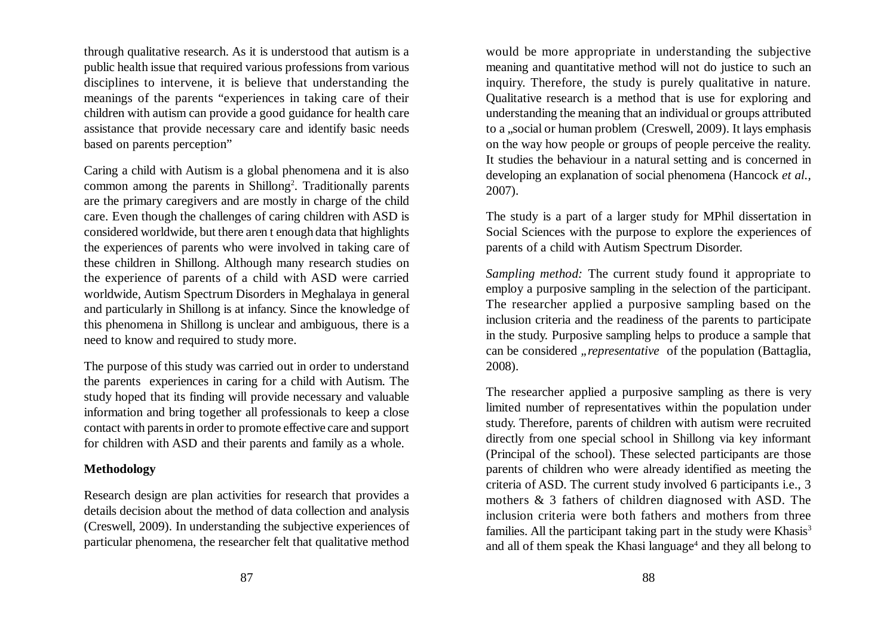through qualitative research. As it is understood that autism is a public health issue that required various professions from various disciplines to intervene, it is believe that understanding the meanings of the parents "experiences in taking care of their children with autism can provide a good guidance for health care assistance that provide necessary care and identify basic needs based on parents perception"

Caring a child with Autism is a global phenomena and it is also common among the parents in Shillong[2]. Traditionally parents are the primary caregivers and are mostly in charge of the child care. Even though the challenges of caring children with ASD is considered worldwide, but there aren t enough data that highlights the experiences of parents who were involved in taking care of these children in Shillong. Although many research studies on the experience of parents of a child with ASD were carried worldwide, Autism Spectrum Disorders in Meghalaya in general and particularly in Shillong is at infancy. Since the knowledge of this phenomena in Shillong is unclear and ambiguous, there is a need to know and required to study more.

The purpose of this study was carried out in order to understand the parents experiences in caring for a child with Autism. The study hoped that its finding will provide necessary and valuable information and bring together all professionals to keep a close contact with parents in order to promote effective care and support for children with ASD and their parents and family as a whole.

**Methodology**

Research design are plan activities for research that provides a details decision about the method of data collection and analysis (Creswell, 2009). In understanding the subjective experiences of particular phenomena, the researcher felt that qualitative method would be more appropriate in understanding the subjective meaning and quantitative method will not do justice to such an inquiry. Therefore, the study is purely qualitative in nature. Qualitative research is a method that is use for exploring and understanding the meaning that an individual or groups attributed to a „social or human problem (Creswell, 2009). It lays emphasis on the way how people or groups of people perceive the reality. It studies the behaviour in a natural setting and is concerned in developing an explanation of social phenomena (Hancock *et al.,* 2007).

The study is a part of a larger study for MPhil dissertation in Social Sciences with the purpose to explore the experiences of parents of a child with Autism Spectrum Disorder.

*Sampling method:* The current study found it appropriate to employ a purposive sampling in the selection of the participant. The researcher applied a purposive sampling based on the inclusion criteria and the readiness of the parents to participate in the study. Purposive sampling helps to produce a sample that can be considered „*representative* of the population (Battaglia, 2008).

The researcher applied a purposive sampling as there is very limited number of representatives within the population under study. Therefore, parents of children with autism were recruited directly from one special school in Shillong via key informant (Principal of the school). These selected participants are those parents of children who were already identified as meeting the criteria of ASD. The current study involved 6 participants i.e., 3 mothers & 3 fathers of children diagnosed with ASD. The inclusion criteria were both fathers and mothers from three families. All the participant taking part in the study were Khasis[3] and all of them speak the Khasi language[4] and they all belong to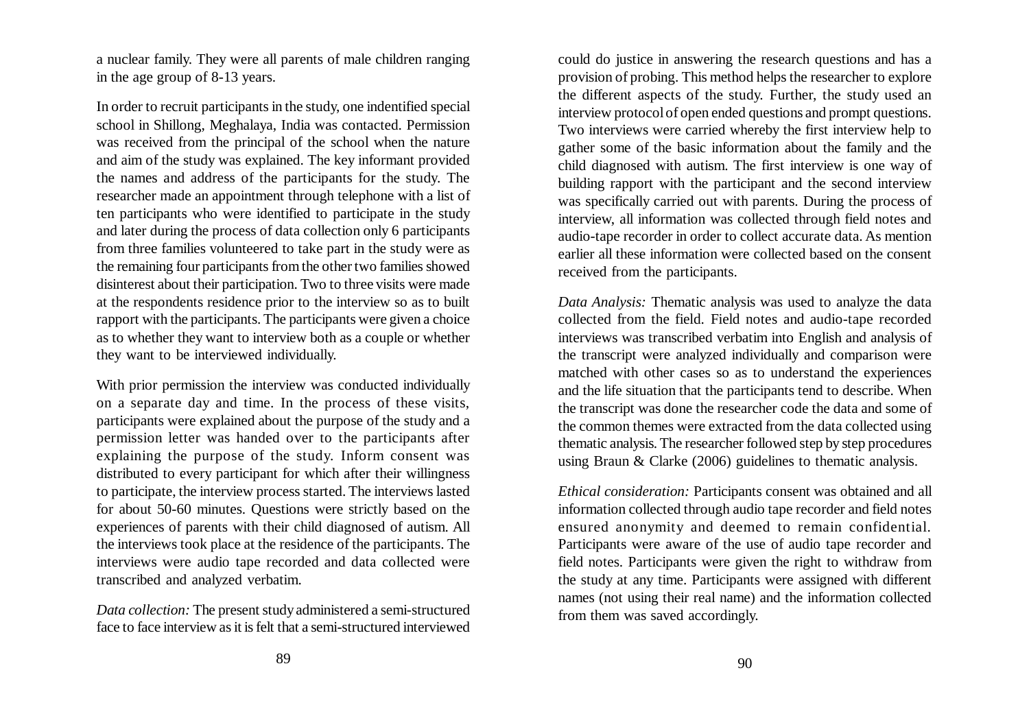a nuclear family. They were all parents of male children ranging in the age group of 8-13 years.

In order to recruit participants in the study, one indentified special school in Shillong, Meghalaya, India was contacted. Permission was received from the principal of the school when the nature and aim of the study was explained. The key informant provided the names and address of the participants for the study. The researcher made an appointment through telephone with a list of ten participants who were identified to participate in the study and later during the process of data collection only 6 participants from three families volunteered to take part in the study were as the remaining four participants from the other two families showed disinterest about their participation. Two to three visits were made at the respondents residence prior to the interview so as to built rapport with the participants. The participants were given a choice as to whether they want to interview both as a couple or whether they want to be interviewed individually.

With prior permission the interview was conducted individually on a separate day and time. In the process of these visits, participants were explained about the purpose of the study and a permission letter was handed over to the participants after explaining the purpose of the study. Inform consent was distributed to every participant for which after their willingness to participate, the interview process started. The interviews lasted for about 50-60 minutes. Questions were strictly based on the experiences of parents with their child diagnosed of autism. All the interviews took place at the residence of the participants. The interviews were audio tape recorded and data collected were transcribed and analyzed verbatim.

*Data collection:* The present study administered a semi-structured face to face interview as it is felt that a semi-structured interviewed could do justice in answering the research questions and has a provision of probing. This method helps the researcher to explore the different aspects of the study. Further, the study used an interview protocol of open ended questions and prompt questions. Two interviews were carried whereby the first interview help to gather some of the basic information about the family and the child diagnosed with autism. The first interview is one way of building rapport with the participant and the second interview was specifically carried out with parents. During the process of interview, all information was collected through field notes and audio-tape recorder in order to collect accurate data. As mention earlier all these information were collected based on the consent received from the participants.

*Data Analysis:* Thematic analysis was used to analyze the data collected from the field. Field notes and audio-tape recorded interviews was transcribed verbatim into English and analysis of the transcript were analyzed individually and comparison were matched with other cases so as to understand the experiences and the life situation that the participants tend to describe. When the transcript was done the researcher code the data and some of the common themes were extracted from the data collected using thematic analysis. The researcher followed step by step procedures using Braun & Clarke (2006) guidelines to thematic analysis.

*Ethical consideration:* Participants consent was obtained and all information collected through audio tape recorder and field notes ensured anonymity and deemed to remain confidential. Participants were aware of the use of audio tape recorder and field notes. Participants were given the right to withdraw from the study at any time. Participants were assigned with different names (not using their real name) and the information collected from them was saved accordingly.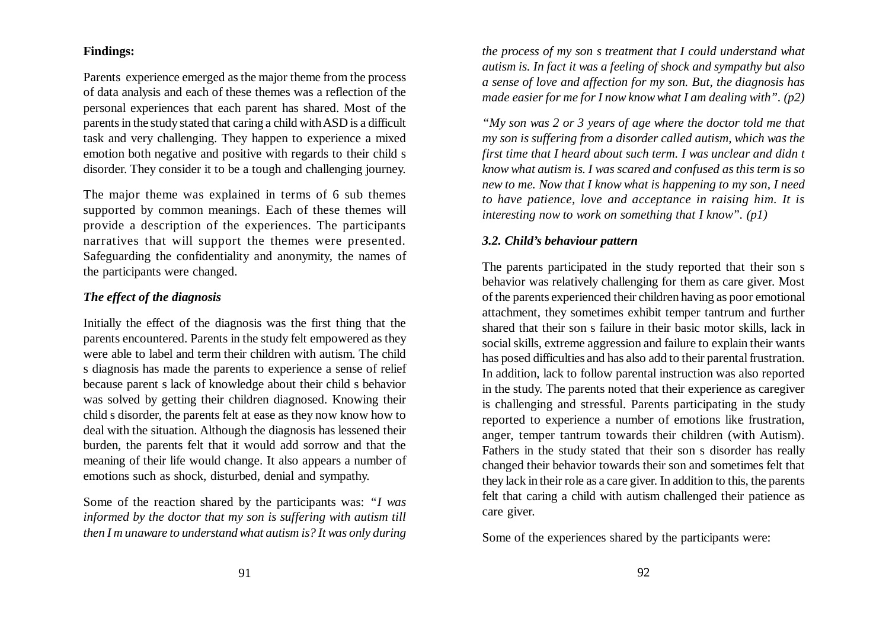**Findings:**

Parents experience emerged as the major theme from the process of data analysis and each of these themes was a reflection of the personal experiences that each parent has shared. Most of the parents in the study stated that caring a child with ASD is a difficult task and very challenging. They happen to experience a mixed emotion both negative and positive with regards to their child s disorder. They consider it to be a tough and challenging journey.

The major theme was explained in terms of 6 sub themes supported by common meanings. Each of these themes will provide a description of the experiences. The participants narratives that will support the themes were presented. Safeguarding the confidentiality and anonymity, the names of the participants were changed.

***The effect of the diagnosis***

Initially the effect of the diagnosis was the first thing that the parents encountered. Parents in the study felt empowered as they were able to label and term their children with autism. The child s diagnosis has made the parents to experience a sense of relief because parent s lack of knowledge about their child s behavior was solved by getting their children diagnosed. Knowing their child s disorder, the parents felt at ease as they now know how to deal with the situation. Although the diagnosis has lessened their burden, the parents felt that it would add sorrow and that the meaning of their life would change. It also appears a number of emotions such as shock, disturbed, denial and sympathy.

Some of the reaction shared by the participants was: *"I was informed by the doctor that my son is suffering with autism till then I m unaware to understand what autism is? It was only during the process of my son s treatment that I could understand what autism is. In fact it was a feeling of shock and sympathy but also a sense of love and affection for my son. But, the diagnosis has made easier for me for I now know what I am dealing with". (p2)*

*"My son was 2 or 3 years of age where the doctor told me that my son is suffering from a disorder called autism, which was the first time that I heard about such term. I was unclear and didn t know what autism is. I was scared and confused as this term is so new to me. Now that I know what is happening to my son, I need to have patience, love and acceptance in raising him. It is interesting now to work on something that I know". (p1)*

***3.2. Child's behaviour pattern***

The parents participated in the study reported that their son s behavior was relatively challenging for them as care giver. Most of the parents experienced their children having as poor emotional attachment, they sometimes exhibit temper tantrum and further shared that their son s failure in their basic motor skills, lack in social skills, extreme aggression and failure to explain their wants has posed difficulties and has also add to their parental frustration. In addition, lack to follow parental instruction was also reported in the study. The parents noted that their experience as caregiver is challenging and stressful. Parents participating in the study reported to experience a number of emotions like frustration, anger, temper tantrum towards their children (with Autism). Fathers in the study stated that their son s disorder has really changed their behavior towards their son and sometimes felt that they lack in their role as a care giver. In addition to this, the parents felt that caring a child with autism challenged their patience as care giver.

Some of the experiences shared by the participants were: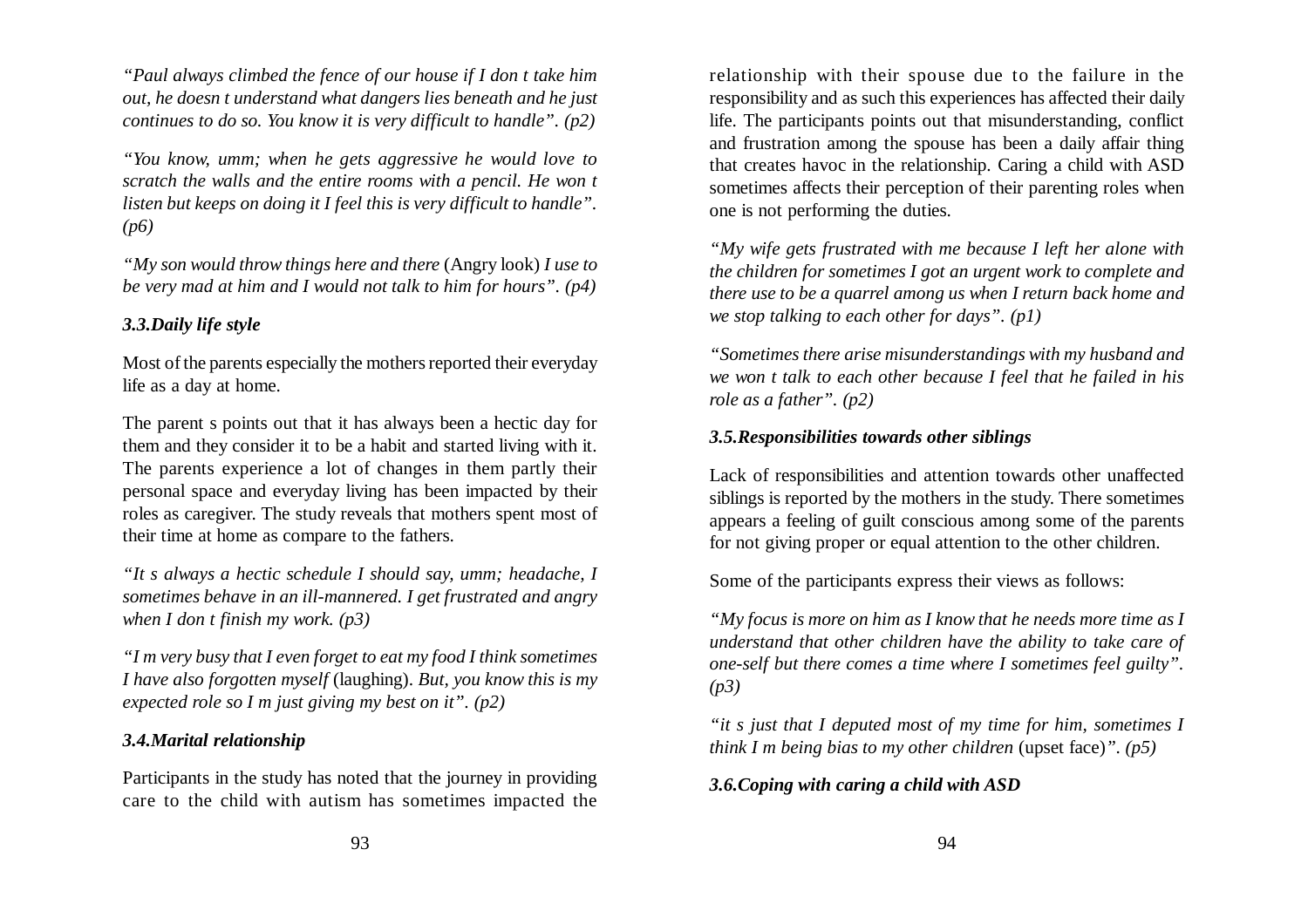*"Paul always climbed the fence of our house if I don t take him out, he doesn t understand what dangers lies beneath and he just continues to do so. You know it is very difficult to handle". (p2)*

*"You know, umm; when he gets aggressive he would love to scratch the walls and the entire rooms with a pencil. He won t listen but keeps on doing it I feel this is very difficult to handle". (p6)*

*"My son would throw things here and there* (Angry look) *I use to be very mad at him and I would not talk to him for hours". (p4)*

### 3.3. Daily life style

Most of the parents especially the mothers reported their everyday life as a day at home.

The parent s points out that it has always been a hectic day for them and they consider it to be a habit and started living with it. The parents experience a lot of changes in them partly their personal space and everyday living has been impacted by their roles as caregiver. The study reveals that mothers spent most of their time at home as compare to the fathers.

*"It s always a hectic schedule I should say, umm; headache, I sometimes behave in an ill-mannered. I get frustrated and angry when I don t finish my work. (p3)*

*"I m very busy that I even forget to eat my food I think sometimes I have also forgotten myself* (laughing). *But, you know this is my expected role so I m just giving my best on it". (p2)*

### 3.4. Marital relationship

Participants in the study has noted that the journey in providing care to the child with autism has sometimes impacted the relationship with their spouse due to the failure in the responsibility and as such this experiences has affected their daily life. The participants points out that misunderstanding, conflict and frustration among the spouse has been a daily affair thing that creates havoc in the relationship. Caring a child with ASD sometimes affects their perception of their parenting roles when one is not performing the duties.

*"My wife gets frustrated with me because I left her alone with the children for sometimes I got an urgent work to complete and there use to be a quarrel among us when I return back home and we stop talking to each other for days". (p1)*

*"Sometimes there arise misunderstandings with my husband and we won t talk to each other because I feel that he failed in his role as a father". (p2)*

### 3.5. Responsibilities towards other siblings

Lack of responsibilities and attention towards other unaffected siblings is reported by the mothers in the study. There sometimes appears a feeling of guilt conscious among some of the parents for not giving proper or equal attention to the other children.

Some of the participants express their views as follows:

*"My focus is more on him as I know that he needs more time as I understand that other children have the ability to take care of one-self but there comes a time where I sometimes feel guilty". (p3)*

*"it s just that I deputed most of my time for him, sometimes I think I m being bias to my other children* (upset face)*". (p5)*

### 3.6. Coping with caring a child with ASD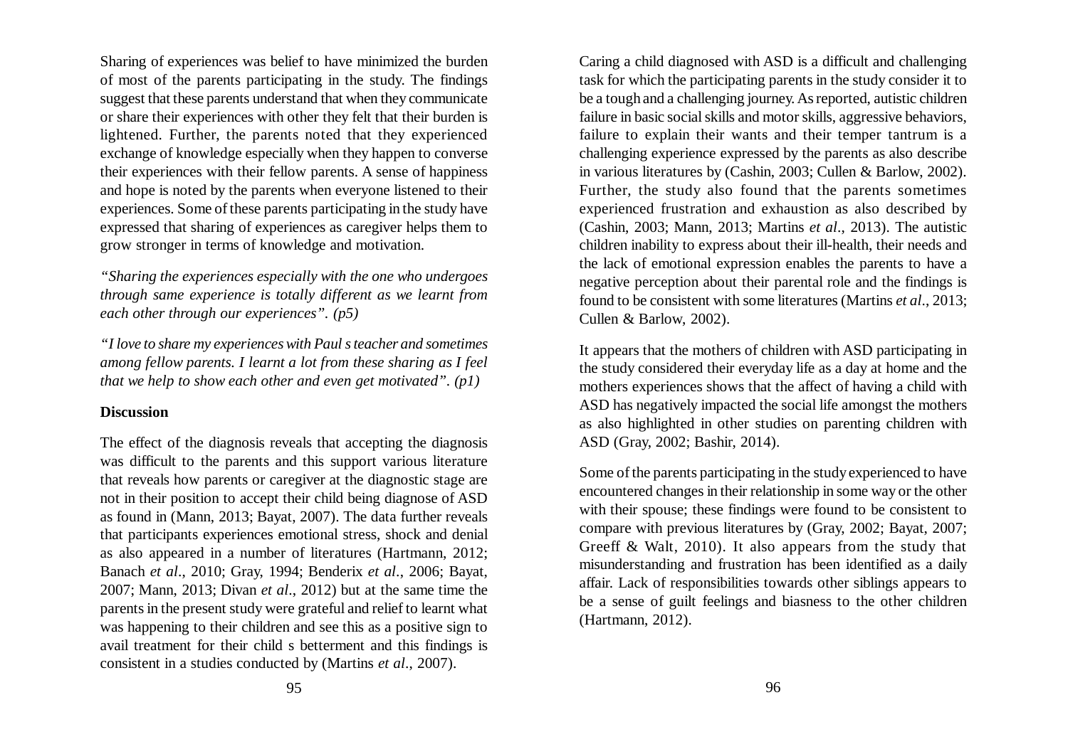Sharing of experiences was belief to have minimized the burden of most of the parents participating in the study. The findings suggest that these parents understand that when they communicate or share their experiences with other they felt that their burden is lightened. Further, the parents noted that they experienced exchange of knowledge especially when they happen to converse their experiences with their fellow parents. A sense of happiness and hope is noted by the parents when everyone listened to their experiences. Some of these parents participating in the study have expressed that sharing of experiences as caregiver helps them to grow stronger in terms of knowledge and motivation.

*"Sharing the experiences especially with the one who undergoes through same experience is totally different as we learnt from each other through our experiences". (p5)*

*"I love to share my experiences with Paul s teacher and sometimes among fellow parents. I learnt a lot from these sharing as I feel that we help to show each other and even get motivated". (p1)*

**Discussion**

The effect of the diagnosis reveals that accepting the diagnosis was difficult to the parents and this support various literature that reveals how parents or caregiver at the diagnostic stage are not in their position to accept their child being diagnose of ASD as found in (Mann, 2013; Bayat, 2007). The data further reveals that participants experiences emotional stress, shock and denial as also appeared in a number of literatures (Hartmann, 2012; Banach *et al*., 2010; Gray, 1994; Benderix *et al*., 2006; Bayat, 2007; Mann, 2013; Divan *et al*., 2012) but at the same time the parents in the present study were grateful and relief to learnt what was happening to their children and see this as a positive sign to avail treatment for their child s betterment and this findings is consistent in a studies conducted by (Martins *et al*., 2007).

Caring a child diagnosed with ASD is a difficult and challenging task for which the participating parents in the study consider it to be a tough and a challenging journey. As reported, autistic children failure in basic social skills and motor skills, aggressive behaviors, failure to explain their wants and their temper tantrum is a challenging experience expressed by the parents as also describe in various literatures by (Cashin, 2003; Cullen & Barlow, 2002). Further, the study also found that the parents sometimes experienced frustration and exhaustion as also described by (Cashin, 2003; Mann, 2013; Martins *et al*., 2013). The autistic children inability to express about their ill-health, their needs and the lack of emotional expression enables the parents to have a negative perception about their parental role and the findings is found to be consistent with some literatures (Martins *et al*., 2013; Cullen & Barlow, 2002).

It appears that the mothers of children with ASD participating in the study considered their everyday life as a day at home and the mothers experiences shows that the affect of having a child with ASD has negatively impacted the social life amongst the mothers as also highlighted in other studies on parenting children with ASD (Gray, 2002; Bashir, 2014).

Some of the parents participating in the study experienced to have encountered changes in their relationship in some way or the other with their spouse; these findings were found to be consistent to compare with previous literatures by (Gray, 2002; Bayat, 2007; Greeff & Walt, 2010). It also appears from the study that misunderstanding and frustration has been identified as a daily affair. Lack of responsibilities towards other siblings appears to be a sense of guilt feelings and biasness to the other children (Hartmann, 2012).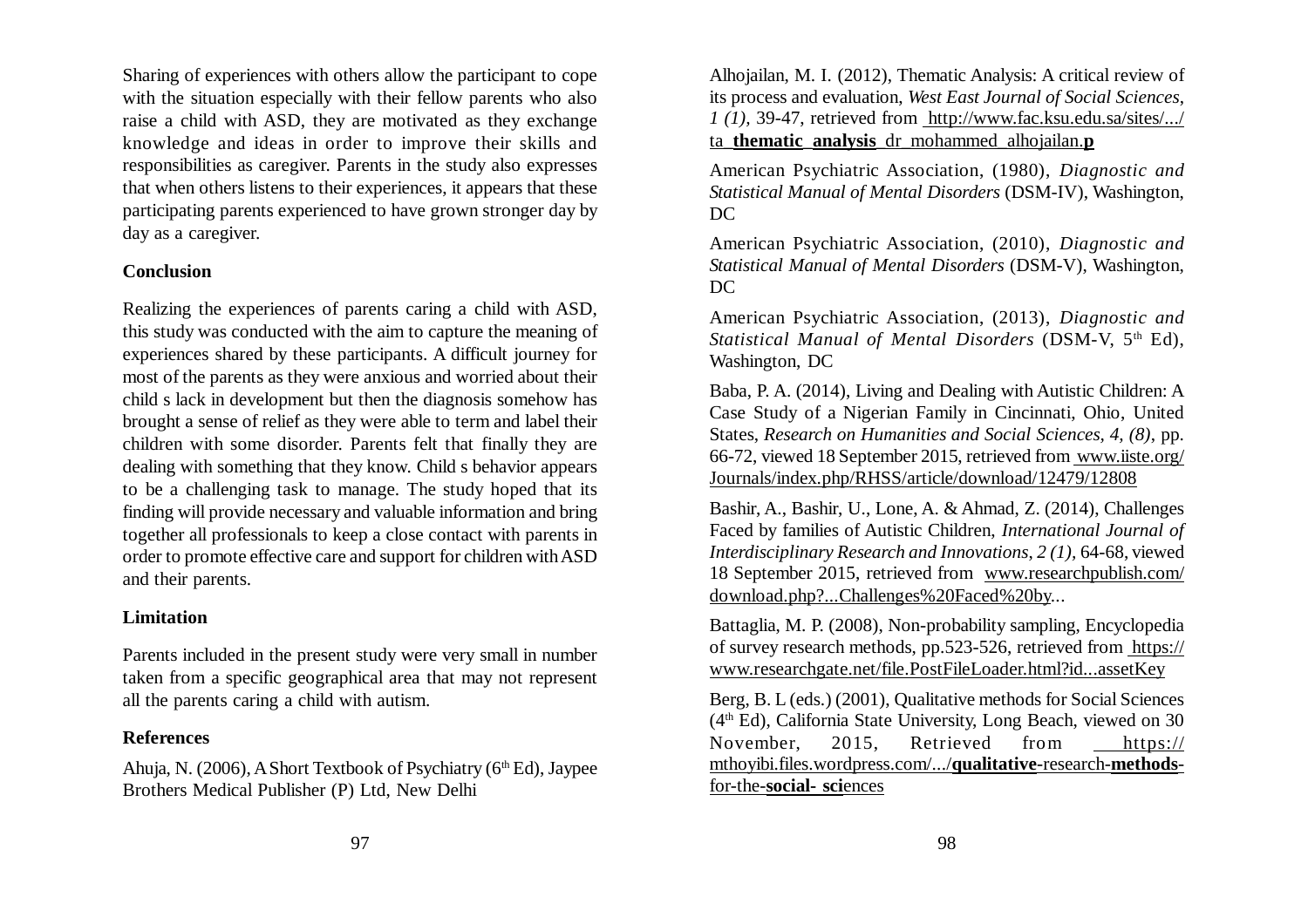Sharing of experiences with others allow the participant to cope with the situation especially with their fellow parents who also raise a child with ASD, they are motivated as they exchange knowledge and ideas in order to improve their skills and responsibilities as caregiver. Parents in the study also expresses that when others listens to their experiences, it appears that these participating parents experienced to have grown stronger day by day as a caregiver.

## Conclusion

Realizing the experiences of parents caring a child with ASD, this study was conducted with the aim to capture the meaning of experiences shared by these participants. A difficult journey for most of the parents as they were anxious and worried about their child s lack in development but then the diagnosis somehow has brought a sense of relief as they were able to term and label their children with some disorder. Parents felt that finally they are dealing with something that they know. Child s behavior appears to be a challenging task to manage. The study hoped that its finding will provide necessary and valuable information and bring together all professionals to keep a close contact with parents in order to promote effective care and support for children with ASD and their parents.

## Limitation

Parents included in the present study were very small in number taken from a specific geographical area that may not represent all the parents caring a child with autism.

## References

Ahuja, N. (2006), A Short Textbook of Psychiatry (6th Ed), Jaypee Brothers Medical Publisher (P) Ltd, New Delhi

Alhojailan, M. I. (2012), Thematic Analysis: A critical review of its process and evaluation, *West East Journal of Social Sciences*, *1 (1),* 39-47, retrieved from http://www.fac.ksu.edu.sa/sites/.../ta_**thematic**_**analysis**_dr_mohammed_alhojailan.**p**

American Psychiatric Association, (1980), *Diagnostic and Statistical Manual of Mental Disorders* (DSM-IV), Washington, DC

American Psychiatric Association, (2010), *Diagnostic and Statistical Manual of Mental Disorders* (DSM-V), Washington, DC

American Psychiatric Association, (2013), *Diagnostic and Statistical Manual of Mental Disorders* (DSM-V, 5th Ed), Washington, DC

Baba, P. A. (2014), Living and Dealing with Autistic Children: A Case Study of a Nigerian Family in Cincinnati, Ohio, United States, *Research on Humanities and Social Sciences, 4, (8)*, pp. 66-72, viewed 18 September 2015, retrieved from www.iiste.org/Journals/index.php/RHSS/article/download/12479/12808

Bashir, A., Bashir, U., Lone, A. & Ahmad, Z. (2014), Challenges Faced by families of Autistic Children, *International Journal of Interdisciplinary Research and Innovations*, *2 (1),* 64-68, viewed 18 September 2015, retrieved from www.researchpublish.com/download.php?...Challenges%20Faced%20by...

Battaglia, M. P. (2008), Non-probability sampling, Encyclopedia of survey research methods, pp.523-526, retrieved from https://www.researchgate.net/file.PostFileLoader.html?id...assetKey

Berg, B. L (eds.) (2001), Qualitative methods for Social Sciences (4th Ed), California State University, Long Beach, viewed on 30 November, 2015, Retrieved from https://mthoyibi.files.wordpress.com/.../**qualitative**-research-**methods**-for-the-**social- sci**ences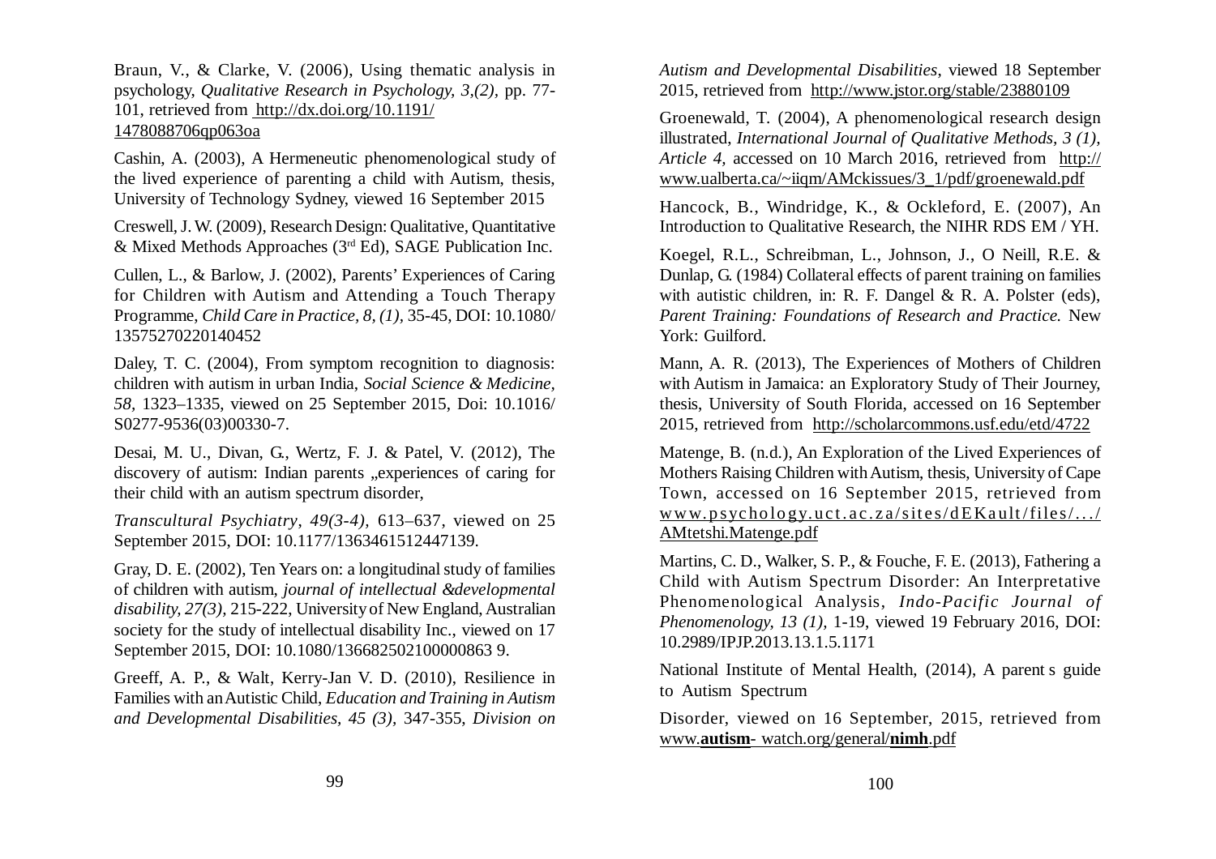Braun, V., & Clarke, V. (2006), Using thematic analysis in psychology, *Qualitative Research in Psychology, 3,(2),* pp. 77-101, retrieved from http://dx.doi.org/10.1191/1478088706qp063oa

Cashin, A. (2003), A Hermeneutic phenomenological study of the lived experience of parenting a child with Autism, thesis, University of Technology Sydney, viewed 16 September 2015

Creswell, J. W. (2009), Research Design: Qualitative, Quantitative & Mixed Methods Approaches (3rd Ed), SAGE Publication Inc.

Cullen, L., & Barlow, J. (2002), Parents' Experiences of Caring for Children with Autism and Attending a Touch Therapy Programme, *Child Care in Practice, 8, (1),* 35-45, DOI: 10.1080/13575270220140452

Daley, T. C. (2004), From symptom recognition to diagnosis: children with autism in urban India, *Social Science & Medicine, 58,* 1323–1335, viewed on 25 September 2015, Doi: 10.1016/S0277-9536(03)00330-7.

Desai, M. U., Divan, G., Wertz, F. J. & Patel, V. (2012), The discovery of autism: Indian parents „experiences of caring for their child with an autism spectrum disorder,

*Transcultural Psychiatry, 49(3-4),* 613–637, viewed on 25 September 2015, DOI: 10.1177/1363461512447139.

Gray, D. E. (2002), Ten Years on: a longitudinal study of families of children with autism, *journal of intellectual &developmental disability, 27(3),* 215-222, University of New England, Australian society for the study of intellectual disability Inc., viewed on 17 September 2015, DOI: 10.1080/136682502100000863 9.

Greeff, A. P., & Walt, Kerry-Jan V. D. (2010), Resilience in Families with an Autistic Child, *Education and Training in Autism and Developmental Disabilities, 45 (3),* 347-355, *Division on Autism and Developmental Disabilities*, viewed 18 September 2015, retrieved from http://www.jstor.org/stable/23880109

Groenewald, T. (2004), A phenomenological research design illustrated, *International Journal of Qualitative Methods, 3 (1), Article 4,* accessed on 10 March 2016, retrieved from http://www.ualberta.ca/~iiqm/AMckissues/3_1/pdf/groenewald.pdf

Hancock, B., Windridge, K., & Ockleford, E. (2007), An Introduction to Qualitative Research, the NIHR RDS EM / YH.

Koegel, R.L., Schreibman, L., Johnson, J., O Neill, R.E. & Dunlap, G. (1984) Collateral effects of parent training on families with autistic children, in: R. F. Dangel & R. A. Polster (eds), *Parent Training: Foundations of Research and Practice.* New York: Guilford.

Mann, A. R. (2013), The Experiences of Mothers of Children with Autism in Jamaica: an Exploratory Study of Their Journey, thesis, University of South Florida, accessed on 16 September 2015, retrieved from http://scholarcommons.usf.edu/etd/4722

Matenge, B. (n.d.), An Exploration of the Lived Experiences of Mothers Raising Children with Autism, thesis, University of Cape Town, accessed on 16 September 2015, retrieved from www.psychology.uct.ac.za/sites/dEKault/files/.../AMtetshi.Matenge.pdf

Martins, C. D., Walker, S. P., & Fouche, F. E. (2013), Fathering a Child with Autism Spectrum Disorder: An Interpretative Phenomenological Analysis, *Indo-Pacific Journal of Phenomenology, 13 (1),* 1-19, viewed 19 February 2016, DOI: 10.2989/IPJP.2013.13.1.5.1171

National Institute of Mental Health, (2014), A parent s guide to Autism Spectrum

Disorder, viewed on 16 September, 2015, retrieved from www.**autism**- watch.org/general/**nimh**.pdf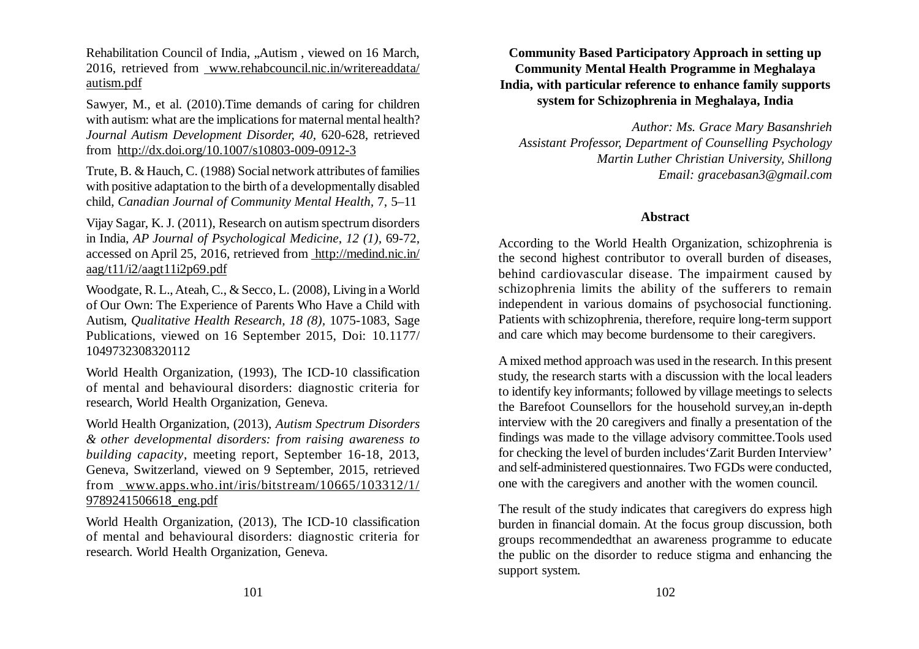Rehabilitation Council of India, „Autism , viewed on 16 March, 2016, retrieved from www.rehabcouncil.nic.in/writereaddata/autism.pdf

Sawyer, M., et al. (2010).Time demands of caring for children with autism: what are the implications for maternal mental health? *Journal Autism Development Disorder, 40*, 620-628, retrieved from http://dx.doi.org/10.1007/s10803-009-0912-3

Trute, B. & Hauch, C. (1988) Social network attributes of families with positive adaptation to the birth of a developmentally disabled child, *Canadian Journal of Community Mental Health*, 7, 5–11

Vijay Sagar, K. J. (2011), Research on autism spectrum disorders in India, *AP Journal of Psychological Medicine*, *12 (1)*, 69-72, accessed on April 25, 2016, retrieved from http://medind.nic.in/aag/t11/i2/aagt11i2p69.pdf

Woodgate, R. L., Ateah, C., & Secco, L. (2008), Living in a World of Our Own: The Experience of Parents Who Have a Child with Autism, *Qualitative Health Research, 18 (8)*, 1075-1083, Sage Publications, viewed on 16 September 2015, Doi: 10.1177/1049732308320112

World Health Organization, (1993), The ICD-10 classification of mental and behavioural disorders: diagnostic criteria for research, World Health Organization, Geneva.

World Health Organization, (2013), *Autism Spectrum Disorders & other developmental disorders: from raising awareness to building capacity*, meeting report, September 16-18, 2013, Geneva, Switzerland, viewed on 9 September, 2015, retrieved from www.apps.who.int/iris/bitstream/10665/103312/1/9789241506618_eng.pdf

World Health Organization, (2013), The ICD-10 classification of mental and behavioural disorders: diagnostic criteria for research. World Health Organization, Geneva.

# Community Based Participatory Approach in setting up Community Mental Health Programme in Meghalaya India, with particular reference to enhance family supports system for Schizophrenia in Meghalaya, India

*Author: Ms. Grace Mary Basanshrieh*
*Assistant Professor, Department of Counselling Psychology*
*Martin Luther Christian University, Shillong*
*Email: gracebasan3@gmail.com*

## Abstract

According to the World Health Organization, schizophrenia is the second highest contributor to overall burden of diseases, behind cardiovascular disease. The impairment caused by schizophrenia limits the ability of the sufferers to remain independent in various domains of psychosocial functioning. Patients with schizophrenia, therefore, require long-term support and care which may become burdensome to their caregivers.

A mixed method approach was used in the research. In this present study, the research starts with a discussion with the local leaders to identify key informants; followed by village meetings to selects the Barefoot Counsellors for the household survey,an in-depth interview with the 20 caregivers and finally a presentation of the findings was made to the village advisory committee.Tools used for checking the level of burden includes'Zarit Burden Interview' and self-administered questionnaires. Two FGDs were conducted, one with the caregivers and another with the women council.

The result of the study indicates that caregivers do express high burden in financial domain. At the focus group discussion, both groups recommendedthat an awareness programme to educate the public on the disorder to reduce stigma and enhancing the support system.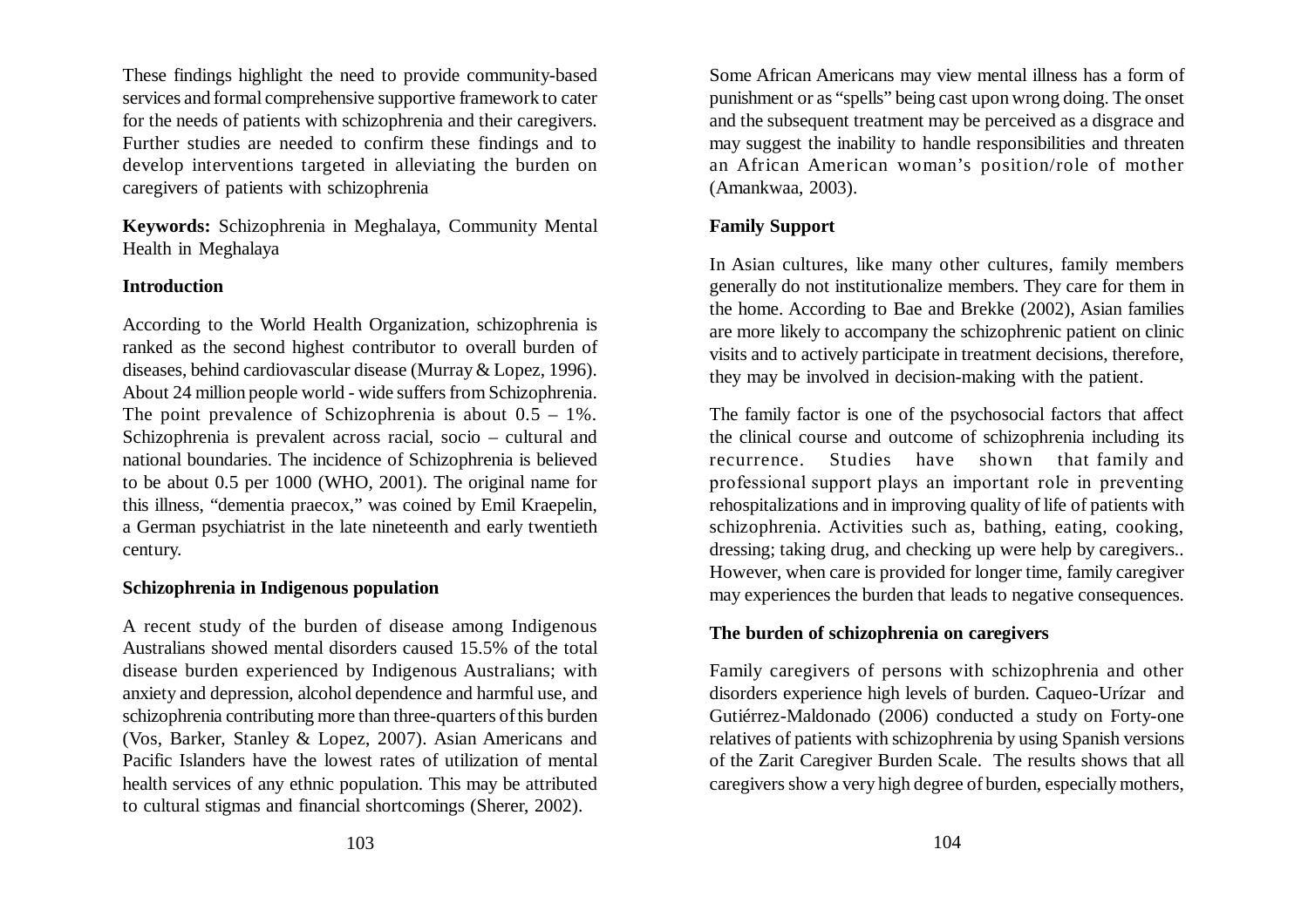These findings highlight the need to provide community-based services and formal comprehensive supportive framework to cater for the needs of patients with schizophrenia and their caregivers. Further studies are needed to confirm these findings and to develop interventions targeted in alleviating the burden on caregivers of patients with schizophrenia

**Keywords:** Schizophrenia in Meghalaya, Community Mental Health in Meghalaya

## Introduction

According to the World Health Organization, schizophrenia is ranked as the second highest contributor to overall burden of diseases, behind cardiovascular disease (Murray & Lopez, 1996). About 24 million people world - wide suffers from Schizophrenia. The point prevalence of Schizophrenia is about 0.5 – 1%. Schizophrenia is prevalent across racial, socio – cultural and national boundaries. The incidence of Schizophrenia is believed to be about 0.5 per 1000 (WHO, 2001). The original name for this illness, "dementia praecox," was coined by Emil Kraepelin, a German psychiatrist in the late nineteenth and early twentieth century.

## Schizophrenia in Indigenous population

A recent study of the burden of disease among Indigenous Australians showed mental disorders caused 15.5% of the total disease burden experienced by Indigenous Australians; with anxiety and depression, alcohol dependence and harmful use, and schizophrenia contributing more than three-quarters of this burden (Vos, Barker, Stanley & Lopez, 2007). Asian Americans and Pacific Islanders have the lowest rates of utilization of mental health services of any ethnic population. This may be attributed to cultural stigmas and financial shortcomings (Sherer, 2002).

Some African Americans may view mental illness has a form of punishment or as "spells" being cast upon wrong doing. The onset and the subsequent treatment may be perceived as a disgrace and may suggest the inability to handle responsibilities and threaten an African American woman's position/role of mother (Amankwaa, 2003).

## Family Support

In Asian cultures, like many other cultures, family members generally do not institutionalize members. They care for them in the home. According to Bae and Brekke (2002), Asian families are more likely to accompany the schizophrenic patient on clinic visits and to actively participate in treatment decisions, therefore, they may be involved in decision-making with the patient.

The family factor is one of the psychosocial factors that affect the clinical course and outcome of schizophrenia including its recurrence. Studies have shown that family and professional support plays an important role in preventing rehospitalizations and in improving quality of life of patients with schizophrenia. Activities such as, bathing, eating, cooking, dressing; taking drug, and checking up were help by caregivers.. However, when care is provided for longer time, family caregiver may experiences the burden that leads to negative consequences.

## The burden of schizophrenia on caregivers

Family caregivers of persons with schizophrenia and other disorders experience high levels of burden. Caqueo-Urízar and Gutiérrez-Maldonado (2006) conducted a study on Forty-one relatives of patients with schizophrenia by using Spanish versions of the Zarit Caregiver Burden Scale. The results shows that all caregivers show a very high degree of burden, especially mothers,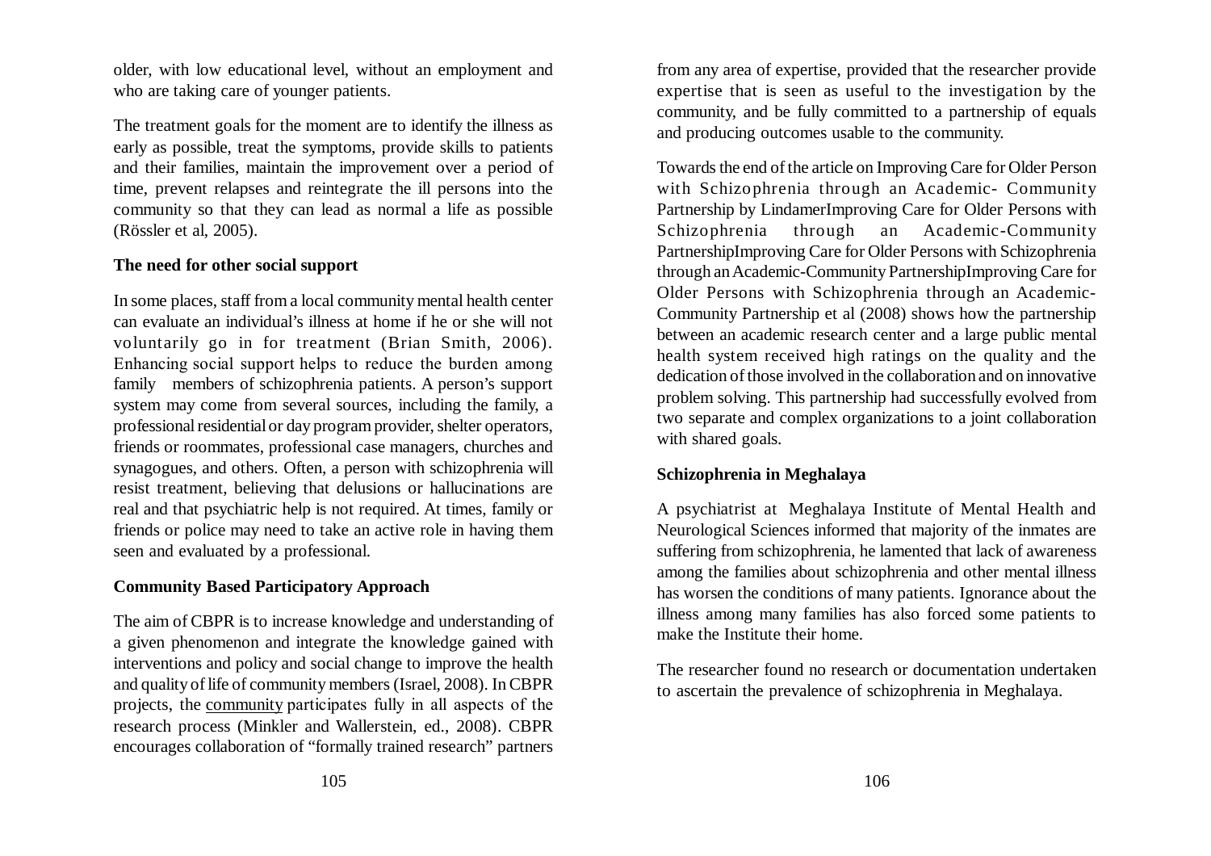older, with low educational level, without an employment and who are taking care of younger patients.

The treatment goals for the moment are to identify the illness as early as possible, treat the symptoms, provide skills to patients and their families, maintain the improvement over a period of time, prevent relapses and reintegrate the ill persons into the community so that they can lead as normal a life as possible (Rössler et al, 2005).

**The need for other social support**

In some places, staff from a local community mental health center can evaluate an individual's illness at home if he or she will not voluntarily go in for treatment (Brian Smith, 2006). Enhancing social support helps to reduce the burden among family members of schizophrenia patients. A person's support system may come from several sources, including the family, a professional residential or day program provider, shelter operators, friends or roommates, professional case managers, churches and synagogues, and others. Often, a person with schizophrenia will resist treatment, believing that delusions or hallucinations are real and that psychiatric help is not required. At times, family or friends or police may need to take an active role in having them seen and evaluated by a professional.

**Community Based Participatory Approach**

The aim of CBPR is to increase knowledge and understanding of a given phenomenon and integrate the knowledge gained with interventions and policy and social change to improve the health and quality of life of community members (Israel, 2008). In CBPR projects, the community participates fully in all aspects of the research process (Minkler and Wallerstein, ed., 2008). CBPR encourages collaboration of "formally trained research" partners from any area of expertise, provided that the researcher provide expertise that is seen as useful to the investigation by the community, and be fully committed to a partnership of equals and producing outcomes usable to the community.

Towards the end of the article on Improving Care for Older Person with Schizophrenia through an Academic- Community Partnership by LindamerImproving Care for Older Persons with Schizophrenia through an Academic-Community PartnershipImproving Care for Older Persons with Schizophrenia through an Academic-Community PartnershipImproving Care for Older Persons with Schizophrenia through an Academic-Community Partnership et al (2008) shows how the partnership between an academic research center and a large public mental health system received high ratings on the quality and the dedication of those involved in the collaboration and on innovative problem solving. This partnership had successfully evolved from two separate and complex organizations to a joint collaboration with shared goals.

**Schizophrenia in Meghalaya**

A psychiatrist at Meghalaya Institute of Mental Health and Neurological Sciences informed that majority of the inmates are suffering from schizophrenia, he lamented that lack of awareness among the families about schizophrenia and other mental illness has worsen the conditions of many patients. Ignorance about the illness among many families has also forced some patients to make the Institute their home.

The researcher found no research or documentation undertaken to ascertain the prevalence of schizophrenia in Meghalaya.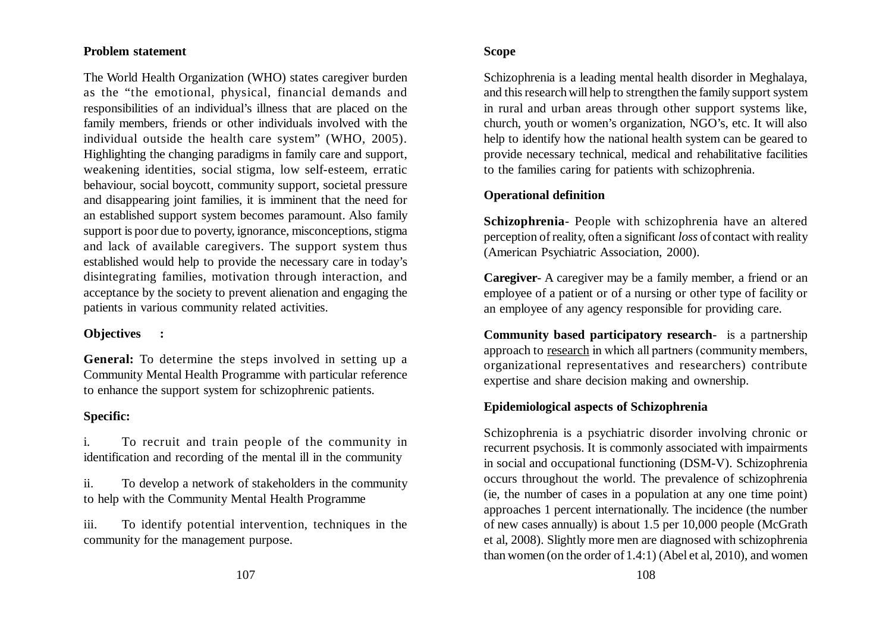**Problem statement**

The World Health Organization (WHO) states caregiver burden as the "the emotional, physical, financial demands and responsibilities of an individual's illness that are placed on the family members, friends or other individuals involved with the individual outside the health care system" (WHO, 2005). Highlighting the changing paradigms in family care and support, weakening identities, social stigma, low self-esteem, erratic behaviour, social boycott, community support, societal pressure and disappearing joint families, it is imminent that the need for an established support system becomes paramount. Also family support is poor due to poverty, ignorance, misconceptions, stigma and lack of available caregivers. The support system thus established would help to provide the necessary care in today's disintegrating families, motivation through interaction, and acceptance by the society to prevent alienation and engaging the patients in various community related activities.

**Objectives :**

**General:** To determine the steps involved in setting up a Community Mental Health Programme with particular reference to enhance the support system for schizophrenic patients.

**Specific:**

i. To recruit and train people of the community in identification and recording of the mental ill in the community

ii. To develop a network of stakeholders in the community to help with the Community Mental Health Programme

iii. To identify potential intervention, techniques in the community for the management purpose.

**Scope**

Schizophrenia is a leading mental health disorder in Meghalaya, and this research will help to strengthen the family support system in rural and urban areas through other support systems like, church, youth or women's organization, NGO's, etc. It will also help to identify how the national health system can be geared to provide necessary technical, medical and rehabilitative facilities to the families caring for patients with schizophrenia.

**Operational definition**

**Schizophrenia**- People with schizophrenia have an altered perception of reality, often a significant *loss* of contact with reality (American Psychiatric Association, 2000).

**Caregiver**- A caregiver may be a family member, a friend or an employee of a patient or of a nursing or other type of facility or an employee of any agency responsible for providing care.

**Community based participatory research**- is a partnership approach to research in which all partners (community members, organizational representatives and researchers) contribute expertise and share decision making and ownership.

**Epidemiological aspects of Schizophrenia**

Schizophrenia is a psychiatric disorder involving chronic or recurrent psychosis. It is commonly associated with impairments in social and occupational functioning (DSM-V). Schizophrenia occurs throughout the world. The prevalence of schizophrenia (ie, the number of cases in a population at any one time point) approaches 1 percent internationally. The incidence (the number of new cases annually) is about 1.5 per 10,000 people (McGrath et al, 2008). Slightly more men are diagnosed with schizophrenia than women (on the order of 1.4:1) (Abel et al, 2010), and women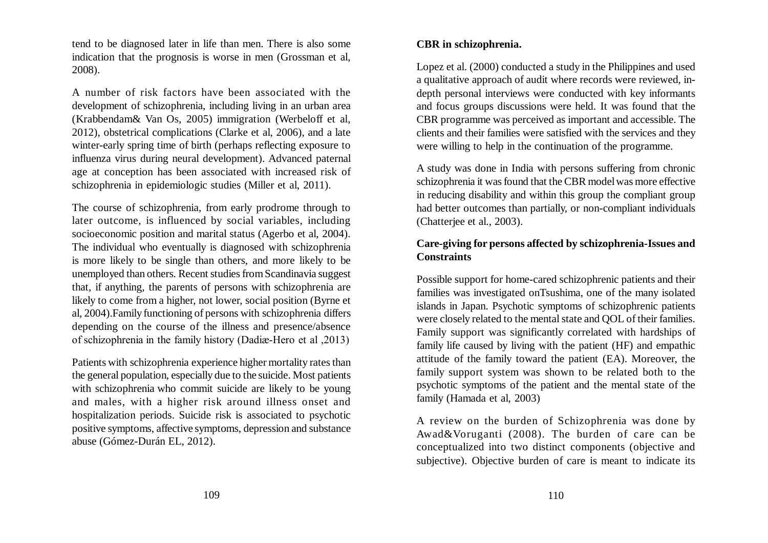tend to be diagnosed later in life than men. There is also some indication that the prognosis is worse in men (Grossman et al, 2008).

A number of risk factors have been associated with the development of schizophrenia, including living in an urban area (Krabbendam& Van Os, 2005) immigration (Werbeloff et al, 2012), obstetrical complications (Clarke et al, 2006), and a late winter-early spring time of birth (perhaps reflecting exposure to influenza virus during neural development). Advanced paternal age at conception has been associated with increased risk of schizophrenia in epidemiologic studies (Miller et al, 2011).

The course of schizophrenia, from early prodrome through to later outcome, is influenced by social variables, including socioeconomic position and marital status (Agerbo et al, 2004). The individual who eventually is diagnosed with schizophrenia is more likely to be single than others, and more likely to be unemployed than others. Recent studies from Scandinavia suggest that, if anything, the parents of persons with schizophrenia are likely to come from a higher, not lower, social position (Byrne et al, 2004).Family functioning of persons with schizophrenia differs depending on the course of the illness and presence/absence of schizophrenia in the family history (Dadiæ-Hero et al ,2013)

Patients with schizophrenia experience higher mortality rates than the general population, especially due to the suicide. Most patients with schizophrenia who commit suicide are likely to be young and males, with a higher risk around illness onset and hospitalization periods. Suicide risk is associated to psychotic positive symptoms, affective symptoms, depression and substance abuse (Gómez-Durán EL, 2012).

**CBR in schizophrenia.**

Lopez et al. (2000) conducted a study in the Philippines and used a qualitative approach of audit where records were reviewed, in-depth personal interviews were conducted with key informants and focus groups discussions were held. It was found that the CBR programme was perceived as important and accessible. The clients and their families were satisfied with the services and they were willing to help in the continuation of the programme.

A study was done in India with persons suffering from chronic schizophrenia it was found that the CBR model was more effective in reducing disability and within this group the compliant group had better outcomes than partially, or non-compliant individuals (Chatterjee et al., 2003).

**Care-giving for persons affected by schizophrenia-Issues and Constraints**

Possible support for home-cared schizophrenic patients and their families was investigated onTsushima, one of the many isolated islands in Japan. Psychotic symptoms of schizophrenic patients were closely related to the mental state and QOL of their families. Family support was significantly correlated with hardships of family life caused by living with the patient (HF) and empathic attitude of the family toward the patient (EA). Moreover, the family support system was shown to be related both to the psychotic symptoms of the patient and the mental state of the family (Hamada et al, 2003)

A review on the burden of Schizophrenia was done by Awad&Voruganti (2008). The burden of care can be conceptualized into two distinct components (objective and subjective). Objective burden of care is meant to indicate its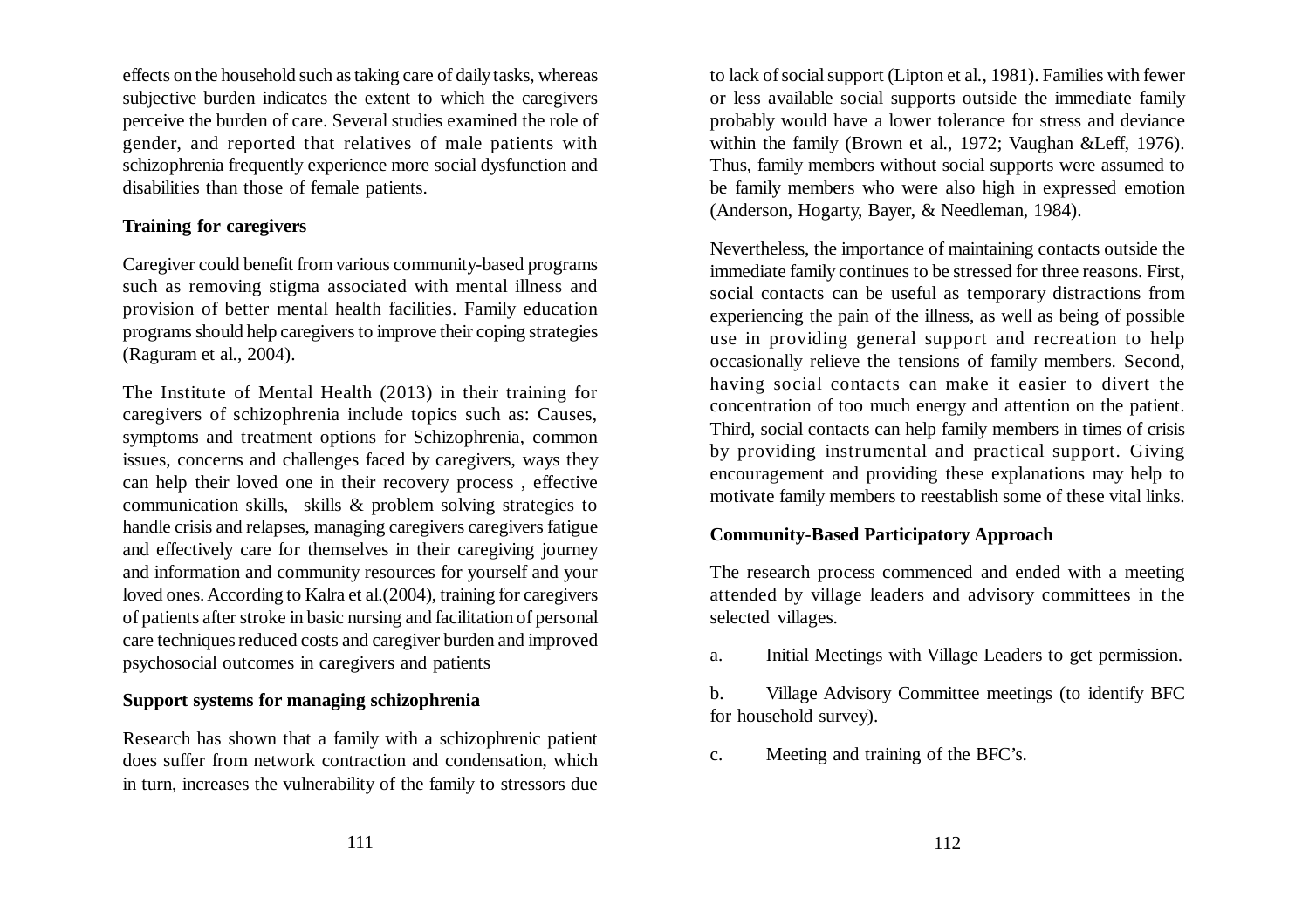effects on the household such as taking care of daily tasks, whereas subjective burden indicates the extent to which the caregivers perceive the burden of care. Several studies examined the role of gender, and reported that relatives of male patients with schizophrenia frequently experience more social dysfunction and disabilities than those of female patients.

**Training for caregivers**

Caregiver could benefit from various community-based programs such as removing stigma associated with mental illness and provision of better mental health facilities. Family education programs should help caregivers to improve their coping strategies (Raguram et al., 2004).

The Institute of Mental Health (2013) in their training for caregivers of schizophrenia include topics such as: Causes, symptoms and treatment options for Schizophrenia, common issues, concerns and challenges faced by caregivers, ways they can help their loved one in their recovery process , effective communication skills, skills & problem solving strategies to handle crisis and relapses, managing caregivers caregivers fatigue and effectively care for themselves in their caregiving journey and information and community resources for yourself and your loved ones. According to Kalra et al.(2004), training for caregivers of patients after stroke in basic nursing and facilitation of personal care techniques reduced costs and caregiver burden and improved psychosocial outcomes in caregivers and patients

**Support systems for managing schizophrenia**

Research has shown that a family with a schizophrenic patient does suffer from network contraction and condensation, which in turn, increases the vulnerability of the family to stressors due to lack of social support (Lipton et al., 1981). Families with fewer or less available social supports outside the immediate family probably would have a lower tolerance for stress and deviance within the family (Brown et al., 1972; Vaughan &Leff, 1976). Thus, family members without social supports were assumed to be family members who were also high in expressed emotion (Anderson, Hogarty, Bayer, & Needleman, 1984).

Nevertheless, the importance of maintaining contacts outside the immediate family continues to be stressed for three reasons. First, social contacts can be useful as temporary distractions from experiencing the pain of the illness, as well as being of possible use in providing general support and recreation to help occasionally relieve the tensions of family members. Second, having social contacts can make it easier to divert the concentration of too much energy and attention on the patient. Third, social contacts can help family members in times of crisis by providing instrumental and practical support. Giving encouragement and providing these explanations may help to motivate family members to reestablish some of these vital links.

**Community-Based Participatory Approach**

The research process commenced and ended with a meeting attended by village leaders and advisory committees in the selected villages.

a. Initial Meetings with Village Leaders to get permission.

b. Village Advisory Committee meetings (to identify BFC for household survey).

c. Meeting and training of the BFC's.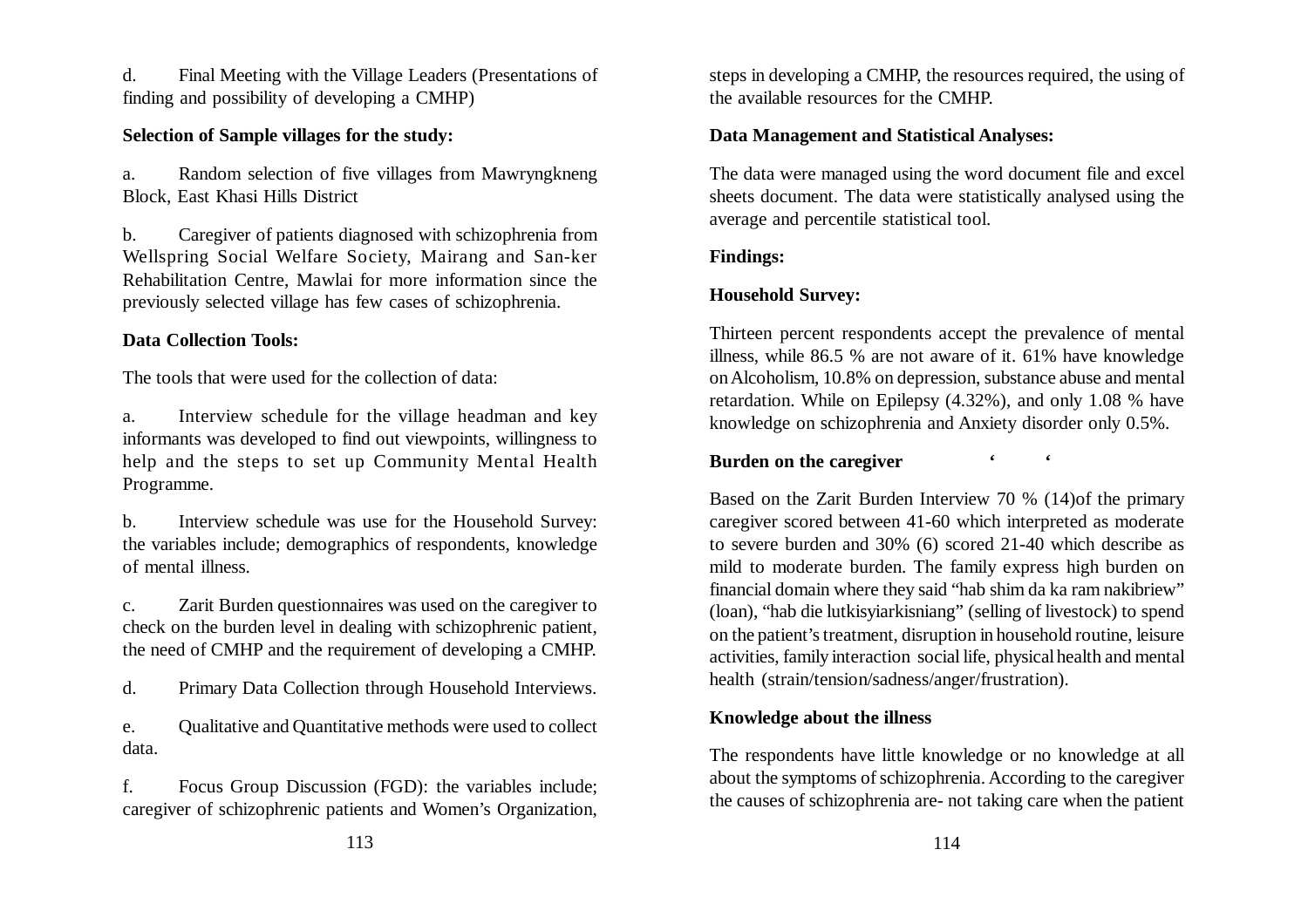d. Final Meeting with the Village Leaders (Presentations of finding and possibility of developing a CMHP)

**Selection of Sample villages for the study:**

a. Random selection of five villages from Mawryngkneng Block, East Khasi Hills District

b. Caregiver of patients diagnosed with schizophrenia from Wellspring Social Welfare Society, Mairang and San-ker Rehabilitation Centre, Mawlai for more information since the previously selected village has few cases of schizophrenia.

**Data Collection Tools:**

The tools that were used for the collection of data:

a. Interview schedule for the village headman and key informants was developed to find out viewpoints, willingness to help and the steps to set up Community Mental Health Programme.

b. Interview schedule was use for the Household Survey: the variables include; demographics of respondents, knowledge of mental illness.

c. Zarit Burden questionnaires was used on the caregiver to check on the burden level in dealing with schizophrenic patient, the need of CMHP and the requirement of developing a CMHP.

d. Primary Data Collection through Household Interviews.

e. Qualitative and Quantitative methods were used to collect data.

f. Focus Group Discussion (FGD): the variables include; caregiver of schizophrenic patients and Women's Organization, steps in developing a CMHP, the resources required, the using of the available resources for the CMHP.

**Data Management and Statistical Analyses:**

The data were managed using the word document file and excel sheets document. The data were statistically analysed using the average and percentile statistical tool.

**Findings:**

**Household Survey:**

Thirteen percent respondents accept the prevalence of mental illness, while 86.5 % are not aware of it. 61% have knowledge on Alcoholism, 10.8% on depression, substance abuse and mental retardation. While on Epilepsy (4.32%), and only 1.08 % have knowledge on schizophrenia and Anxiety disorder only 0.5%.

**Burden on the caregiver** ' '

Based on the Zarit Burden Interview 70 % (14)of the primary caregiver scored between 41-60 which interpreted as moderate to severe burden and 30% (6) scored 21-40 which describe as mild to moderate burden. The family express high burden on financial domain where they said "hab shim da ka ram nakibriew" (loan), "hab die lutkisyiarkisniang" (selling of livestock) to spend on the patient's treatment, disruption in household routine, leisure activities, family interaction social life, physical health and mental health (strain/tension/sadness/anger/frustration).

**Knowledge about the illness**

The respondents have little knowledge or no knowledge at all about the symptoms of schizophrenia. According to the caregiver the causes of schizophrenia are- not taking care when the patient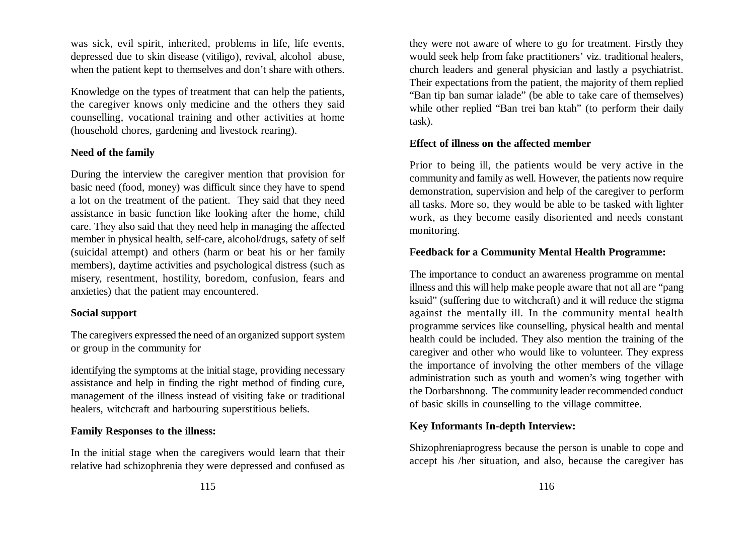was sick, evil spirit, inherited, problems in life, life events, depressed due to skin disease (vitiligo), revival, alcohol abuse, when the patient kept to themselves and don't share with others.

Knowledge on the types of treatment that can help the patients, the caregiver knows only medicine and the others they said counselling, vocational training and other activities at home (household chores, gardening and livestock rearing).

**Need of the family**

During the interview the caregiver mention that provision for basic need (food, money) was difficult since they have to spend a lot on the treatment of the patient. They said that they need assistance in basic function like looking after the home, child care. They also said that they need help in managing the affected member in physical health, self-care, alcohol/drugs, safety of self (suicidal attempt) and others (harm or beat his or her family members), daytime activities and psychological distress (such as misery, resentment, hostility, boredom, confusion, fears and anxieties) that the patient may encountered.

**Social support**

The caregivers expressed the need of an organized support system or group in the community for

identifying the symptoms at the initial stage, providing necessary assistance and help in finding the right method of finding cure, management of the illness instead of visiting fake or traditional healers, witchcraft and harbouring superstitious beliefs.

**Family Responses to the illness:**

In the initial stage when the caregivers would learn that their relative had schizophrenia they were depressed and confused as they were not aware of where to go for treatment. Firstly they would seek help from fake practitioners' viz. traditional healers, church leaders and general physician and lastly a psychiatrist. Their expectations from the patient, the majority of them replied "Ban tip ban sumar ialade" (be able to take care of themselves) while other replied "Ban trei ban ktah" (to perform their daily task).

**Effect of illness on the affected member**

Prior to being ill, the patients would be very active in the community and family as well. However, the patients now require demonstration, supervision and help of the caregiver to perform all tasks. More so, they would be able to be tasked with lighter work, as they become easily disoriented and needs constant monitoring.

**Feedback for a Community Mental Health Programme:**

The importance to conduct an awareness programme on mental illness and this will help make people aware that not all are "pang ksuid" (suffering due to witchcraft) and it will reduce the stigma against the mentally ill. In the community mental health programme services like counselling, physical health and mental health could be included. They also mention the training of the caregiver and other who would like to volunteer. They express the importance of involving the other members of the village administration such as youth and women's wing together with the Dorbarshnong. The community leader recommended conduct of basic skills in counselling to the village committee.

**Key Informants In-depth Interview:**

Shizophreniaprogress because the person is unable to cope and accept his /her situation, and also, because the caregiver has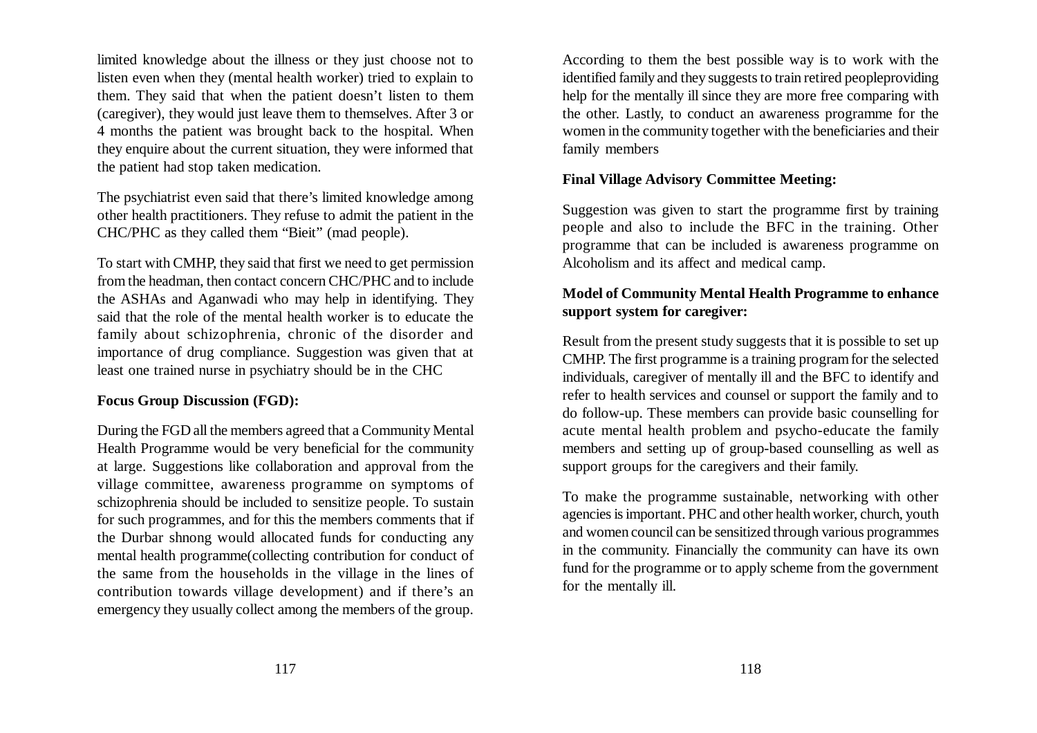limited knowledge about the illness or they just choose not to listen even when they (mental health worker) tried to explain to them. They said that when the patient doesn't listen to them (caregiver), they would just leave them to themselves. After 3 or 4 months the patient was brought back to the hospital. When they enquire about the current situation, they were informed that the patient had stop taken medication.

The psychiatrist even said that there's limited knowledge among other health practitioners. They refuse to admit the patient in the CHC/PHC as they called them "Bieit" (mad people).

To start with CMHP, they said that first we need to get permission from the headman, then contact concern CHC/PHC and to include the ASHAs and Aganwadi who may help in identifying. They said that the role of the mental health worker is to educate the family about schizophrenia, chronic of the disorder and importance of drug compliance. Suggestion was given that at least one trained nurse in psychiatry should be in the CHC

**Focus Group Discussion (FGD):**

During the FGD all the members agreed that a Community Mental Health Programme would be very beneficial for the community at large. Suggestions like collaboration and approval from the village committee, awareness programme on symptoms of schizophrenia should be included to sensitize people. To sustain for such programmes, and for this the members comments that if the Durbar shnong would allocated funds for conducting any mental health programme(collecting contribution for conduct of the same from the households in the village in the lines of contribution towards village development) and if there's an emergency they usually collect among the members of the group. According to them the best possible way is to work with the identified family and they suggests to train retired peopleproviding help for the mentally ill since they are more free comparing with the other. Lastly, to conduct an awareness programme for the women in the community together with the beneficiaries and their family members

**Final Village Advisory Committee Meeting:**

Suggestion was given to start the programme first by training people and also to include the BFC in the training. Other programme that can be included is awareness programme on Alcoholism and its affect and medical camp.

**Model of Community Mental Health Programme to enhance support system for caregiver:**

Result from the present study suggests that it is possible to set up CMHP. The first programme is a training program for the selected individuals, caregiver of mentally ill and the BFC to identify and refer to health services and counsel or support the family and to do follow-up. These members can provide basic counselling for acute mental health problem and psycho-educate the family members and setting up of group-based counselling as well as support groups for the caregivers and their family.

To make the programme sustainable, networking with other agencies is important. PHC and other health worker, church, youth and women council can be sensitized through various programmes in the community. Financially the community can have its own fund for the programme or to apply scheme from the government for the mentally ill.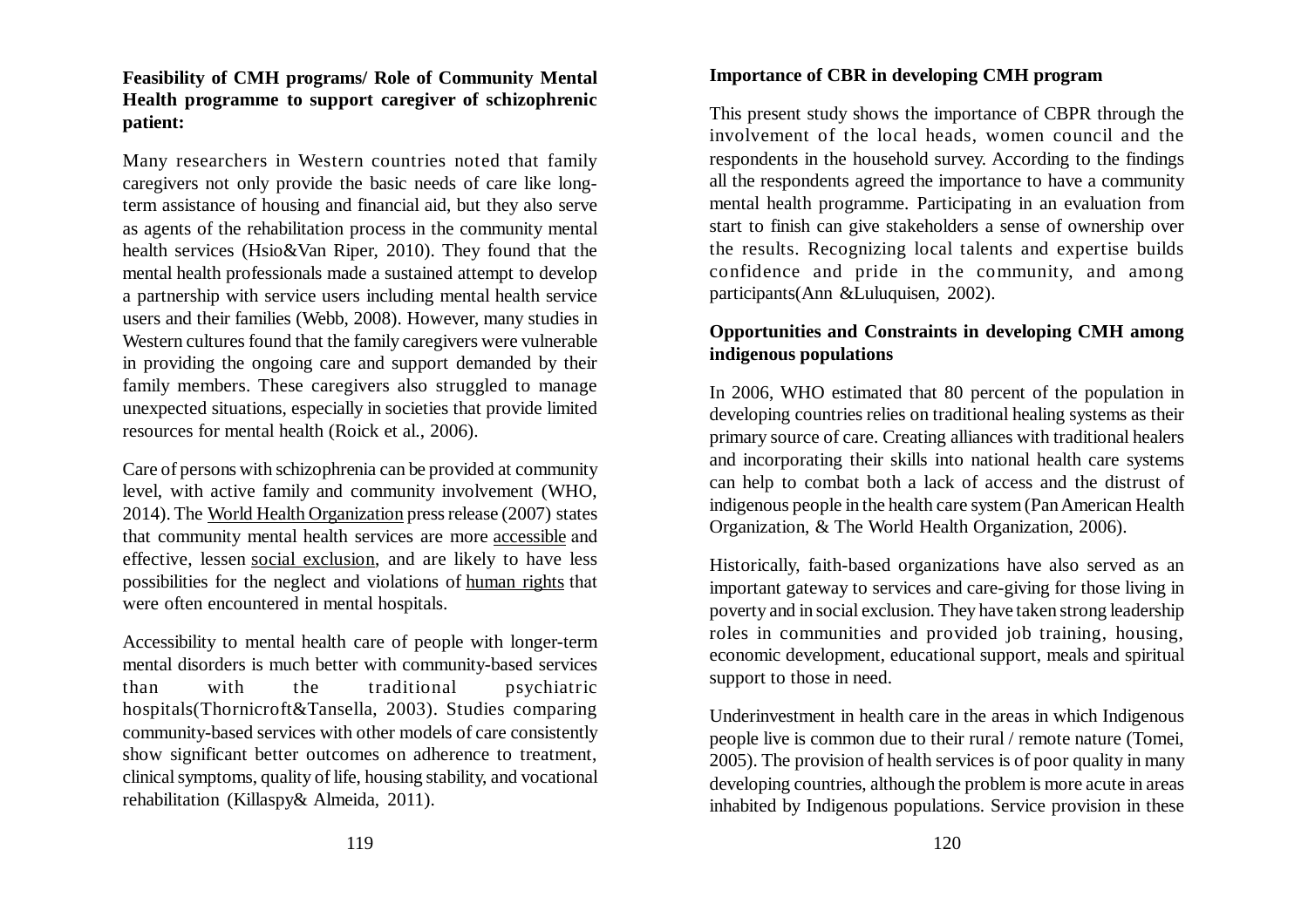**Feasibility of CMH programs/ Role of Community Mental Health programme to support caregiver of schizophrenic patient:**

Many researchers in Western countries noted that family caregivers not only provide the basic needs of care like long-term assistance of housing and financial aid, but they also serve as agents of the rehabilitation process in the community mental health services (Hsio&Van Riper, 2010). They found that the mental health professionals made a sustained attempt to develop a partnership with service users including mental health service users and their families (Webb, 2008). However, many studies in Western cultures found that the family caregivers were vulnerable in providing the ongoing care and support demanded by their family members. These caregivers also struggled to manage unexpected situations, especially in societies that provide limited resources for mental health (Roick et al., 2006).

Care of persons with schizophrenia can be provided at community level, with active family and community involvement (WHO, 2014). The World Health Organization press release (2007) states that community mental health services are more accessible and effective, lessen social exclusion, and are likely to have less possibilities for the neglect and violations of human rights that were often encountered in mental hospitals.

Accessibility to mental health care of people with longer-term mental disorders is much better with community-based services than with the traditional psychiatric hospitals(Thornicroft&Tansella, 2003). Studies comparing community-based services with other models of care consistently show significant better outcomes on adherence to treatment, clinical symptoms, quality of life, housing stability, and vocational rehabilitation (Killaspy& Almeida, 2011).

**Importance of CBR in developing CMH program**

This present study shows the importance of CBPR through the involvement of the local heads, women council and the respondents in the household survey. According to the findings all the respondents agreed the importance to have a community mental health programme. Participating in an evaluation from start to finish can give stakeholders a sense of ownership over the results. Recognizing local talents and expertise builds confidence and pride in the community, and among participants(Ann &Luluquisen, 2002).

**Opportunities and Constraints in developing CMH among indigenous populations**

In 2006, WHO estimated that 80 percent of the population in developing countries relies on traditional healing systems as their primary source of care. Creating alliances with traditional healers and incorporating their skills into national health care systems can help to combat both a lack of access and the distrust of indigenous people in the health care system (Pan American Health Organization, & The World Health Organization, 2006).

Historically, faith-based organizations have also served as an important gateway to services and care-giving for those living in poverty and in social exclusion. They have taken strong leadership roles in communities and provided job training, housing, economic development, educational support, meals and spiritual support to those in need.

Underinvestment in health care in the areas in which Indigenous people live is common due to their rural / remote nature (Tomei, 2005). The provision of health services is of poor quality in many developing countries, although the problem is more acute in areas inhabited by Indigenous populations. Service provision in these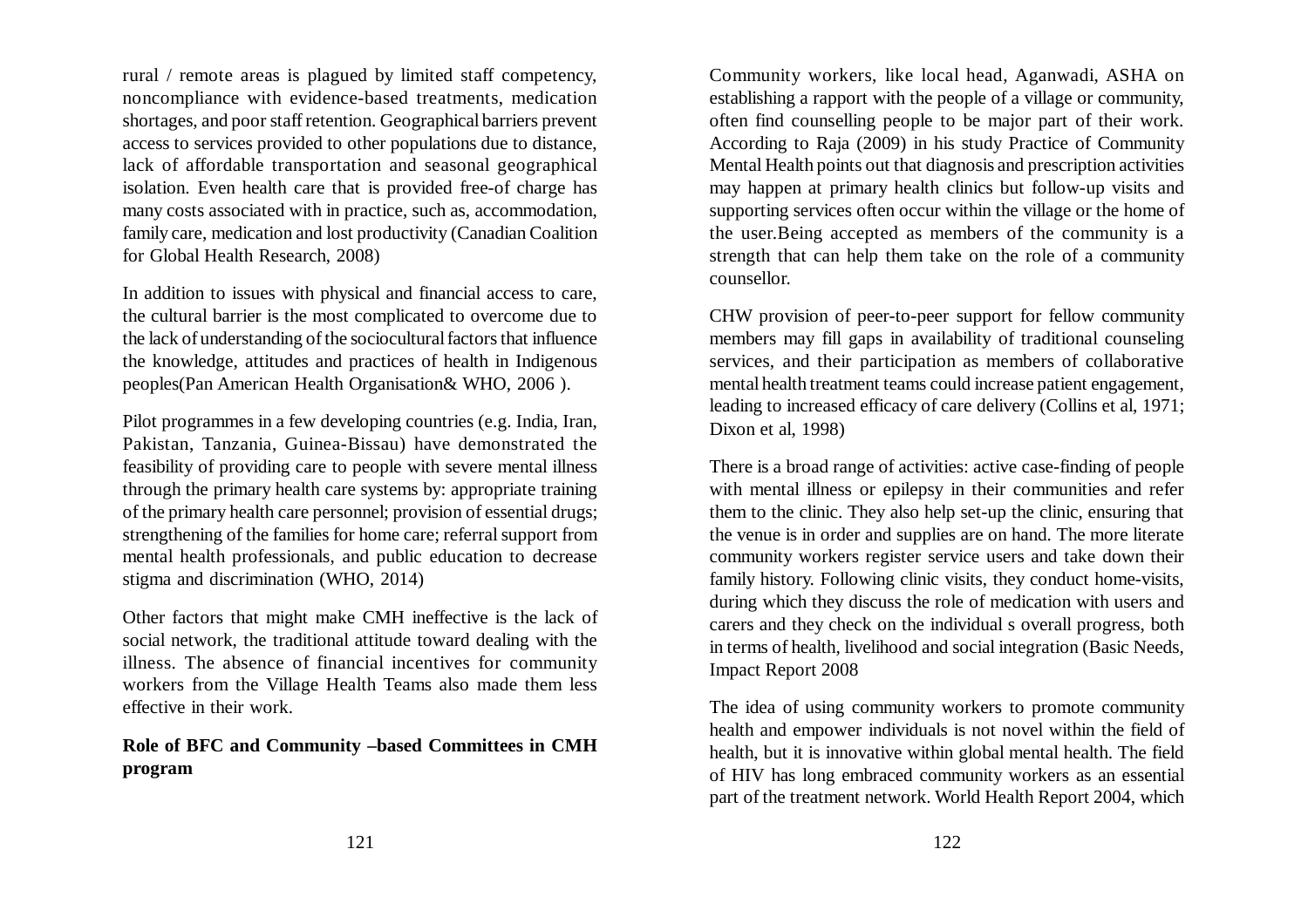rural / remote areas is plagued by limited staff competency, noncompliance with evidence-based treatments, medication shortages, and poor staff retention. Geographical barriers prevent access to services provided to other populations due to distance, lack of affordable transportation and seasonal geographical isolation. Even health care that is provided free-of charge has many costs associated with in practice, such as, accommodation, family care, medication and lost productivity (Canadian Coalition for Global Health Research, 2008)

In addition to issues with physical and financial access to care, the cultural barrier is the most complicated to overcome due to the lack of understanding of the sociocultural factors that influence the knowledge, attitudes and practices of health in Indigenous peoples(Pan American Health Organisation& WHO, 2006 ).

Pilot programmes in a few developing countries (e.g. India, Iran, Pakistan, Tanzania, Guinea-Bissau) have demonstrated the feasibility of providing care to people with severe mental illness through the primary health care systems by: appropriate training of the primary health care personnel; provision of essential drugs; strengthening of the families for home care; referral support from mental health professionals, and public education to decrease stigma and discrimination (WHO, 2014)

Other factors that might make CMH ineffective is the lack of social network, the traditional attitude toward dealing with the illness. The absence of financial incentives for community workers from the Village Health Teams also made them less effective in their work.

**Role of BFC and Community –based Committees in CMH program**

Community workers, like local head, Aganwadi, ASHA on establishing a rapport with the people of a village or community, often find counselling people to be major part of their work. According to Raja (2009) in his study Practice of Community Mental Health points out that diagnosis and prescription activities may happen at primary health clinics but follow-up visits and supporting services often occur within the village or the home of the user.Being accepted as members of the community is a strength that can help them take on the role of a community counsellor.

CHW provision of peer-to-peer support for fellow community members may fill gaps in availability of traditional counseling services, and their participation as members of collaborative mental health treatment teams could increase patient engagement, leading to increased efficacy of care delivery (Collins et al, 1971; Dixon et al, 1998)

There is a broad range of activities: active case-finding of people with mental illness or epilepsy in their communities and refer them to the clinic. They also help set-up the clinic, ensuring that the venue is in order and supplies are on hand. The more literate community workers register service users and take down their family history. Following clinic visits, they conduct home-visits, during which they discuss the role of medication with users and carers and they check on the individual s overall progress, both in terms of health, livelihood and social integration (Basic Needs, Impact Report 2008

The idea of using community workers to promote community health and empower individuals is not novel within the field of health, but it is innovative within global mental health. The field of HIV has long embraced community workers as an essential part of the treatment network. World Health Report 2004, which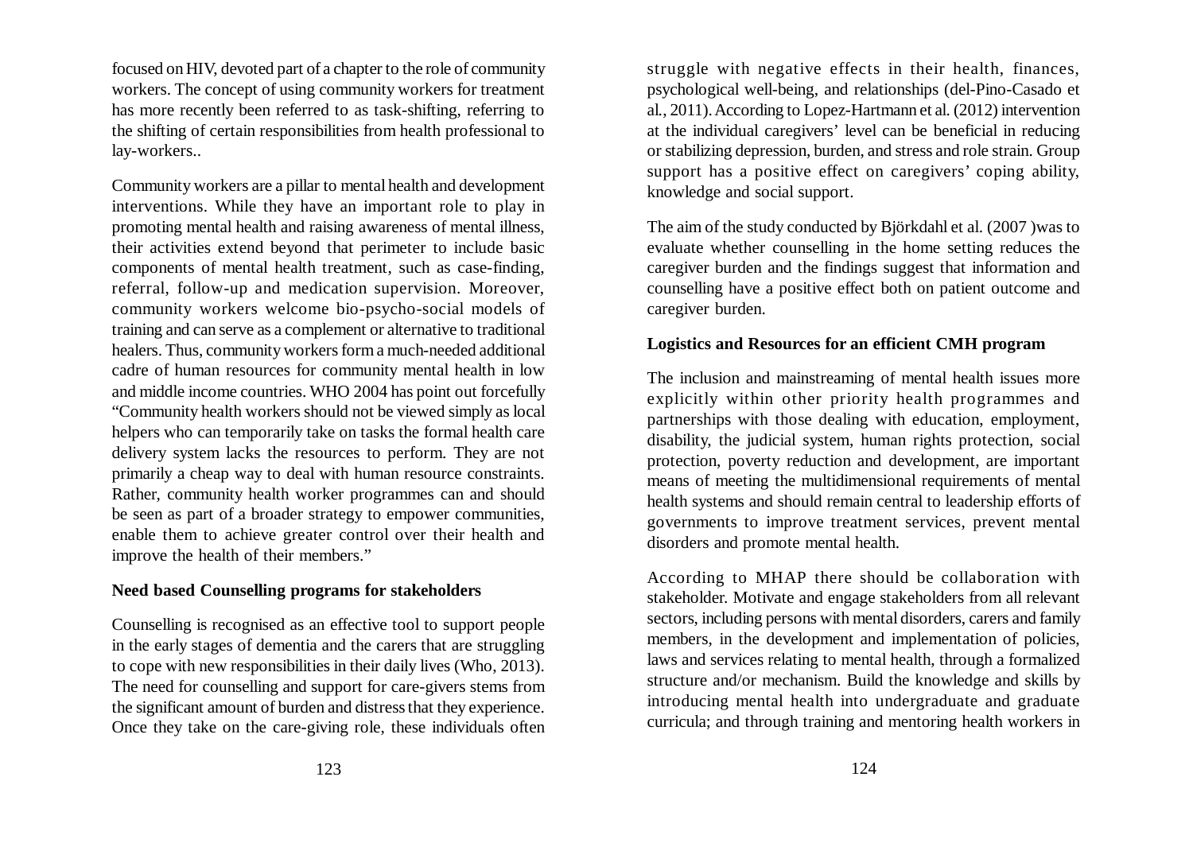focused on HIV, devoted part of a chapter to the role of community workers. The concept of using community workers for treatment has more recently been referred to as task-shifting, referring to the shifting of certain responsibilities from health professional to lay-workers..

Community workers are a pillar to mental health and development interventions. While they have an important role to play in promoting mental health and raising awareness of mental illness, their activities extend beyond that perimeter to include basic components of mental health treatment, such as case-finding, referral, follow-up and medication supervision. Moreover, community workers welcome bio-psycho-social models of training and can serve as a complement or alternative to traditional healers. Thus, community workers form a much-needed additional cadre of human resources for community mental health in low and middle income countries. WHO 2004 has point out forcefully "Community health workers should not be viewed simply as local helpers who can temporarily take on tasks the formal health care delivery system lacks the resources to perform. They are not primarily a cheap way to deal with human resource constraints. Rather, community health worker programmes can and should be seen as part of a broader strategy to empower communities, enable them to achieve greater control over their health and improve the health of their members."

**Need based Counselling programs for stakeholders**

Counselling is recognised as an effective tool to support people in the early stages of dementia and the carers that are struggling to cope with new responsibilities in their daily lives (Who, 2013). The need for counselling and support for care-givers stems from the significant amount of burden and distress that they experience. Once they take on the care-giving role, these individuals often struggle with negative effects in their health, finances, psychological well-being, and relationships (del-Pino-Casado et al., 2011). According to Lopez-Hartmann et al. (2012) intervention at the individual caregivers' level can be beneficial in reducing or stabilizing depression, burden, and stress and role strain. Group support has a positive effect on caregivers' coping ability, knowledge and social support.

The aim of the study conducted by Björkdahl et al. (2007 )was to evaluate whether counselling in the home setting reduces the caregiver burden and the findings suggest that information and counselling have a positive effect both on patient outcome and caregiver burden.

**Logistics and Resources for an efficient CMH program**

The inclusion and mainstreaming of mental health issues more explicitly within other priority health programmes and partnerships with those dealing with education, employment, disability, the judicial system, human rights protection, social protection, poverty reduction and development, are important means of meeting the multidimensional requirements of mental health systems and should remain central to leadership efforts of governments to improve treatment services, prevent mental disorders and promote mental health.

According to MHAP there should be collaboration with stakeholder. Motivate and engage stakeholders from all relevant sectors, including persons with mental disorders, carers and family members, in the development and implementation of policies, laws and services relating to mental health, through a formalized structure and/or mechanism. Build the knowledge and skills by introducing mental health into undergraduate and graduate curricula; and through training and mentoring health workers in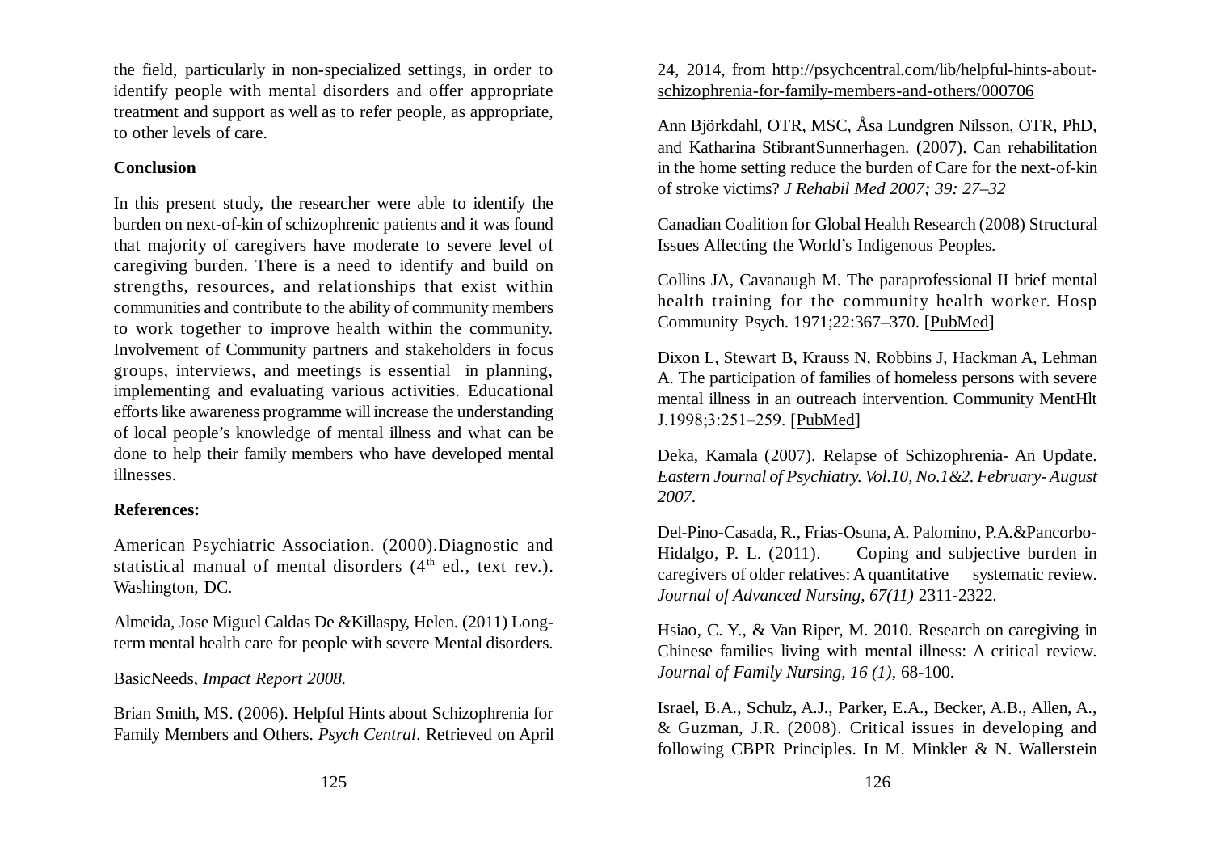the field, particularly in non-specialized settings, in order to identify people with mental disorders and offer appropriate treatment and support as well as to refer people, as appropriate, to other levels of care.

**Conclusion**

In this present study, the researcher were able to identify the burden on next-of-kin of schizophrenic patients and it was found that majority of caregivers have moderate to severe level of caregiving burden. There is a need to identify and build on strengths, resources, and relationships that exist within communities and contribute to the ability of community members to work together to improve health within the community. Involvement of Community partners and stakeholders in focus groups, interviews, and meetings is essential in planning, implementing and evaluating various activities. Educational efforts like awareness programme will increase the understanding of local people's knowledge of mental illness and what can be done to help their family members who have developed mental illnesses.

**References:**

American Psychiatric Association. (2000).Diagnostic and statistical manual of mental disorders (4th ed., text rev.). Washington, DC.

Almeida, Jose Miguel Caldas De &Killaspy, Helen. (2011) Long-term mental health care for people with severe Mental disorders.

BasicNeeds, *Impact Report 2008.*

Brian Smith, MS. (2006). Helpful Hints about Schizophrenia for Family Members and Others. *Psych Central*. Retrieved on April 24, 2014, from http://psychcentral.com/lib/helpful-hints-about-schizophrenia-for-family-members-and-others/000706

Ann Björkdahl, OTR, MSC, Åsa Lundgren Nilsson, OTR, PhD, and Katharina StibrantSunnerhagen. (2007). Can rehabilitation in the home setting reduce the burden of Care for the next-of-kin of stroke victims? *J Rehabil Med 2007; 39: 27–32*

Canadian Coalition for Global Health Research (2008) Structural Issues Affecting the World's Indigenous Peoples.

Collins JA, Cavanaugh M. The paraprofessional II brief mental health training for the community health worker. Hosp Community Psych. 1971;22:367–370. [PubMed]

Dixon L, Stewart B, Krauss N, Robbins J, Hackman A, Lehman A. The participation of families of homeless persons with severe mental illness in an outreach intervention. Community MentHlt J.1998;3:251–259. [PubMed]

Deka, Kamala (2007). Relapse of Schizophrenia- An Update. *Eastern Journal of Psychiatry. Vol.10, No.1&2. February- August 2007.*

Del-Pino-Casada, R., Frias-Osuna, A. Palomino, P.A.&Pancorbo-Hidalgo, P. L. (2011). Coping and subjective burden in caregivers of older relatives: A quantitative systematic review. *Journal of Advanced Nursing, 67(11)* 2311-2322.

Hsiao, C. Y., & Van Riper, M. 2010. Research on caregiving in Chinese families living with mental illness: A critical review. *Journal of Family Nursing, 16 (1),* 68-100.

Israel, B.A., Schulz, A.J., Parker, E.A., Becker, A.B., Allen, A., & Guzman, J.R. (2008). Critical issues in developing and following CBPR Principles. In M. Minkler & N. Wallerstein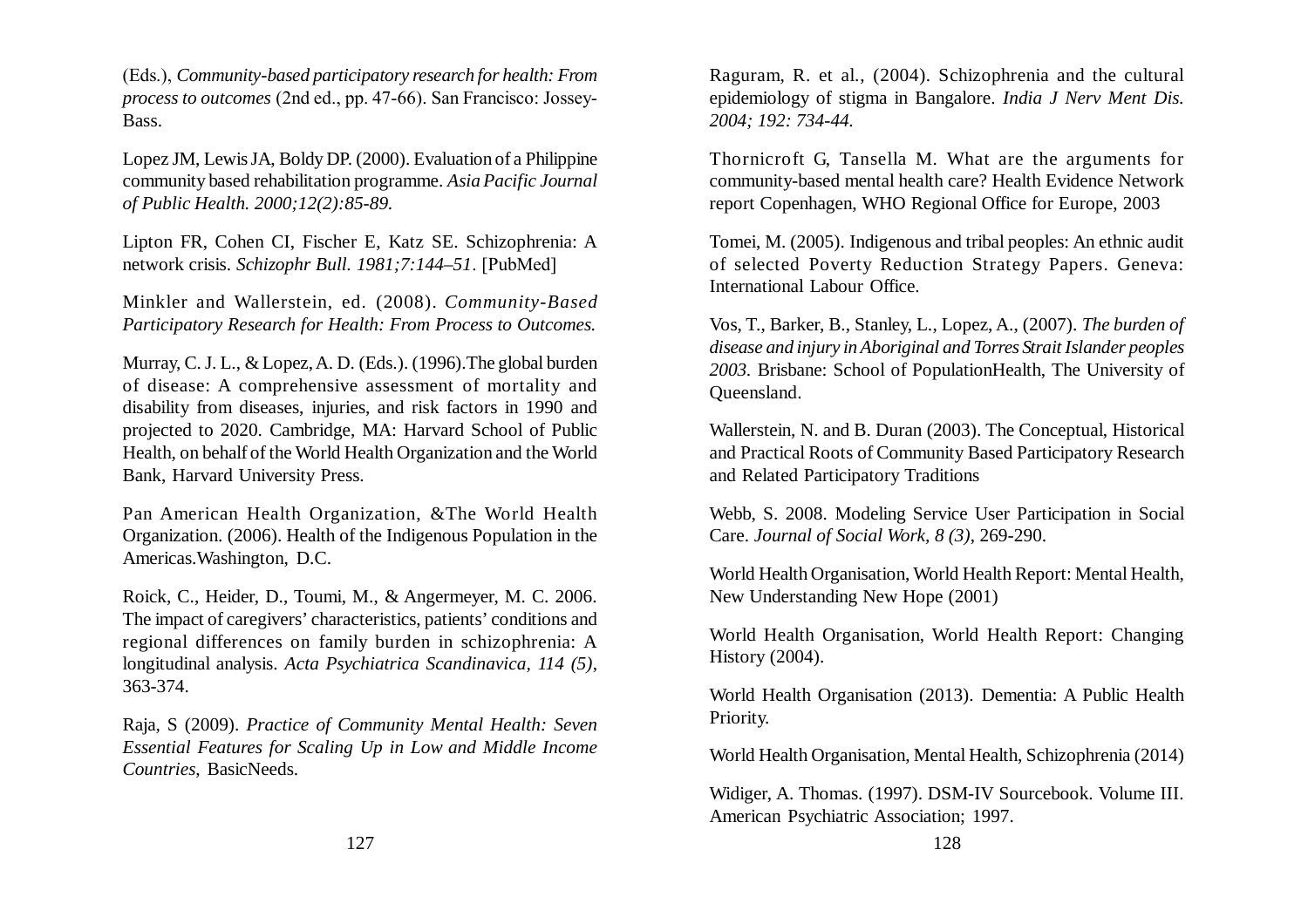(Eds.), *Community-based participatory research for health: From process to outcomes* (2nd ed., pp. 47-66). San Francisco: Jossey-Bass.

Lopez JM, Lewis JA, Boldy DP. (2000). Evaluation of a Philippine community based rehabilitation programme. *Asia Pacific Journal of Public Health. 2000;12(2):85-89.*

Lipton FR, Cohen CI, Fischer E, Katz SE. Schizophrenia: A network crisis. *Schizophr Bull. 1981;7:144–51.* [PubMed]

Minkler and Wallerstein, ed. (2008). *Community-Based Participatory Research for Health: From Process to Outcomes.*

Murray, C. J. L., & Lopez, A. D. (Eds.). (1996).The global burden of disease: A comprehensive assessment of mortality and disability from diseases, injuries, and risk factors in 1990 and projected to 2020. Cambridge, MA: Harvard School of Public Health, on behalf of the World Health Organization and the World Bank, Harvard University Press.

Pan American Health Organization, &The World Health Organization. (2006). Health of the Indigenous Population in the Americas.Washington, D.C.

Roick, C., Heider, D., Toumi, M., & Angermeyer, M. C. 2006. The impact of caregivers' characteristics, patients' conditions and regional differences on family burden in schizophrenia: A longitudinal analysis. *Acta Psychiatrica Scandinavica, 114 (5)*, 363-374.

Raja, S (2009). *Practice of Community Mental Health: Seven Essential Features for Scaling Up in Low and Middle Income Countries*, BasicNeeds.

Raguram, R. et al., (2004). Schizophrenia and the cultural epidemiology of stigma in Bangalore. *India J Nerv Ment Dis. 2004; 192: 734-44.*

Thornicroft G, Tansella M. What are the arguments for community-based mental health care? Health Evidence Network report Copenhagen, WHO Regional Office for Europe, 2003

Tomei, M. (2005). Indigenous and tribal peoples: An ethnic audit of selected Poverty Reduction Strategy Papers. Geneva: International Labour Office.

Vos, T., Barker, B., Stanley, L., Lopez, A., (2007). *The burden of disease and injury in Aboriginal and Torres Strait Islander peoples 2003.* Brisbane: School of PopulationHealth, The University of Queensland.

Wallerstein, N. and B. Duran (2003). The Conceptual, Historical and Practical Roots of Community Based Participatory Research and Related Participatory Traditions

Webb, S. 2008. Modeling Service User Participation in Social Care. *Journal of Social Work, 8 (3)*, 269-290.

World Health Organisation, World Health Report: Mental Health, New Understanding New Hope (2001)

World Health Organisation, World Health Report: Changing History (2004).

World Health Organisation (2013). Dementia: A Public Health Priority.

World Health Organisation, Mental Health, Schizophrenia (2014)

Widiger, A. Thomas. (1997). DSM-IV Sourcebook. Volume III. American Psychiatric Association; 1997.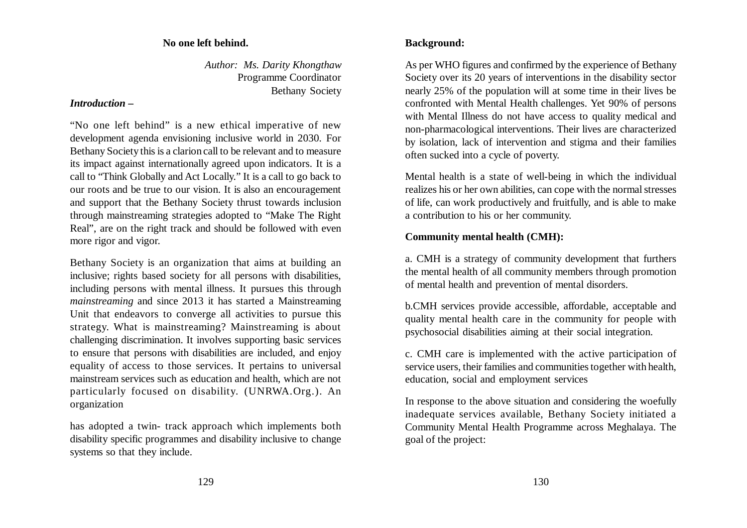## No one left behind.

*Author: Ms. Darity Khongthaw*
Programme Coordinator
Bethany Society

***Introduction –***

"No one left behind" is a new ethical imperative of new development agenda envisioning inclusive world in 2030. For Bethany Society this is a clarion call to be relevant and to measure its impact against internationally agreed upon indicators. It is a call to "Think Globally and Act Locally." It is a call to go back to our roots and be true to our vision. It is also an encouragement and support that the Bethany Society thrust towards inclusion through mainstreaming strategies adopted to "Make The Right Real", are on the right track and should be followed with even more rigor and vigor.

Bethany Society is an organization that aims at building an inclusive; rights based society for all persons with disabilities, including persons with mental illness. It pursues this through *mainstreaming* and since 2013 it has started a Mainstreaming Unit that endeavors to converge all activities to pursue this strategy. What is mainstreaming? Mainstreaming is about challenging discrimination. It involves supporting basic services to ensure that persons with disabilities are included, and enjoy equality of access to those services. It pertains to universal mainstream services such as education and health, which are not particularly focused on disability. (UNRWA.Org.). An organization

has adopted a twin- track approach which implements both disability specific programmes and disability inclusive to change systems so that they include.

**Background:**

As per WHO figures and confirmed by the experience of Bethany Society over its 20 years of interventions in the disability sector nearly 25% of the population will at some time in their lives be confronted with Mental Health challenges. Yet 90% of persons with Mental Illness do not have access to quality medical and non-pharmacological interventions. Their lives are characterized by isolation, lack of intervention and stigma and their families often sucked into a cycle of poverty.

Mental health is a state of well-being in which the individual realizes his or her own abilities, can cope with the normal stresses of life, can work productively and fruitfully, and is able to make a contribution to his or her community.

**Community mental health (CMH):**

a. CMH is a strategy of community development that furthers the mental health of all community members through promotion of mental health and prevention of mental disorders.

b.CMH services provide accessible, affordable, acceptable and quality mental health care in the community for people with psychosocial disabilities aiming at their social integration.

c. CMH care is implemented with the active participation of service users, their families and communities together with health, education, social and employment services

In response to the above situation and considering the woefully inadequate services available, Bethany Society initiated a Community Mental Health Programme across Meghalaya. The goal of the project: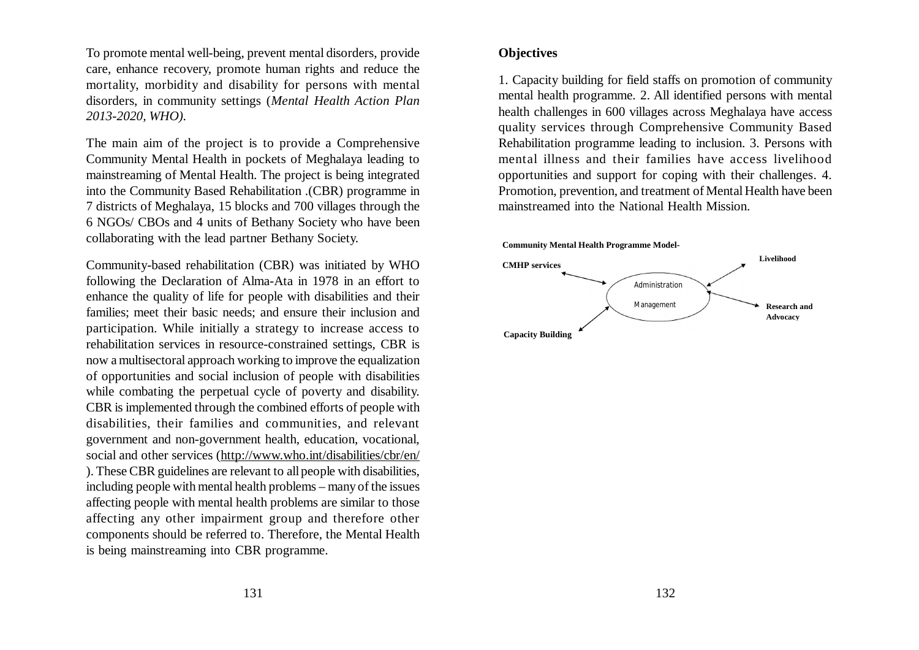To promote mental well-being, prevent mental disorders, provide care, enhance recovery, promote human rights and reduce the mortality, morbidity and disability for persons with mental disorders, in community settings (*Mental Health Action Plan 2013-2020, WHO).*

The main aim of the project is to provide a Comprehensive Community Mental Health in pockets of Meghalaya leading to mainstreaming of Mental Health. The project is being integrated into the Community Based Rehabilitation .(CBR) programme in 7 districts of Meghalaya, 15 blocks and 700 villages through the 6 NGOs/ CBOs and 4 units of Bethany Society who have been collaborating with the lead partner Bethany Society.

Community-based rehabilitation (CBR) was initiated by WHO following the Declaration of Alma-Ata in 1978 in an effort to enhance the quality of life for people with disabilities and their families; meet their basic needs; and ensure their inclusion and participation. While initially a strategy to increase access to rehabilitation services in resource-constrained settings, CBR is now a multisectoral approach working to improve the equalization of opportunities and social inclusion of people with disabilities while combating the perpetual cycle of poverty and disability. CBR is implemented through the combined efforts of people with disabilities, their families and communities, and relevant government and non-government health, education, vocational, social and other services (http://www.who.int/disabilities/cbr/en/ ). These CBR guidelines are relevant to all people with disabilities, including people with mental health problems – many of the issues affecting people with mental health problems are similar to those affecting any other impairment group and therefore other components should be referred to. Therefore, the Mental Health is being mainstreaming into CBR programme.

**Objectives**

1. Capacity building for field staffs on promotion of community mental health programme. 2. All identified persons with mental health challenges in 600 villages across Meghalaya have access quality services through Comprehensive Community Based Rehabilitation programme leading to inclusion. 3. Persons with mental illness and their families have access livelihood opportunities and support for coping with their challenges. 4. Promotion, prevention, and treatment of Mental Health have been mainstreamed into the National Health Mission.

**Community Mental Health Programme Model-**

**CMHP services**

**Livelihood**

Administration

Management

**Research and Advocacy**

**Capacity Building**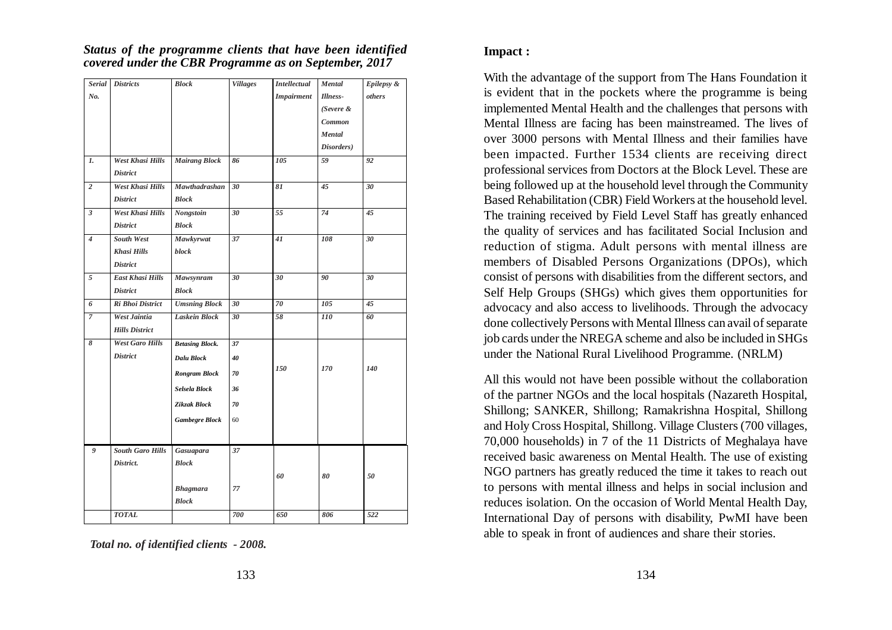***Status of the programme clients that have been identified covered under the CBR Programme as on September, 2017***

| *Serial No.* | *Districts* | *Block* | *Villages* | *Intellectual Impairment* | *Mental Illness- (Severe & Common Mental Disorders)* | *Epilepsy & others* |
|---|---|---|---|---|---|---|
| *1.* | *West Khasi Hills District* | *Mairang Block* | *86* | *105* | *59* | *92* |
| *2* | *West Khasi Hills District* | *Mawthadrashan Block* | *30* | *81* | *45* | *30* |
| *3* | *West Khasi Hills District* | *Nongstoin Block* | *30* | *55* | *74* | *45* |
| *4* | *South West Khasi Hills District* | *Mawkyrwat block* | *37* | *41* | *108* | *30* |
| *5* | *East Khasi Hills District* | *Mawsynram Block* | *30* | *30* | *90* | *30* |
| *6* | *Ri Bhoi District* | *Umsning Block* | *30* | *70* | *105* | *45* |
| *7* | *West Jaintia Hills District* | *Laskein Block* | *30* | *58* | *110* | *60* |
| *8* | *West Garo Hills District* | *Betasing Block.* | *37* | *150* | *170* | *140* |
| | | *Dalu Block* | *40* | | | |
| | | *Rongram Block* | *70* | | | |
| | | *Selsela Block* | *36* | | | |
| | | *Zikzak Block* | *70* | | | |
| | | *Gambegre Block* | 60 | | | |
| *9* | *South Garo Hills District.* | *Gasuapara Block* | *37* | *60* | *80* | *50* |
| | | *Bhagmara Block* | *77* | | | |
| | *TOTAL* | | *700* | *650* | *806* | *522* |

***Total no. of identified clients - 2008.***

**Impact :**

With the advantage of the support from The Hans Foundation it is evident that in the pockets where the programme is being implemented Mental Health and the challenges that persons with Mental Illness are facing has been mainstreamed. The lives of over 3000 persons with Mental Illness and their families have been impacted. Further 1534 clients are receiving direct professional services from Doctors at the Block Level. These are being followed up at the household level through the Community Based Rehabilitation (CBR) Field Workers at the household level. The training received by Field Level Staff has greatly enhanced the quality of services and has facilitated Social Inclusion and reduction of stigma. Adult persons with mental illness are members of Disabled Persons Organizations (DPOs), which consist of persons with disabilities from the different sectors, and Self Help Groups (SHGs) which gives them opportunities for advocacy and also access to livelihoods. Through the advocacy done collectively Persons with Mental Illness can avail of separate job cards under the NREGA scheme and also be included in SHGs under the National Rural Livelihood Programme. (NRLM)

All this would not have been possible without the collaboration of the partner NGOs and the local hospitals (Nazareth Hospital, Shillong; SANKER, Shillong; Ramakrishna Hospital, Shillong and Holy Cross Hospital, Shillong. Village Clusters (700 villages, 70,000 households) in 7 of the 11 Districts of Meghalaya have received basic awareness on Mental Health. The use of existing NGO partners has greatly reduced the time it takes to reach out to persons with mental illness and helps in social inclusion and reduces isolation. On the occasion of World Mental Health Day, International Day of persons with disability, PwMI have been able to speak in front of audiences and share their stories.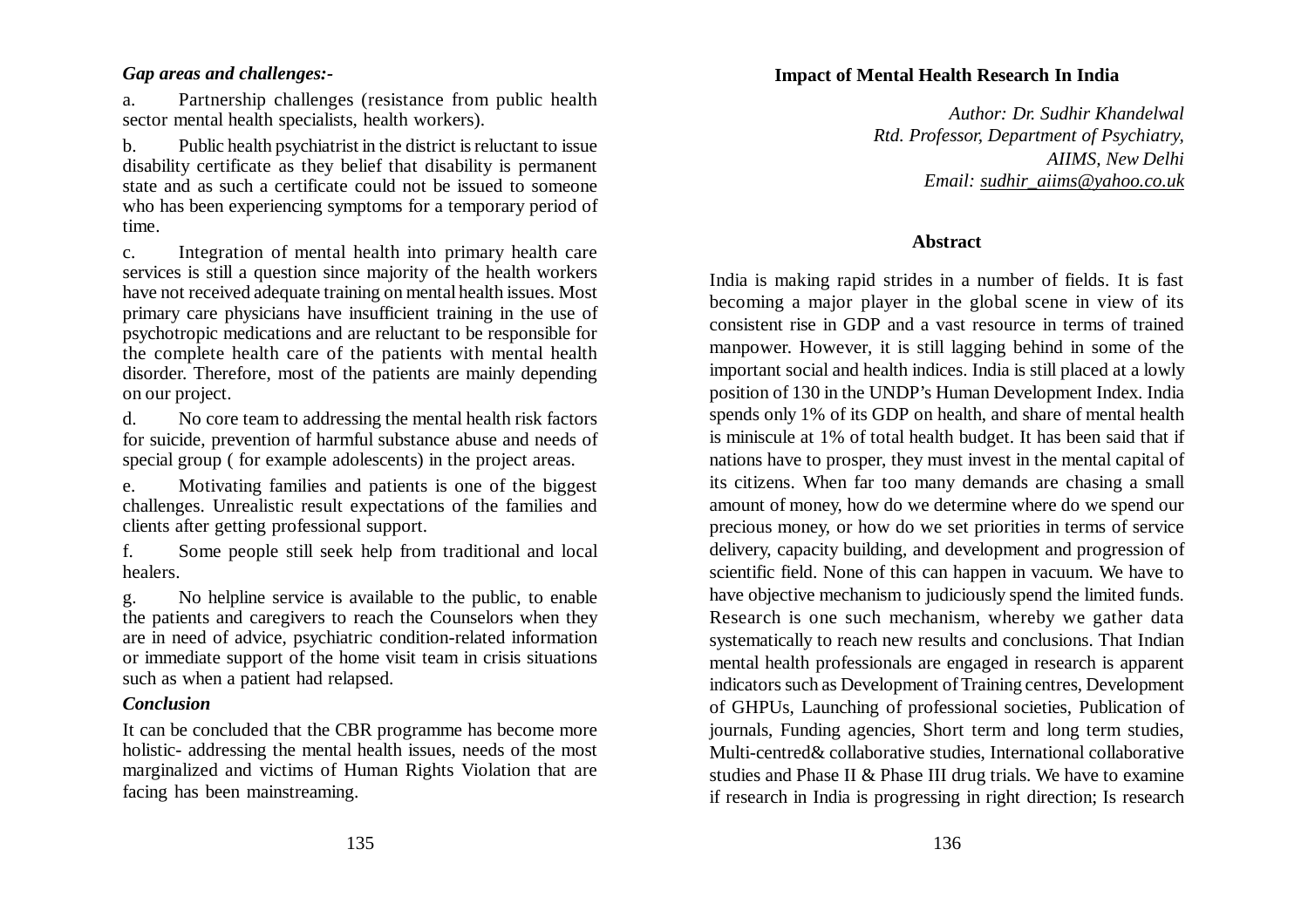***Gap areas and challenges:-***

a. Partnership challenges (resistance from public health sector mental health specialists, health workers).

b. Public health psychiatrist in the district is reluctant to issue disability certificate as they belief that disability is permanent state and as such a certificate could not be issued to someone who has been experiencing symptoms for a temporary period of time.

c. Integration of mental health into primary health care services is still a question since majority of the health workers have not received adequate training on mental health issues. Most primary care physicians have insufficient training in the use of psychotropic medications and are reluctant to be responsible for the complete health care of the patients with mental health disorder. Therefore, most of the patients are mainly depending on our project.

d. No core team to addressing the mental health risk factors for suicide, prevention of harmful substance abuse and needs of special group ( for example adolescents) in the project areas.

e. Motivating families and patients is one of the biggest challenges. Unrealistic result expectations of the families and clients after getting professional support.

f. Some people still seek help from traditional and local healers.

g. No helpline service is available to the public, to enable the patients and caregivers to reach the Counselors when they are in need of advice, psychiatric condition-related information or immediate support of the home visit team in crisis situations such as when a patient had relapsed.

***Conclusion***

It can be concluded that the CBR programme has become more holistic- addressing the mental health issues, needs of the most marginalized and victims of Human Rights Violation that are facing has been mainstreaming.

## Impact of Mental Health Research In India

*Author: Dr. Sudhir Khandelwal*
*Rtd. Professor, Department of Psychiatry,*
*AIIMS, New Delhi*
*Email: sudhir_aiims@yahoo.co.uk*

### Abstract

India is making rapid strides in a number of fields. It is fast becoming a major player in the global scene in view of its consistent rise in GDP and a vast resource in terms of trained manpower. However, it is still lagging behind in some of the important social and health indices. India is still placed at a lowly position of 130 in the UNDP's Human Development Index. India spends only 1% of its GDP on health, and share of mental health is miniscule at 1% of total health budget. It has been said that if nations have to prosper, they must invest in the mental capital of its citizens. When far too many demands are chasing a small amount of money, how do we determine where do we spend our precious money, or how do we set priorities in terms of service delivery, capacity building, and development and progression of scientific field. None of this can happen in vacuum. We have to have objective mechanism to judiciously spend the limited funds. Research is one such mechanism, whereby we gather data systematically to reach new results and conclusions. That Indian mental health professionals are engaged in research is apparent indicators such as Development of Training centres, Development of GHPUs, Launching of professional societies, Publication of journals, Funding agencies, Short term and long term studies, Multi-centred& collaborative studies, International collaborative studies and Phase II & Phase III drug trials. We have to examine if research in India is progressing in right direction; Is research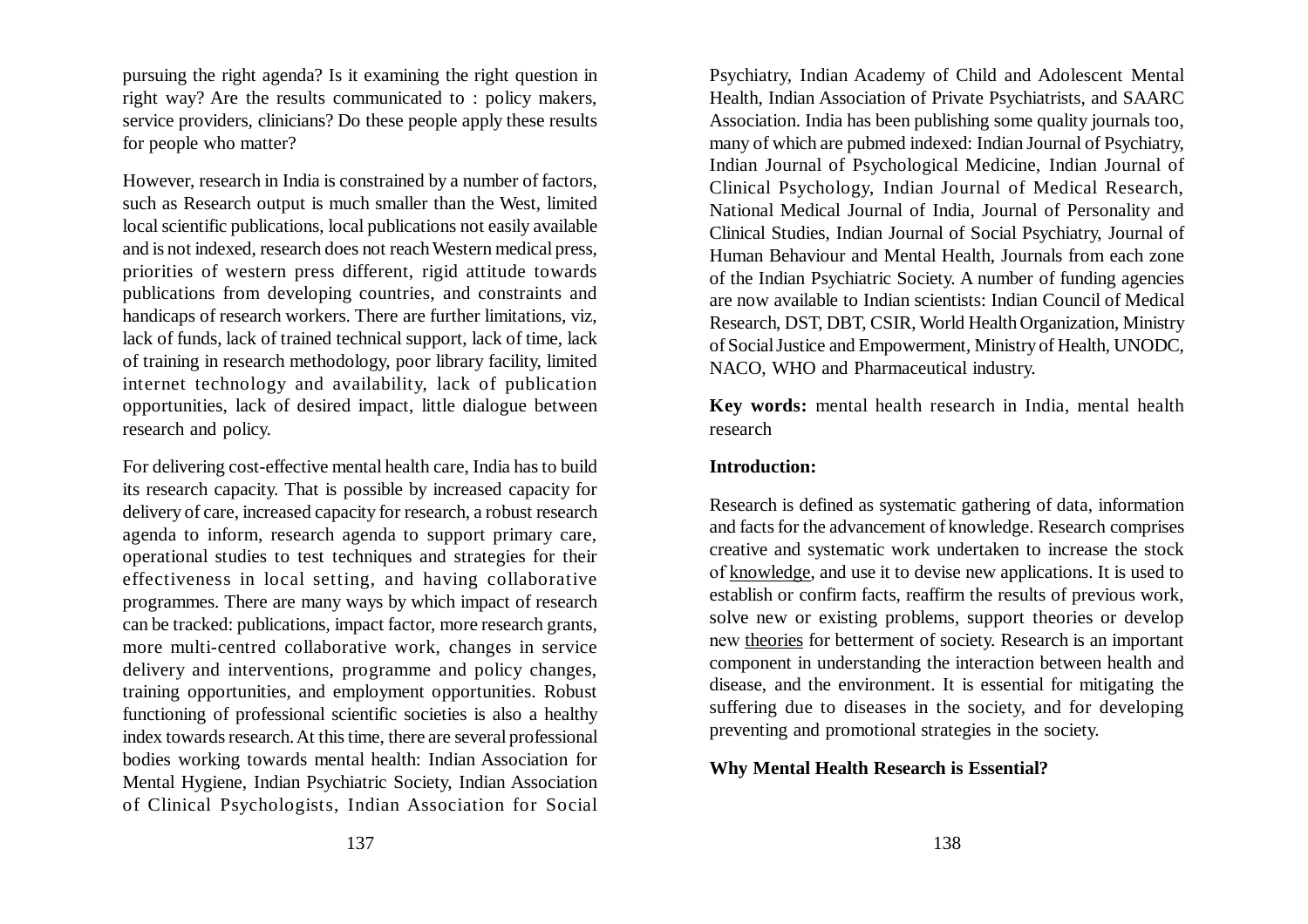pursuing the right agenda? Is it examining the right question in right way? Are the results communicated to : policy makers, service providers, clinicians? Do these people apply these results for people who matter?

However, research in India is constrained by a number of factors, such as Research output is much smaller than the West, limited local scientific publications, local publications not easily available and is not indexed, research does not reach Western medical press, priorities of western press different, rigid attitude towards publications from developing countries, and constraints and handicaps of research workers. There are further limitations, viz, lack of funds, lack of trained technical support, lack of time, lack of training in research methodology, poor library facility, limited internet technology and availability, lack of publication opportunities, lack of desired impact, little dialogue between research and policy.

For delivering cost-effective mental health care, India has to build its research capacity. That is possible by increased capacity for delivery of care, increased capacity for research, a robust research agenda to inform, research agenda to support primary care, operational studies to test techniques and strategies for their effectiveness in local setting, and having collaborative programmes. There are many ways by which impact of research can be tracked: publications, impact factor, more research grants, more multi-centred collaborative work, changes in service delivery and interventions, programme and policy changes, training opportunities, and employment opportunities. Robust functioning of professional scientific societies is also a healthy index towards research. At this time, there are several professional bodies working towards mental health: Indian Association for Mental Hygiene, Indian Psychiatric Society, Indian Association of Clinical Psychologists, Indian Association for Social Psychiatry, Indian Academy of Child and Adolescent Mental Health, Indian Association of Private Psychiatrists, and SAARC Association. India has been publishing some quality journals too, many of which are pubmed indexed: Indian Journal of Psychiatry, Indian Journal of Psychological Medicine, Indian Journal of Clinical Psychology, Indian Journal of Medical Research, National Medical Journal of India, Journal of Personality and Clinical Studies, Indian Journal of Social Psychiatry, Journal of Human Behaviour and Mental Health, Journals from each zone of the Indian Psychiatric Society. A number of funding agencies are now available to Indian scientists: Indian Council of Medical Research, DST, DBT, CSIR, World Health Organization, Ministry of Social Justice and Empowerment, Ministry of Health, UNODC, NACO, WHO and Pharmaceutical industry.

**Key words:** mental health research in India, mental health research

**Introduction:**

Research is defined as systematic gathering of data, information and facts for the advancement of knowledge. Research comprises creative and systematic work undertaken to increase the stock of knowledge, and use it to devise new applications. It is used to establish or confirm facts, reaffirm the results of previous work, solve new or existing problems, support theories or develop new theories for betterment of society. Research is an important component in understanding the interaction between health and disease, and the environment. It is essential for mitigating the suffering due to diseases in the society, and for developing preventing and promotional strategies in the society.

**Why Mental Health Research is Essential?**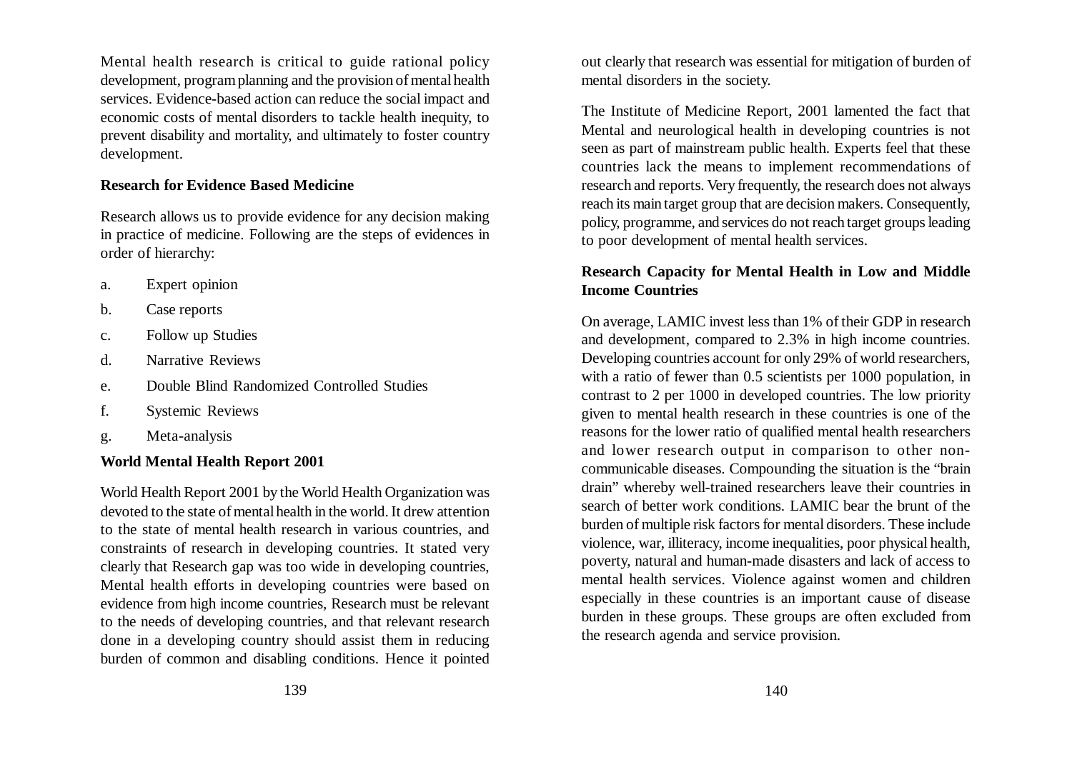Mental health research is critical to guide rational policy development, program planning and the provision of mental health services. Evidence-based action can reduce the social impact and economic costs of mental disorders to tackle health inequity, to prevent disability and mortality, and ultimately to foster country development.

### Research for Evidence Based Medicine

Research allows us to provide evidence for any decision making in practice of medicine. Following are the steps of evidences in order of hierarchy:

a. Expert opinion

b. Case reports

c. Follow up Studies

d. Narrative Reviews

e. Double Blind Randomized Controlled Studies

f. Systemic Reviews

g. Meta-analysis

### World Mental Health Report 2001

World Health Report 2001 by the World Health Organization was devoted to the state of mental health in the world. It drew attention to the state of mental health research in various countries, and constraints of research in developing countries. It stated very clearly that Research gap was too wide in developing countries, Mental health efforts in developing countries were based on evidence from high income countries, Research must be relevant to the needs of developing countries, and that relevant research done in a developing country should assist them in reducing burden of common and disabling conditions. Hence it pointed out clearly that research was essential for mitigation of burden of mental disorders in the society.

The Institute of Medicine Report, 2001 lamented the fact that Mental and neurological health in developing countries is not seen as part of mainstream public health. Experts feel that these countries lack the means to implement recommendations of research and reports. Very frequently, the research does not always reach its main target group that are decision makers. Consequently, policy, programme, and services do not reach target groups leading to poor development of mental health services.

### Research Capacity for Mental Health in Low and Middle Income Countries

On average, LAMIC invest less than 1% of their GDP in research and development, compared to 2.3% in high income countries. Developing countries account for only 29% of world researchers, with a ratio of fewer than 0.5 scientists per 1000 population, in contrast to 2 per 1000 in developed countries. The low priority given to mental health research in these countries is one of the reasons for the lower ratio of qualified mental health researchers and lower research output in comparison to other non-communicable diseases. Compounding the situation is the “brain drain” whereby well-trained researchers leave their countries in search of better work conditions. LAMIC bear the brunt of the burden of multiple risk factors for mental disorders. These include violence, war, illiteracy, income inequalities, poor physical health, poverty, natural and human-made disasters and lack of access to mental health services. Violence against women and children especially in these countries is an important cause of disease burden in these groups. These groups are often excluded from the research agenda and service provision.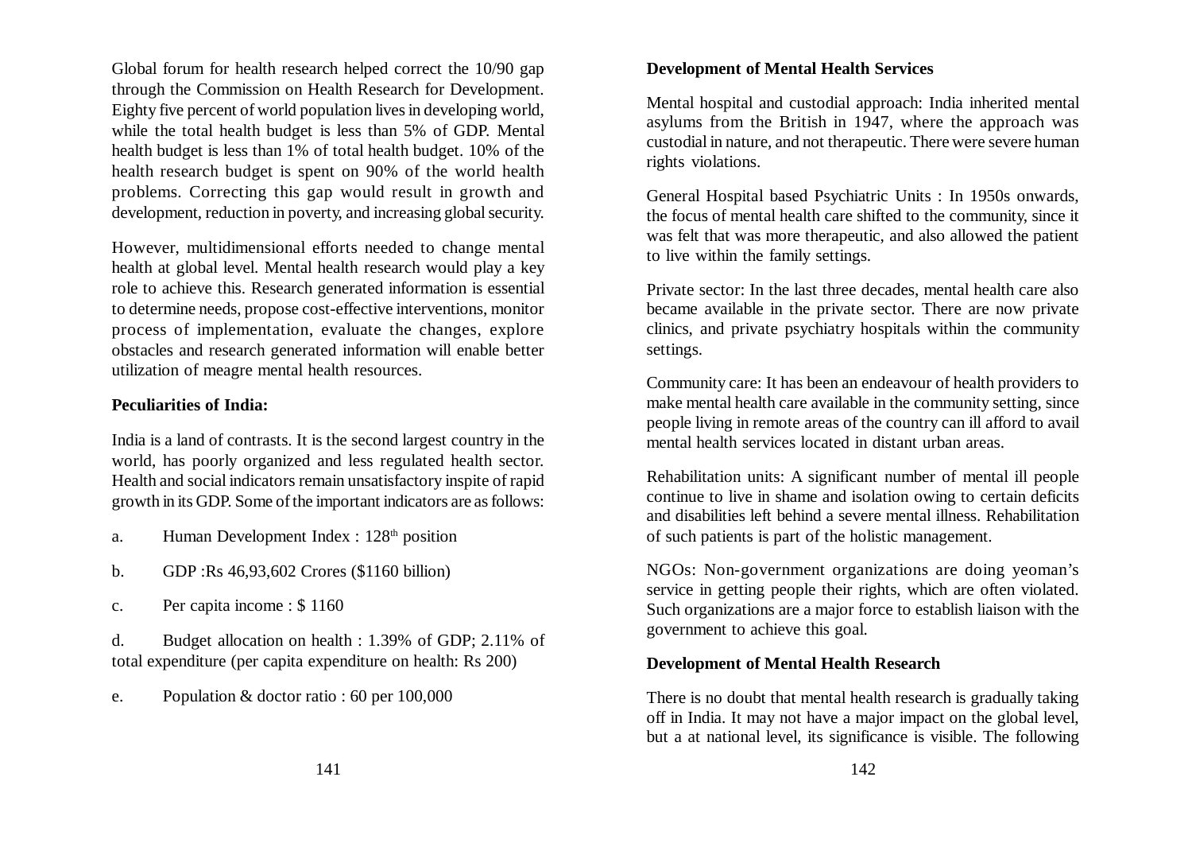Global forum for health research helped correct the 10/90 gap through the Commission on Health Research for Development. Eighty five percent of world population lives in developing world, while the total health budget is less than 5% of GDP. Mental health budget is less than 1% of total health budget. 10% of the health research budget is spent on 90% of the world health problems. Correcting this gap would result in growth and development, reduction in poverty, and increasing global security.

However, multidimensional efforts needed to change mental health at global level. Mental health research would play a key role to achieve this. Research generated information is essential to determine needs, propose cost-effective interventions, monitor process of implementation, evaluate the changes, explore obstacles and research generated information will enable better utilization of meagre mental health resources.

**Peculiarities of India:**

India is a land of contrasts. It is the second largest country in the world, has poorly organized and less regulated health sector. Health and social indicators remain unsatisfactory inspite of rapid growth in its GDP. Some of the important indicators are as follows:

a. Human Development Index : 128th position

b. GDP :Rs 46,93,602 Crores ($1160 billion)

c. Per capita income : $ 1160

d. Budget allocation on health : 1.39% of GDP; 2.11% of total expenditure (per capita expenditure on health: Rs 200)

e. Population & doctor ratio : 60 per 100,000

**Development of Mental Health Services**

Mental hospital and custodial approach: India inherited mental asylums from the British in 1947, where the approach was custodial in nature, and not therapeutic. There were severe human rights violations.

General Hospital based Psychiatric Units : In 1950s onwards, the focus of mental health care shifted to the community, since it was felt that was more therapeutic, and also allowed the patient to live within the family settings.

Private sector: In the last three decades, mental health care also became available in the private sector. There are now private clinics, and private psychiatry hospitals within the community settings.

Community care: It has been an endeavour of health providers to make mental health care available in the community setting, since people living in remote areas of the country can ill afford to avail mental health services located in distant urban areas.

Rehabilitation units: A significant number of mental ill people continue to live in shame and isolation owing to certain deficits and disabilities left behind a severe mental illness. Rehabilitation of such patients is part of the holistic management.

NGOs: Non-government organizations are doing yeoman's service in getting people their rights, which are often violated. Such organizations are a major force to establish liaison with the government to achieve this goal.

**Development of Mental Health Research**

There is no doubt that mental health research is gradually taking off in India. It may not have a major impact on the global level, but a at national level, its significance is visible. The following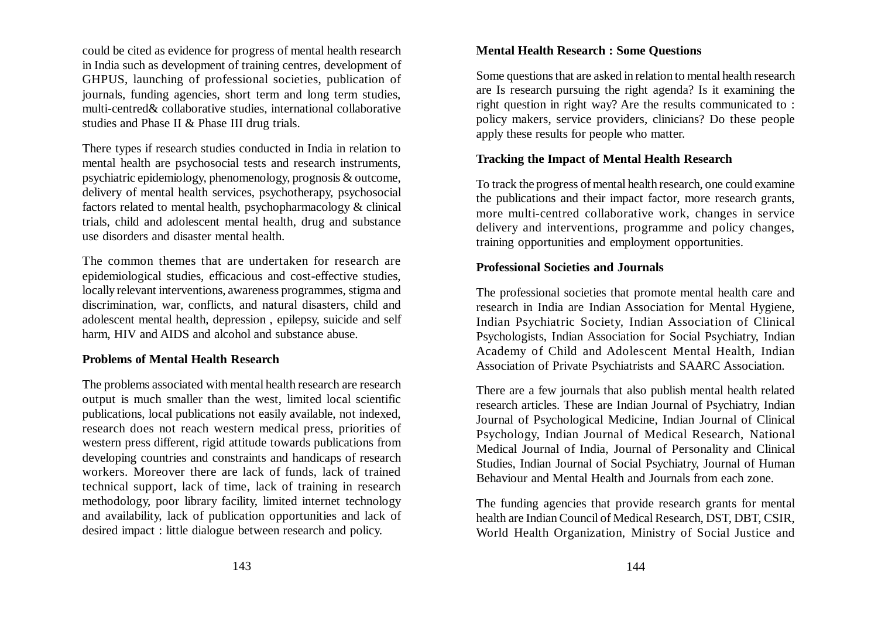could be cited as evidence for progress of mental health research in India such as development of training centres, development of GHPUS, launching of professional societies, publication of journals, funding agencies, short term and long term studies, multi-centred& collaborative studies, international collaborative studies and Phase II & Phase III drug trials.

There types if research studies conducted in India in relation to mental health are psychosocial tests and research instruments, psychiatric epidemiology, phenomenology, prognosis & outcome, delivery of mental health services, psychotherapy, psychosocial factors related to mental health, psychopharmacology & clinical trials, child and adolescent mental health, drug and substance use disorders and disaster mental health.

The common themes that are undertaken for research are epidemiological studies, efficacious and cost-effective studies, locally relevant interventions, awareness programmes, stigma and discrimination, war, conflicts, and natural disasters, child and adolescent mental health, depression , epilepsy, suicide and self harm, HIV and AIDS and alcohol and substance abuse.

**Problems of Mental Health Research**

The problems associated with mental health research are research output is much smaller than the west, limited local scientific publications, local publications not easily available, not indexed, research does not reach western medical press, priorities of western press different, rigid attitude towards publications from developing countries and constraints and handicaps of research workers. Moreover there are lack of funds, lack of trained technical support, lack of time, lack of training in research methodology, poor library facility, limited internet technology and availability, lack of publication opportunities and lack of desired impact : little dialogue between research and policy.

**Mental Health Research : Some Questions**

Some questions that are asked in relation to mental health research are Is research pursuing the right agenda? Is it examining the right question in right way? Are the results communicated to : policy makers, service providers, clinicians? Do these people apply these results for people who matter.

**Tracking the Impact of Mental Health Research**

To track the progress of mental health research, one could examine the publications and their impact factor, more research grants, more multi-centred collaborative work, changes in service delivery and interventions, programme and policy changes, training opportunities and employment opportunities.

**Professional Societies and Journals**

The professional societies that promote mental health care and research in India are Indian Association for Mental Hygiene, Indian Psychiatric Society, Indian Association of Clinical Psychologists, Indian Association for Social Psychiatry, Indian Academy of Child and Adolescent Mental Health, Indian Association of Private Psychiatrists and SAARC Association.

There are a few journals that also publish mental health related research articles. These are Indian Journal of Psychiatry, Indian Journal of Psychological Medicine, Indian Journal of Clinical Psychology, Indian Journal of Medical Research, National Medical Journal of India, Journal of Personality and Clinical Studies, Indian Journal of Social Psychiatry, Journal of Human Behaviour and Mental Health and Journals from each zone.

The funding agencies that provide research grants for mental health are Indian Council of Medical Research, DST, DBT, CSIR, World Health Organization, Ministry of Social Justice and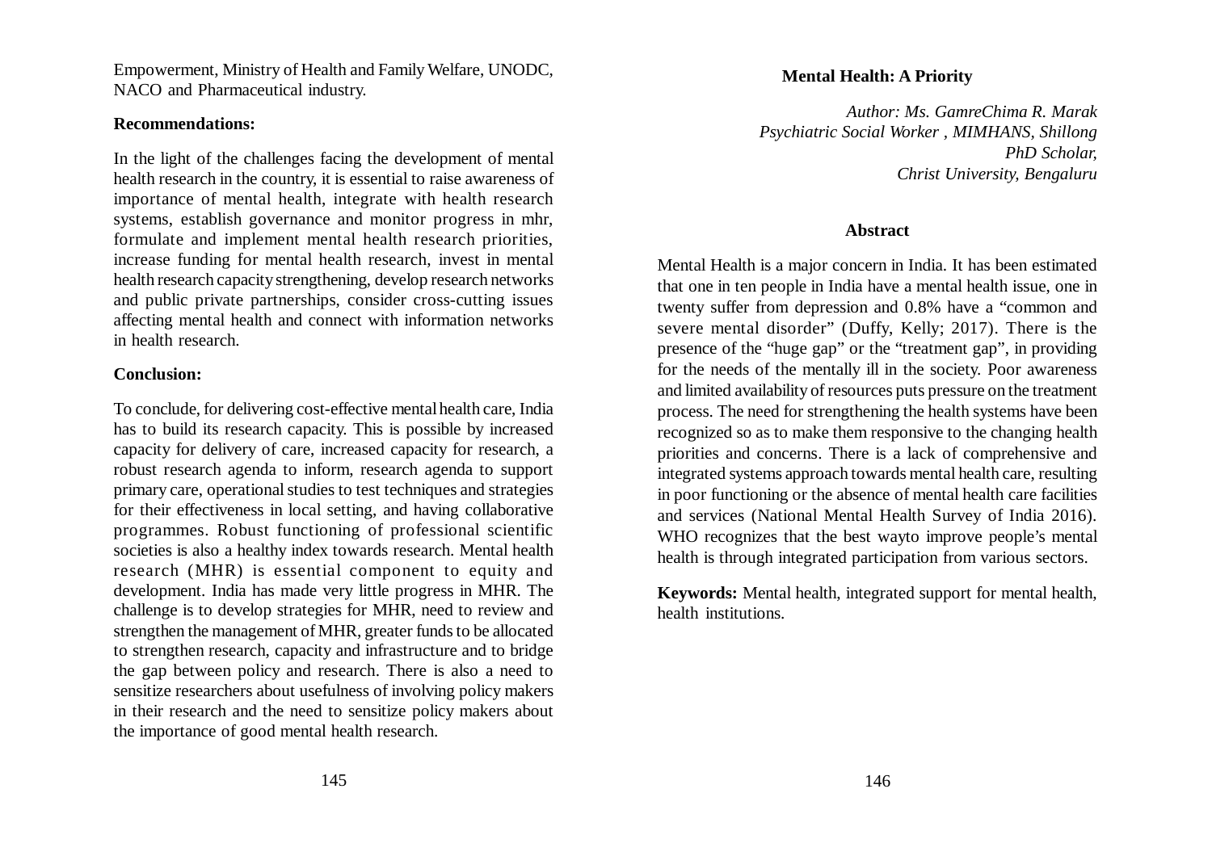Empowerment, Ministry of Health and Family Welfare, UNODC, NACO and Pharmaceutical industry.

**Recommendations:**

In the light of the challenges facing the development of mental health research in the country, it is essential to raise awareness of importance of mental health, integrate with health research systems, establish governance and monitor progress in mhr, formulate and implement mental health research priorities, increase funding for mental health research, invest in mental health research capacity strengthening, develop research networks and public private partnerships, consider cross-cutting issues affecting mental health and connect with information networks in health research.

**Conclusion:**

To conclude, for delivering cost-effective mental health care, India has to build its research capacity. This is possible by increased capacity for delivery of care, increased capacity for research, a robust research agenda to inform, research agenda to support primary care, operational studies to test techniques and strategies for their effectiveness in local setting, and having collaborative programmes. Robust functioning of professional scientific societies is also a healthy index towards research. Mental health research (MHR) is essential component to equity and development. India has made very little progress in MHR. The challenge is to develop strategies for MHR, need to review and strengthen the management of MHR, greater funds to be allocated to strengthen research, capacity and infrastructure and to bridge the gap between policy and research. There is also a need to sensitize researchers about usefulness of involving policy makers in their research and the need to sensitize policy makers about the importance of good mental health research.

## Mental Health: A Priority

*Author: Ms. GamreChima R. Marak*
*Psychiatric Social Worker , MIMHANS, Shillong*
*PhD Scholar,*
*Christ University, Bengaluru*

### Abstract

Mental Health is a major concern in India. It has been estimated that one in ten people in India have a mental health issue, one in twenty suffer from depression and 0.8% have a "common and severe mental disorder" (Duffy, Kelly; 2017). There is the presence of the "huge gap" or the "treatment gap", in providing for the needs of the mentally ill in the society. Poor awareness and limited availability of resources puts pressure on the treatment process. The need for strengthening the health systems have been recognized so as to make them responsive to the changing health priorities and concerns. There is a lack of comprehensive and integrated systems approach towards mental health care, resulting in poor functioning or the absence of mental health care facilities and services (National Mental Health Survey of India 2016). WHO recognizes that the best wayto improve people's mental health is through integrated participation from various sectors.

**Keywords:** Mental health, integrated support for mental health, health institutions.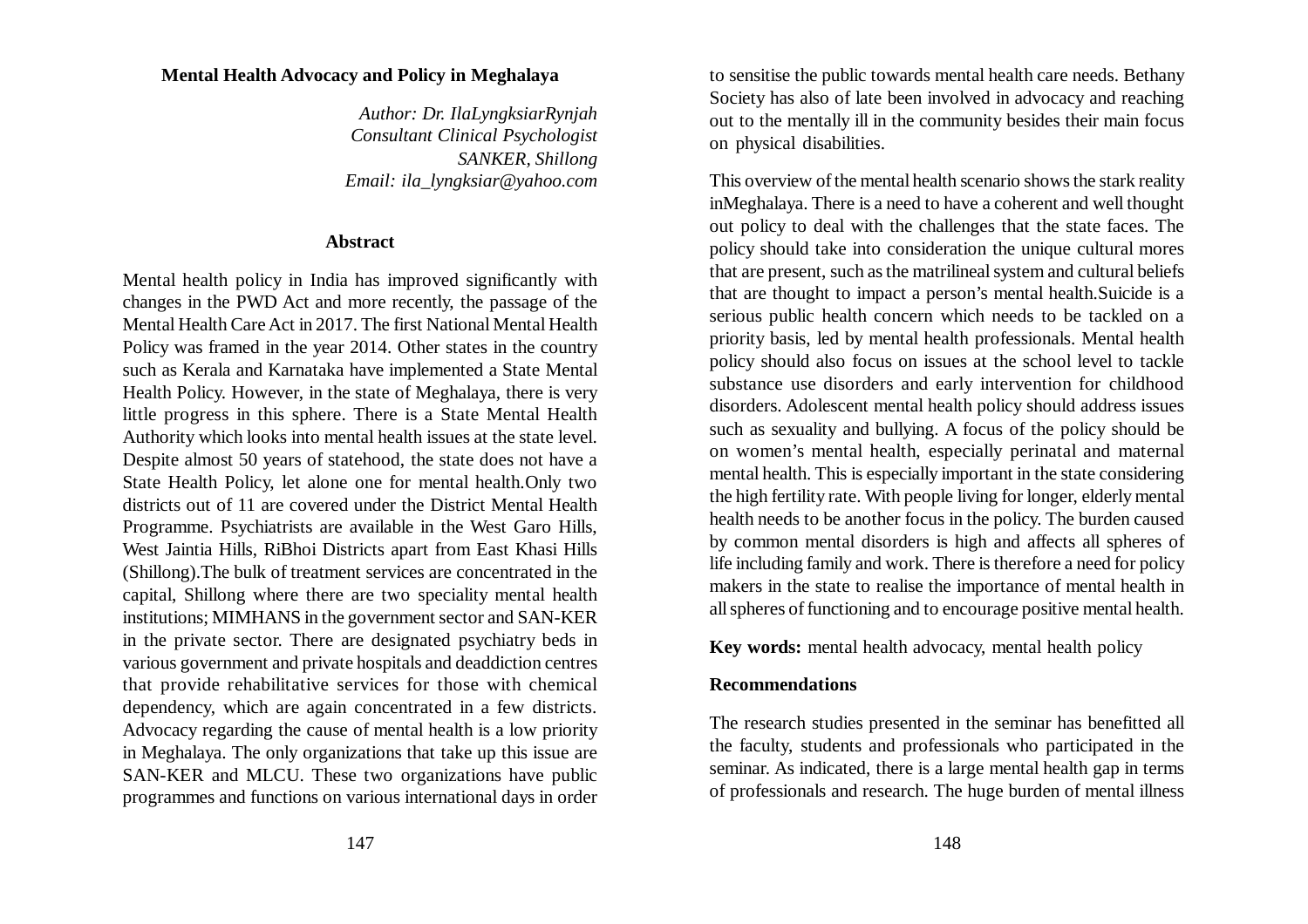## Mental Health Advocacy and Policy in Meghalaya

*Author: Dr. IlaLyngksiarRynjah*
*Consultant Clinical Psychologist*
*SANKER, Shillong*
*Email: ila_lyngksiar@yahoo.com*

### Abstract

Mental health policy in India has improved significantly with changes in the PWD Act and more recently, the passage of the Mental Health Care Act in 2017. The first National Mental Health Policy was framed in the year 2014. Other states in the country such as Kerala and Karnataka have implemented a State Mental Health Policy. However, in the state of Meghalaya, there is very little progress in this sphere. There is a State Mental Health Authority which looks into mental health issues at the state level. Despite almost 50 years of statehood, the state does not have a State Health Policy, let alone one for mental health.Only two districts out of 11 are covered under the District Mental Health Programme. Psychiatrists are available in the West Garo Hills, West Jaintia Hills, RiBhoi Districts apart from East Khasi Hills (Shillong).The bulk of treatment services are concentrated in the capital, Shillong where there are two speciality mental health institutions; MIMHANS in the government sector and SAN-KER in the private sector. There are designated psychiatry beds in various government and private hospitals and deaddiction centres that provide rehabilitative services for those with chemical dependency, which are again concentrated in a few districts. Advocacy regarding the cause of mental health is a low priority in Meghalaya. The only organizations that take up this issue are SAN-KER and MLCU. These two organizations have public programmes and functions on various international days in order to sensitise the public towards mental health care needs. Bethany Society has also of late been involved in advocacy and reaching out to the mentally ill in the community besides their main focus on physical disabilities.

This overview of the mental health scenario shows the stark reality inMeghalaya. There is a need to have a coherent and well thought out policy to deal with the challenges that the state faces. The policy should take into consideration the unique cultural mores that are present, such as the matrilineal system and cultural beliefs that are thought to impact a person's mental health.Suicide is a serious public health concern which needs to be tackled on a priority basis, led by mental health professionals. Mental health policy should also focus on issues at the school level to tackle substance use disorders and early intervention for childhood disorders. Adolescent mental health policy should address issues such as sexuality and bullying. A focus of the policy should be on women's mental health, especially perinatal and maternal mental health. This is especially important in the state considering the high fertility rate. With people living for longer, elderly mental health needs to be another focus in the policy. The burden caused by common mental disorders is high and affects all spheres of life including family and work. There is therefore a need for policy makers in the state to realise the importance of mental health in all spheres of functioning and to encourage positive mental health.

**Key words:** mental health advocacy, mental health policy

### Recommendations

The research studies presented in the seminar has benefitted all the faculty, students and professionals who participated in the seminar. As indicated, there is a large mental health gap in terms of professionals and research. The huge burden of mental illness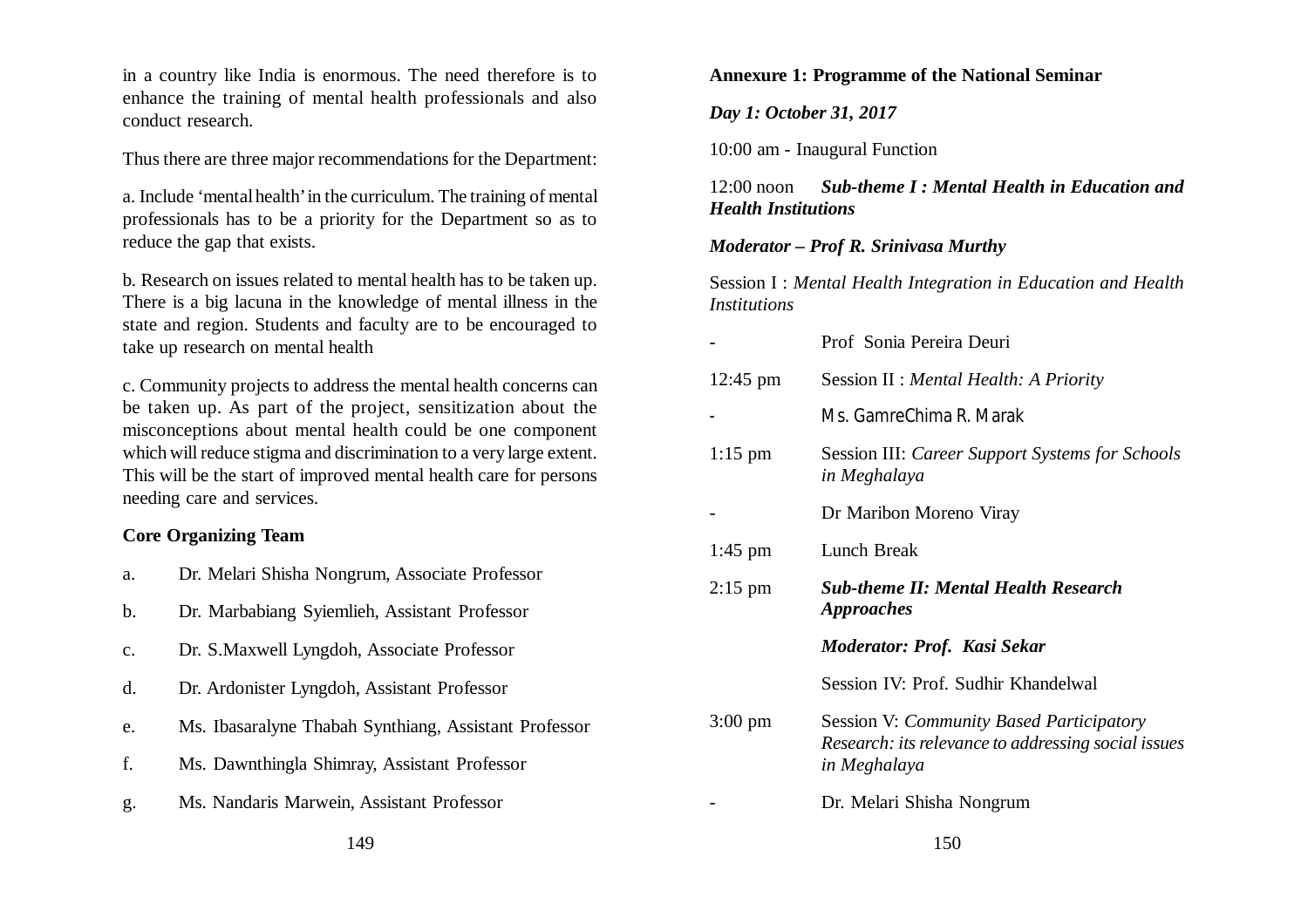in a country like India is enormous. The need therefore is to enhance the training of mental health professionals and also conduct research.

Thus there are three major recommendations for the Department:

a. Include 'mental health' in the curriculum. The training of mental professionals has to be a priority for the Department so as to reduce the gap that exists.

b. Research on issues related to mental health has to be taken up. There is a big lacuna in the knowledge of mental illness in the state and region. Students and faculty are to be encouraged to take up research on mental health

c. Community projects to address the mental health concerns can be taken up. As part of the project, sensitization about the misconceptions about mental health could be one component which will reduce stigma and discrimination to a very large extent. This will be the start of improved mental health care for persons needing care and services.

**Core Organizing Team**

a. Dr. Melari Shisha Nongrum, Associate Professor

b. Dr. Marbabiang Syiemlieh, Assistant Professor

c. Dr. S.Maxwell Lyngdoh, Associate Professor

d. Dr. Ardonister Lyngdoh, Assistant Professor

e. Ms. Ibasaralyne Thabah Synthiang, Assistant Professor

f. Ms. Dawnthingla Shimray, Assistant Professor

g. Ms. Nandaris Marwein, Assistant Professor

**Annexure 1: Programme of the National Seminar**

***Day 1: October 31, 2017***

10:00 am - Inaugural Function

12:00 noon ***Sub-theme I : Mental Health in Education and Health Institutions***

***Moderator – Prof R. Srinivasa Murthy***

Session I : *Mental Health Integration in Education and Health Institutions*

| | |
|---|---|
| - | Prof Sonia Pereira Deuri |
| 12:45 pm | Session II : *Mental Health: A Priority* |
| - | Ms. GamreChima R. Marak |
| 1:15 pm | Session III: *Career Support Systems for Schools in Meghalaya* |
| - | Dr Maribon Moreno Viray |
| 1:45 pm | Lunch Break |
| 2:15 pm | ***Sub-theme II: Mental Health Research Approaches*** |
| | ***Moderator: Prof. Kasi Sekar*** |
| | Session IV: Prof. Sudhir Khandelwal |
| 3:00 pm | Session V: *Community Based Participatory Research: its relevance to addressing social issues in Meghalaya* |
| - | Dr. Melari Shisha Nongrum |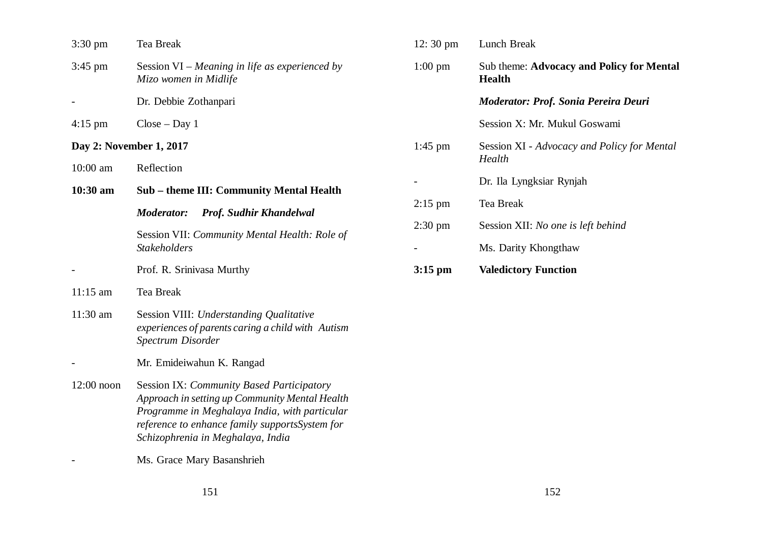| | |
|---|---|
| 3:30 pm | Tea Break |
| 3:45 pm | Session VI – *Meaning in life as experienced by Mizo women in Midlife* |
| - | Dr. Debbie Zothanpari |
| 4:15 pm | Close – Day 1 |

**Day 2: November 1, 2017**

| | |
|---|---|
| 10:00 am | Reflection |
| **10:30 am** | **Sub – theme III: Community Mental Health** |
| | ***Moderator: Prof. Sudhir Khandelwal*** |
| | Session VII: *Community Mental Health: Role of Stakeholders* |
| - | Prof. R. Srinivasa Murthy |
| 11:15 am | Tea Break |
| 11:30 am | Session VIII: *Understanding Qualitative experiences of parents caring a child with Autism Spectrum Disorder* |
| - | Mr. Emideiwahun K. Rangad |
| 12:00 noon | Session IX: *Community Based Participatory Approach in setting up Community Mental Health Programme in Meghalaya India, with particular reference to enhance family supportsSystem for Schizophrenia in Meghalaya, India* |
| - | Ms. Grace Mary Basanshrieh |
| 12: 30 pm | Lunch Break |
| 1:00 pm | Sub theme: **Advocacy and Policy for Mental Health** |
| | ***Moderator: Prof. Sonia Pereira Deuri*** |
| | Session X: Mr. Mukul Goswami |
| 1:45 pm | Session XI - *Advocacy and Policy for Mental Health* |
| - | Dr. Ila Lyngksiar Rynjah |
| 2:15 pm | Tea Break |
| 2:30 pm | Session XII: *No one is left behind* |
| - | Ms. Darity Khongthaw |
| **3:15 pm** | **Valedictory Function** |